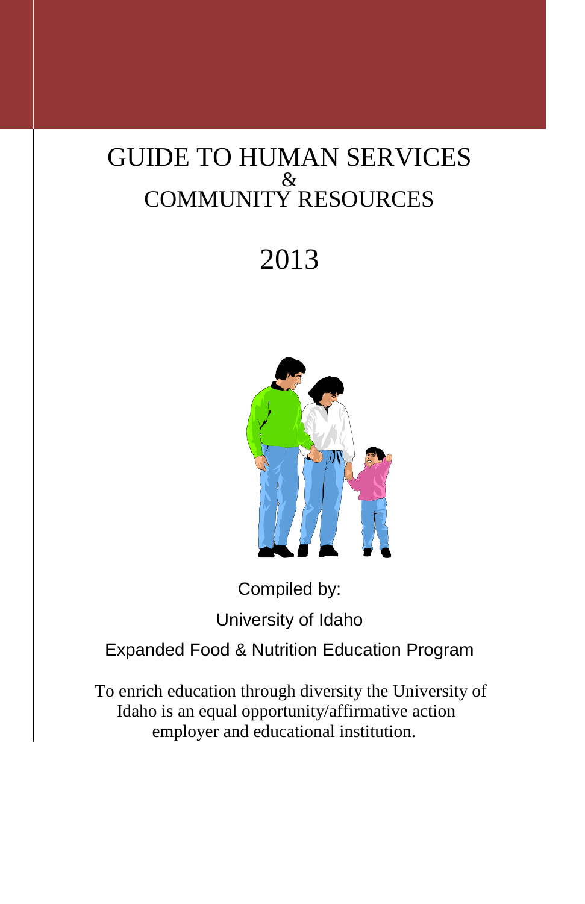# GUIDE TO HUMAN SERVICES & COMMUNITY RESOURCES

# 2013

Compiled by:

University of Idaho

Expanded Food & Nutrition Education Program

To enrich education through diversity the University of Idaho is an equal opportunity/affirmative action employer and educational institution.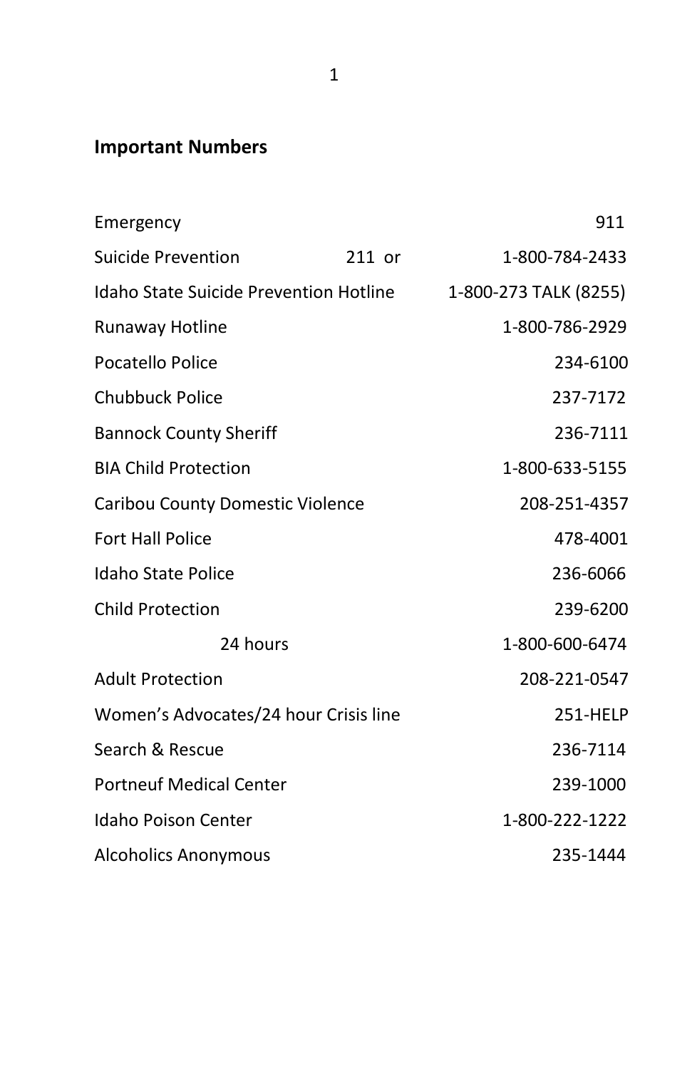## Important Numbers

| | | |
|---|---|---|
| Emergency | | 911 |
| Suicide Prevention | 211 or | 1-800-784-2433 |
| Idaho State Suicide Prevention Hotline | | 1-800-273 TALK (8255) |
| Runaway Hotline | | 1-800-786-2929 |
| Pocatello Police | | 234-6100 |
| Chubbuck Police | | 237-7172 |
| Bannock County Sheriff | | 236-7111 |
| BIA Child Protection | | 1-800-633-5155 |
| Caribou County Domestic Violence | | 208-251-4357 |
| Fort Hall Police | | 478-4001 |
| Idaho State Police | | 236-6066 |
| Child Protection | | 239-6200 |
| 24 hours | | 1-800-600-6474 |
| Adult Protection | | 208-221-0547 |
| Women's Advocates/24 hour Crisis line | | 251-HELP |
| Search & Rescue | | 236-7114 |
| Portneuf Medical Center | | 239-1000 |
| Idaho Poison Center | | 1-800-222-1222 |
| Alcoholics Anonymous | | 235-1444 |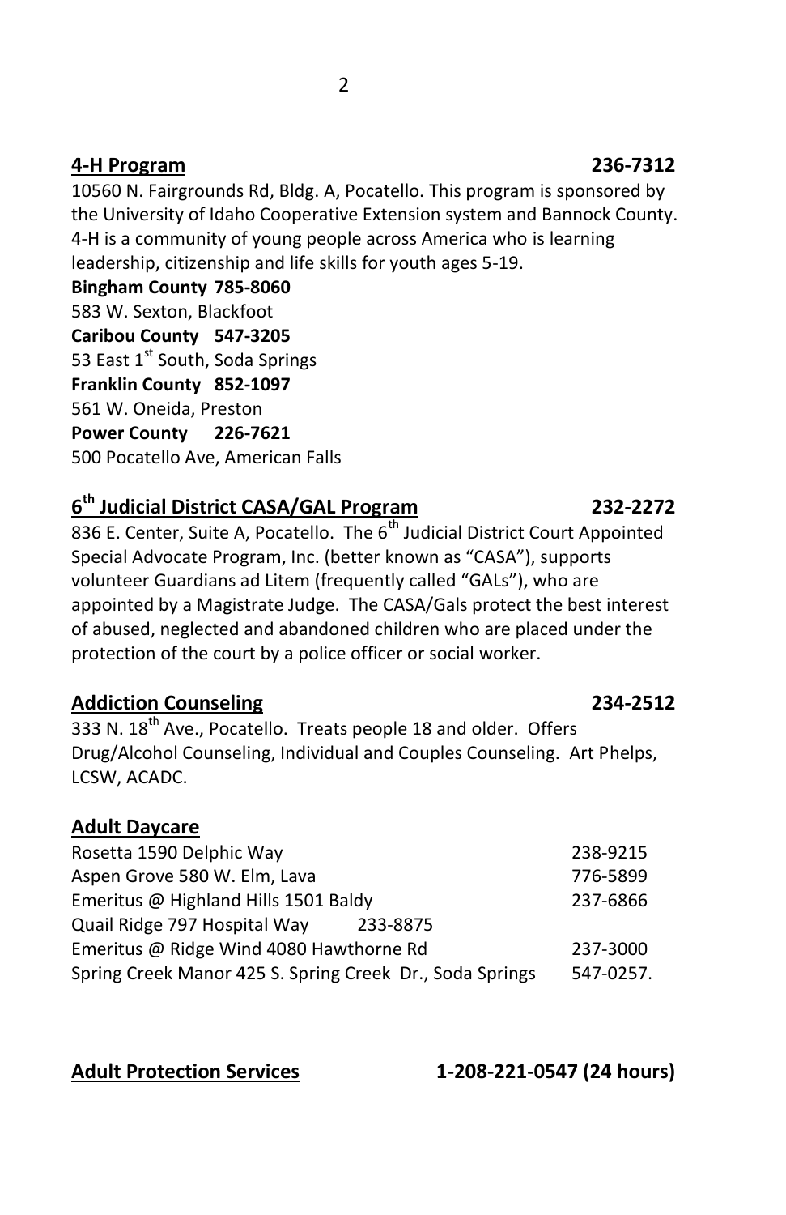## **4-H Program** 236-7312

10560 N. Fairgrounds Rd, Bldg. A, Pocatello. This program is sponsored by the University of Idaho Cooperative Extension system and Bannock County. 4-H is a community of young people across America who is learning leadership, citizenship and life skills for youth ages 5-19.

**Bingham County 785-8060**
583 W. Sexton, Blackfoot

**Caribou County 547-3205**
53 East 1st South, Soda Springs

**Franklin County 852-1097**
561 W. Oneida, Preston

**Power County 226-7621**
500 Pocatello Ave, American Falls

## **6th Judicial District CASA/GAL Program** 232-2272

836 E. Center, Suite A, Pocatello. The 6th Judicial District Court Appointed Special Advocate Program, Inc. (better known as "CASA"), supports volunteer Guardians ad Litem (frequently called "GALs"), who are appointed by a Magistrate Judge. The CASA/Gals protect the best interest of abused, neglected and abandoned children who are placed under the protection of the court by a police officer or social worker.

## **Addiction Counseling** 234-2512

333 N. 18th Ave., Pocatello. Treats people 18 and older. Offers Drug/Alcohol Counseling, Individual and Couples Counseling. Art Phelps, LCSW, ACADC.

## **Adult Daycare**

| | |
|---|---|
| Rosetta 1590 Delphic Way | 238-9215 |
| Aspen Grove 580 W. Elm, Lava | 776-5899 |
| Emeritus @ Highland Hills 1501 Baldy | 237-6866 |
| Quail Ridge 797 Hospital Way | 233-8875 |
| Emeritus @ Ridge Wind 4080 Hawthorne Rd | 237-3000 |
| Spring Creek Manor 425 S. Spring Creek Dr., Soda Springs | 547-0257. |

## **Adult Protection Services** 1-208-221-0547 (24 hours)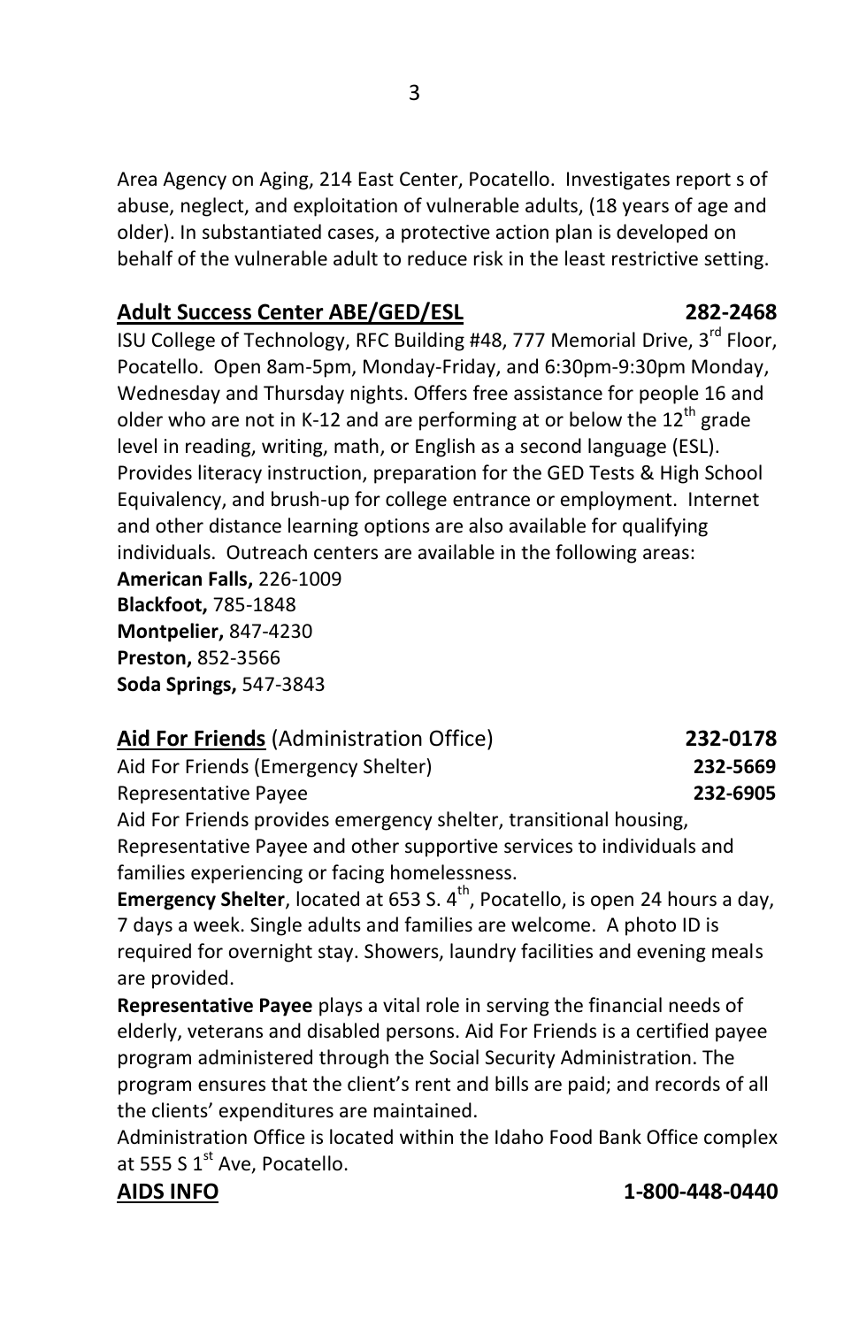Area Agency on Aging, 214 East Center, Pocatello. Investigates report s of abuse, neglect, and exploitation of vulnerable adults, (18 years of age and older). In substantiated cases, a protective action plan is developed on behalf of the vulnerable adult to reduce risk in the least restrictive setting.

**Adult Success Center ABE/GED/ESL** **282-2468**

ISU College of Technology, RFC Building #48, 777 Memorial Drive, 3rd Floor, Pocatello. Open 8am-5pm, Monday-Friday, and 6:30pm-9:30pm Monday, Wednesday and Thursday nights. Offers free assistance for people 16 and older who are not in K-12 and are performing at or below the 12th grade level in reading, writing, math, or English as a second language (ESL). Provides literacy instruction, preparation for the GED Tests & High School Equivalency, and brush-up for college entrance or employment. Internet and other distance learning options are also available for qualifying individuals. Outreach centers are available in the following areas:

**American Falls,** 226-1009
**Blackfoot,** 785-1848
**Montpelier,** 847-4230
**Preston,** 852-3566
**Soda Springs,** 547-3843

**Aid For Friends** (Administration Office) **232-0178**
Aid For Friends (Emergency Shelter) **232-5669**
Representative Payee **232-6905**

Aid For Friends provides emergency shelter, transitional housing, Representative Payee and other supportive services to individuals and families experiencing or facing homelessness.

**Emergency Shelter**, located at 653 S. 4th, Pocatello, is open 24 hours a day, 7 days a week. Single adults and families are welcome. A photo ID is required for overnight stay. Showers, laundry facilities and evening meals are provided.

**Representative Payee** plays a vital role in serving the financial needs of elderly, veterans and disabled persons. Aid For Friends is a certified payee program administered through the Social Security Administration. The program ensures that the client's rent and bills are paid; and records of all the clients' expenditures are maintained.

Administration Office is located within the Idaho Food Bank Office complex at 555 S 1st Ave, Pocatello.

**AIDS INFO** **1-800-448-0440**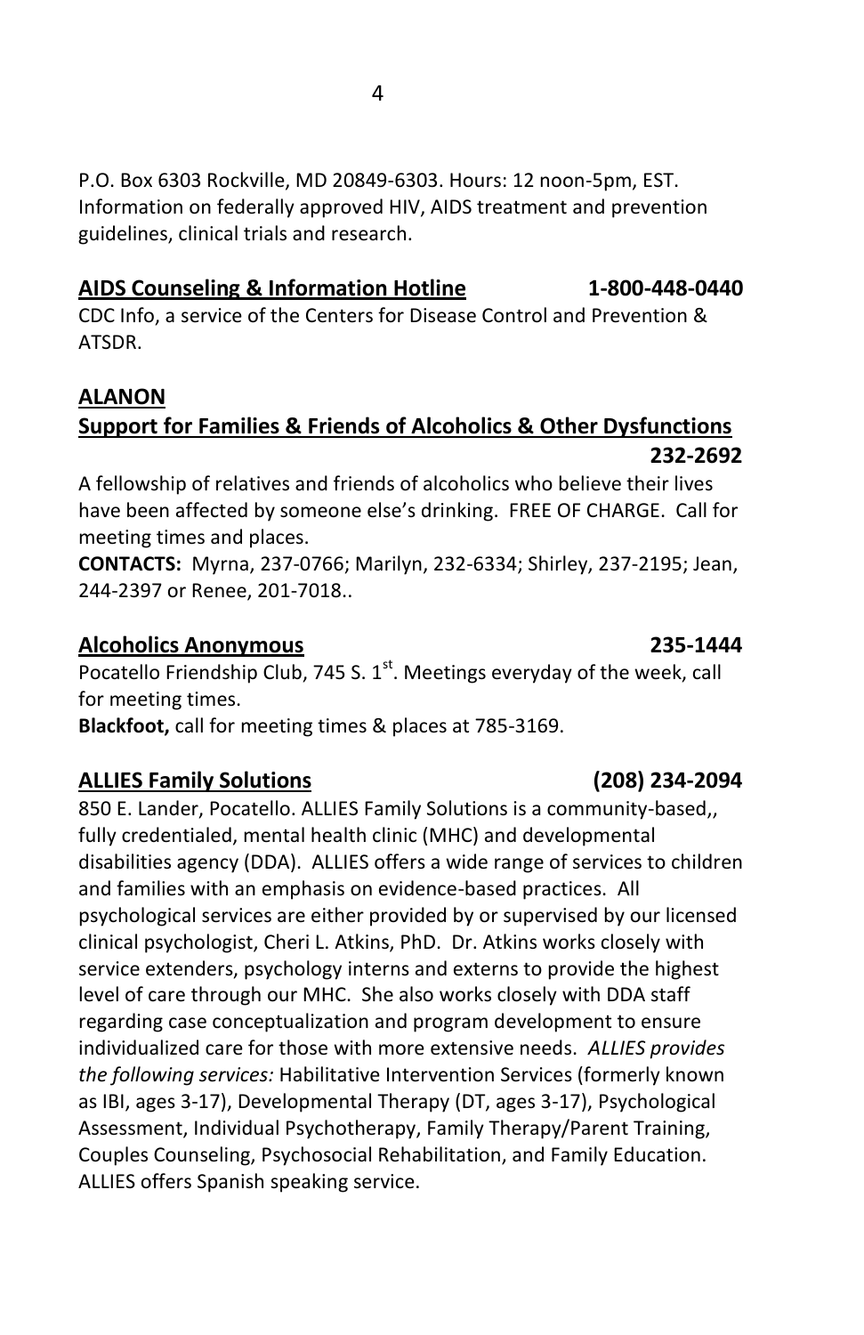P.O. Box 6303 Rockville, MD 20849-6303. Hours: 12 noon-5pm, EST. Information on federally approved HIV, AIDS treatment and prevention guidelines, clinical trials and research.

### **AIDS Counseling & Information Hotline** **1-800-448-0440**

CDC Info, a service of the Centers for Disease Control and Prevention & ATSDR.

### **ALANON**

### **Support for Families & Friends of Alcoholics & Other Dysfunctions** **232-2692**

A fellowship of relatives and friends of alcoholics who believe their lives have been affected by someone else's drinking. FREE OF CHARGE. Call for meeting times and places.

**CONTACTS:** Myrna, 237-0766; Marilyn, 232-6334; Shirley, 237-2195; Jean, 244-2397 or Renee, 201-7018..

### **Alcoholics Anonymous** **235-1444**

Pocatello Friendship Club, 745 S. 1st. Meetings everyday of the week, call for meeting times.

**Blackfoot,** call for meeting times & places at 785-3169.

### **ALLIES Family Solutions** **(208) 234-2094**

850 E. Lander, Pocatello. ALLIES Family Solutions is a community-based,, fully credentialed, mental health clinic (MHC) and developmental disabilities agency (DDA). ALLIES offers a wide range of services to children and families with an emphasis on evidence-based practices. All psychological services are either provided by or supervised by our licensed clinical psychologist, Cheri L. Atkins, PhD. Dr. Atkins works closely with service extenders, psychology interns and externs to provide the highest level of care through our MHC. She also works closely with DDA staff regarding case conceptualization and program development to ensure individualized care for those with more extensive needs. *ALLIES provides the following services:* Habilitative Intervention Services (formerly known as IBI, ages 3-17), Developmental Therapy (DT, ages 3-17), Psychological Assessment, Individual Psychotherapy, Family Therapy/Parent Training, Couples Counseling, Psychosocial Rehabilitation, and Family Education. ALLIES offers Spanish speaking service.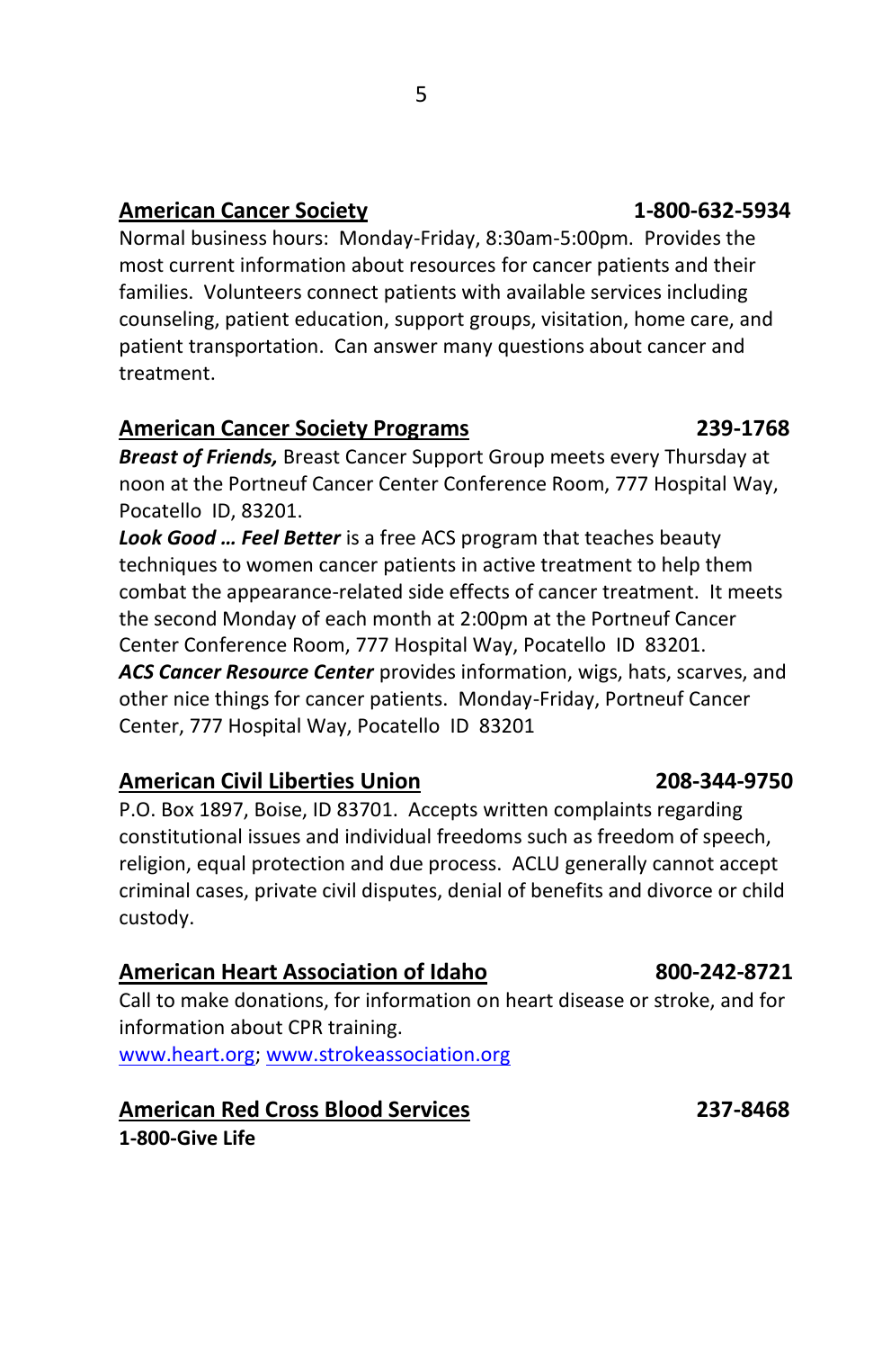**American Cancer Society** **1-800-632-5934**

Normal business hours: Monday-Friday, 8:30am-5:00pm. Provides the most current information about resources for cancer patients and their families. Volunteers connect patients with available services including counseling, patient education, support groups, visitation, home care, and patient transportation. Can answer many questions about cancer and treatment.

**American Cancer Society Programs** **239-1768**

***Breast of Friends,*** Breast Cancer Support Group meets every Thursday at noon at the Portneuf Cancer Center Conference Room, 777 Hospital Way, Pocatello ID, 83201.

***Look Good … Feel Better*** is a free ACS program that teaches beauty techniques to women cancer patients in active treatment to help them combat the appearance-related side effects of cancer treatment. It meets the second Monday of each month at 2:00pm at the Portneuf Cancer Center Conference Room, 777 Hospital Way, Pocatello ID 83201.

***ACS Cancer Resource Center*** provides information, wigs, hats, scarves, and other nice things for cancer patients. Monday-Friday, Portneuf Cancer Center, 777 Hospital Way, Pocatello ID 83201

**American Civil Liberties Union** **208-344-9750**

P.O. Box 1897, Boise, ID 83701. Accepts written complaints regarding constitutional issues and individual freedoms such as freedom of speech, religion, equal protection and due process. ACLU generally cannot accept criminal cases, private civil disputes, denial of benefits and divorce or child custody.

**American Heart Association of Idaho** **800-242-8721**

Call to make donations, for information on heart disease or stroke, and for information about CPR training.
www.heart.org; www.strokeassociation.org

**American Red Cross Blood Services** **237-8468**

**1-800-Give Life**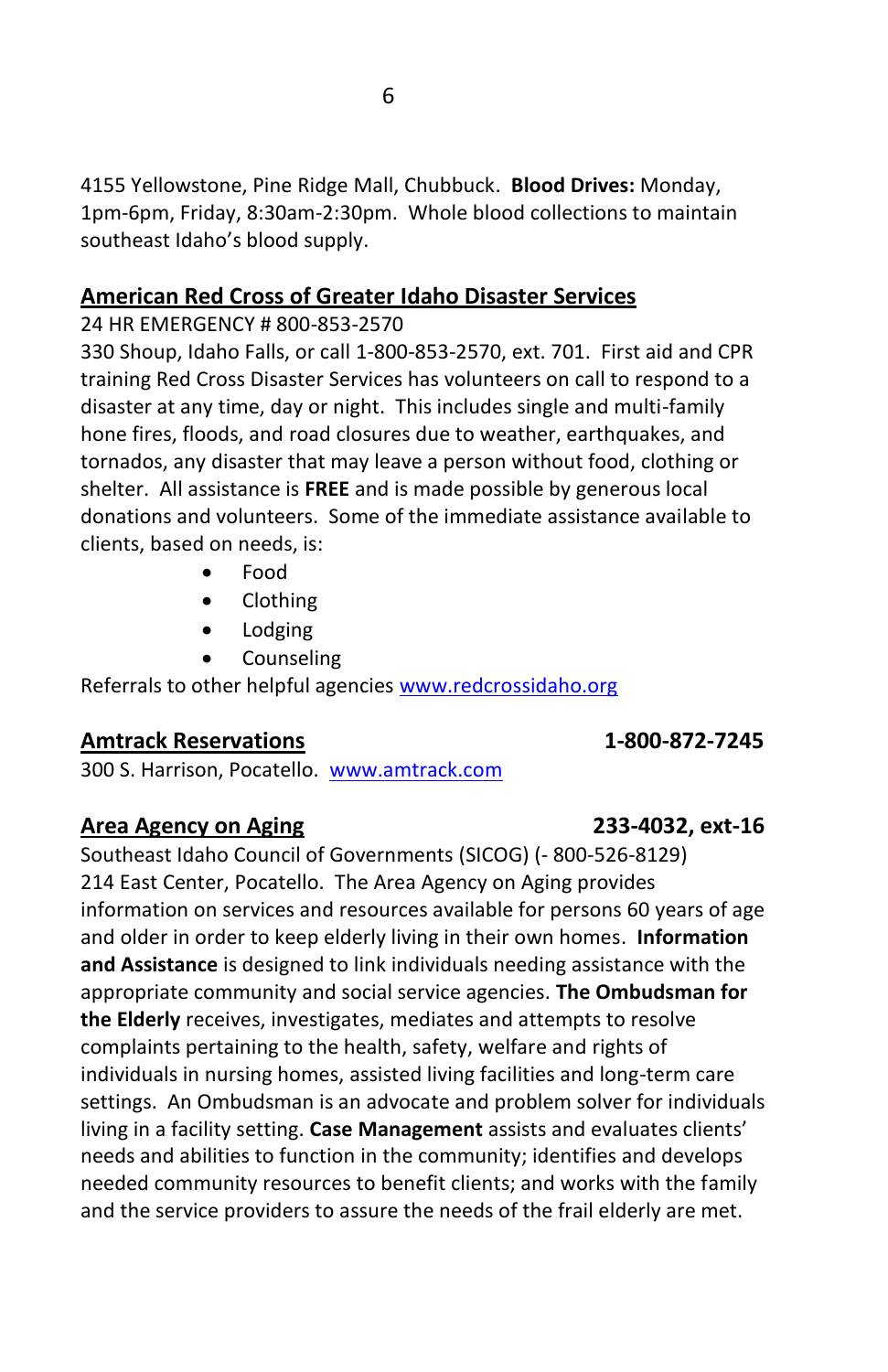4155 Yellowstone, Pine Ridge Mall, Chubbuck. **Blood Drives:** Monday, 1pm-6pm, Friday, 8:30am-2:30pm. Whole blood collections to maintain southeast Idaho's blood supply.

## American Red Cross of Greater Idaho Disaster Services

24 HR EMERGENCY # 800-853-2570

330 Shoup, Idaho Falls, or call 1-800-853-2570, ext. 701. First aid and CPR training Red Cross Disaster Services has volunteers on call to respond to a disaster at any time, day or night. This includes single and multi-family hone fires, floods, and road closures due to weather, earthquakes, and tornados, any disaster that may leave a person without food, clothing or shelter. All assistance is **FREE** and is made possible by generous local donations and volunteers. Some of the immediate assistance available to clients, based on needs, is:

- Food
- Clothing
- Lodging
- Counseling

Referrals to other helpful agencies www.redcrossidaho.org

## Amtrack Reservations 1-800-872-7245

300 S. Harrison, Pocatello. www.amtrack.com

## Area Agency on Aging 233-4032, ext-16

Southeast Idaho Council of Governments (SICOG) (- 800-526-8129) 214 East Center, Pocatello. The Area Agency on Aging provides information on services and resources available for persons 60 years of age and older in order to keep elderly living in their own homes. **Information and Assistance** is designed to link individuals needing assistance with the appropriate community and social service agencies. **The Ombudsman for the Elderly** receives, investigates, mediates and attempts to resolve complaints pertaining to the health, safety, welfare and rights of individuals in nursing homes, assisted living facilities and long-term care settings. An Ombudsman is an advocate and problem solver for individuals living in a facility setting. **Case Management** assists and evaluates clients' needs and abilities to function in the community; identifies and develops needed community resources to benefit clients; and works with the family and the service providers to assure the needs of the frail elderly are met.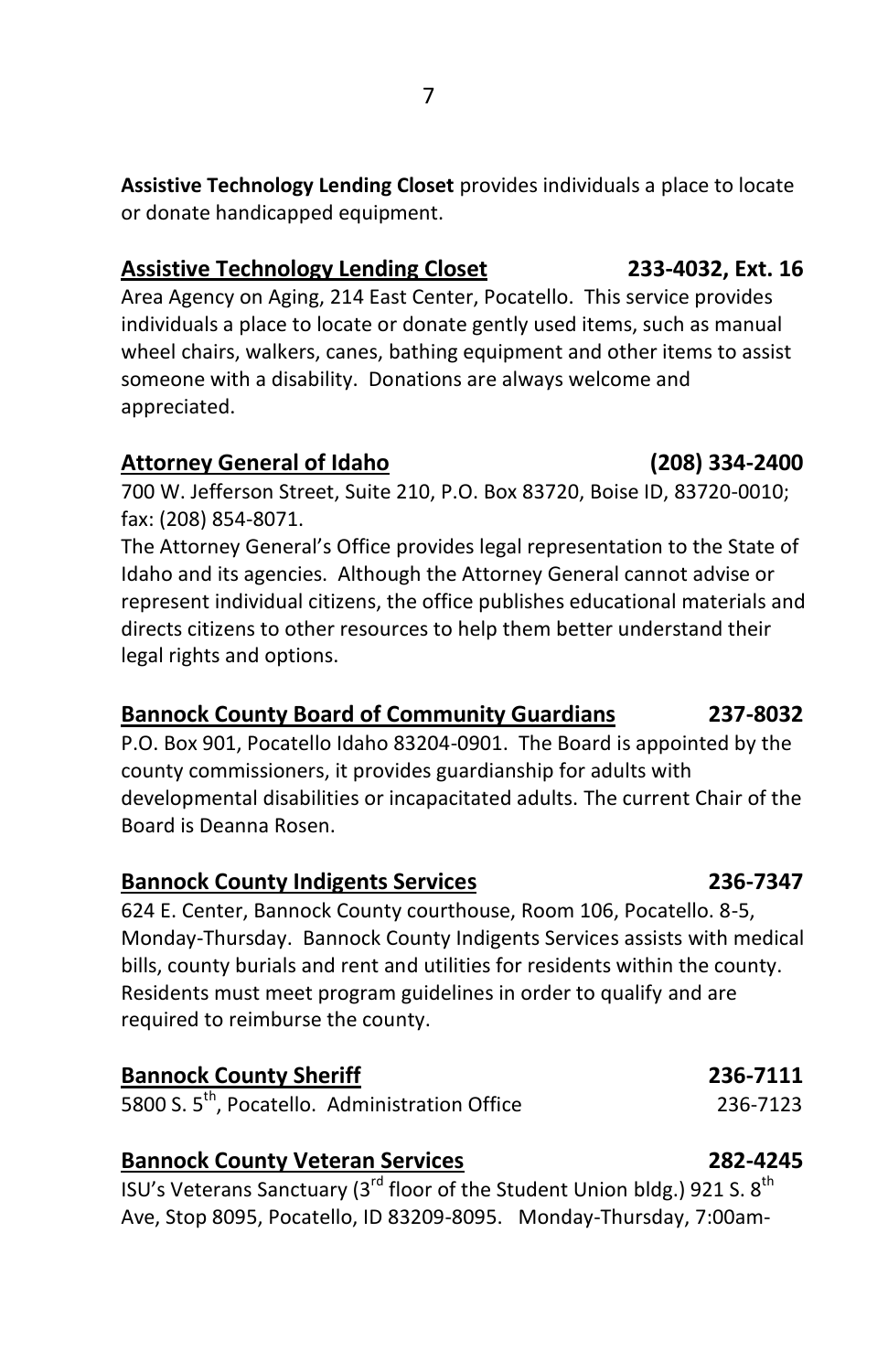**Assistive Technology Lending Closet** provides individuals a place to locate or donate handicapped equipment.

**Assistive Technology Lending Closet** **233-4032, Ext. 16**

Area Agency on Aging, 214 East Center, Pocatello. This service provides individuals a place to locate or donate gently used items, such as manual wheel chairs, walkers, canes, bathing equipment and other items to assist someone with a disability. Donations are always welcome and appreciated.

**Attorney General of Idaho** **(208) 334-2400**

700 W. Jefferson Street, Suite 210, P.O. Box 83720, Boise ID, 83720-0010; fax: (208) 854-8071.

The Attorney General's Office provides legal representation to the State of Idaho and its agencies. Although the Attorney General cannot advise or represent individual citizens, the office publishes educational materials and directs citizens to other resources to help them better understand their legal rights and options.

**Bannock County Board of Community Guardians** **237-8032**

P.O. Box 901, Pocatello Idaho 83204-0901. The Board is appointed by the county commissioners, it provides guardianship for adults with developmental disabilities or incapacitated adults. The current Chair of the Board is Deanna Rosen.

**Bannock County Indigents Services** **236-7347**

624 E. Center, Bannock County courthouse, Room 106, Pocatello. 8-5, Monday-Thursday. Bannock County Indigents Services assists with medical bills, county burials and rent and utilities for residents within the county. Residents must meet program guidelines in order to qualify and are required to reimburse the county.

**Bannock County Sheriff** **236-7111**

5800 S. 5th, Pocatello. Administration Office 236-7123

**Bannock County Veteran Services** **282-4245**

ISU's Veterans Sanctuary (3rd floor of the Student Union bldg.) 921 S. 8th Ave, Stop 8095, Pocatello, ID 83209-8095. Monday-Thursday, 7:00am-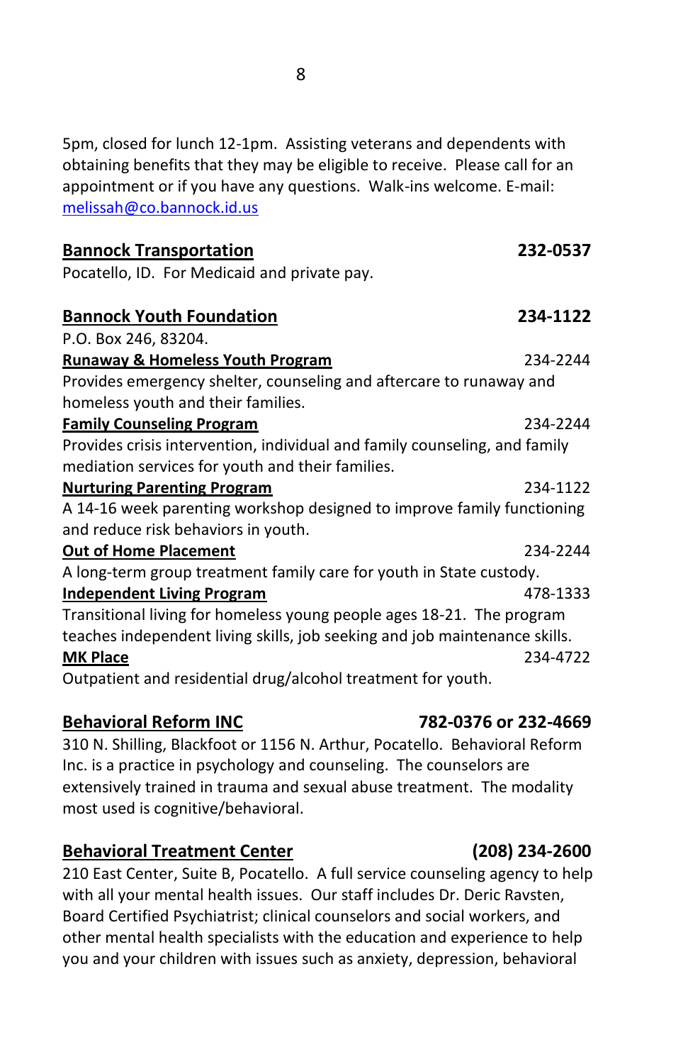5pm, closed for lunch 12-1pm. Assisting veterans and dependents with obtaining benefits that they may be eligible to receive. Please call for an appointment or if you have any questions. Walk-ins welcome. E-mail: melissah@co.bannock.id.us

**Bannock Transportation** **232-0537**
Pocatello, ID. For Medicaid and private pay.

**Bannock Youth Foundation** **234-1122**
P.O. Box 246, 83204.

**Runaway & Homeless Youth Program** 234-2244
Provides emergency shelter, counseling and aftercare to runaway and homeless youth and their families.

**Family Counseling Program** 234-2244
Provides crisis intervention, individual and family counseling, and family mediation services for youth and their families.

**Nurturing Parenting Program** 234-1122
A 14-16 week parenting workshop designed to improve family functioning and reduce risk behaviors in youth.

**Out of Home Placement** 234-2244
A long-term group treatment family care for youth in State custody.

**Independent Living Program** 478-1333
Transitional living for homeless young people ages 18-21. The program teaches independent living skills, job seeking and job maintenance skills.

**MK Place** 234-4722
Outpatient and residential drug/alcohol treatment for youth.

**Behavioral Reform INC** **782-0376 or 232-4669**
310 N. Shilling, Blackfoot or 1156 N. Arthur, Pocatello. Behavioral Reform Inc. is a practice in psychology and counseling. The counselors are extensively trained in trauma and sexual abuse treatment. The modality most used is cognitive/behavioral.

**Behavioral Treatment Center** **(208) 234-2600**
210 East Center, Suite B, Pocatello. A full service counseling agency to help with all your mental health issues. Our staff includes Dr. Deric Ravsten, Board Certified Psychiatrist; clinical counselors and social workers, and other mental health specialists with the education and experience to help you and your children with issues such as anxiety, depression, behavioral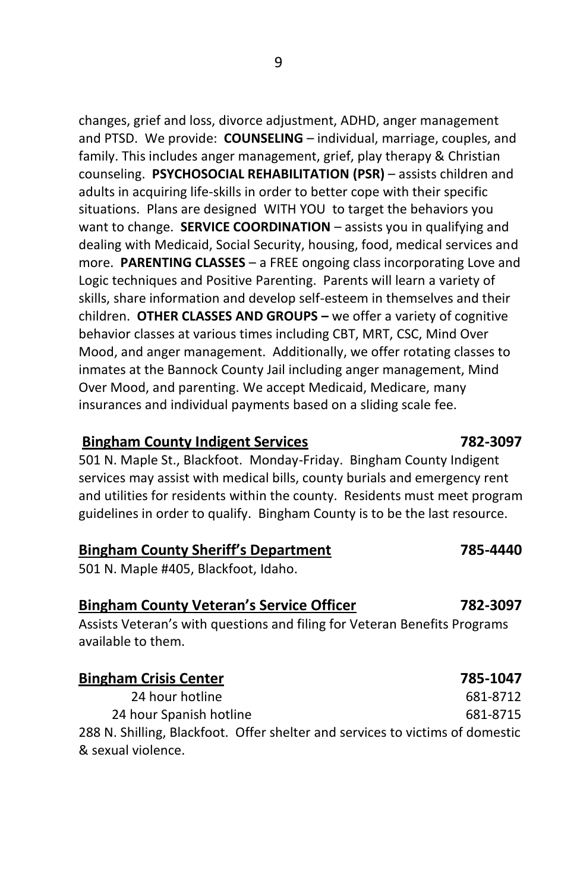changes, grief and loss, divorce adjustment, ADHD, anger management and PTSD. We provide: **COUNSELING** – individual, marriage, couples, and family. This includes anger management, grief, play therapy & Christian counseling. **PSYCHOSOCIAL REHABILITATION (PSR)** – assists children and adults in acquiring life-skills in order to better cope with their specific situations. Plans are designed WITH YOU to target the behaviors you want to change. **SERVICE COORDINATION** – assists you in qualifying and dealing with Medicaid, Social Security, housing, food, medical services and more. **PARENTING CLASSES** – a FREE ongoing class incorporating Love and Logic techniques and Positive Parenting. Parents will learn a variety of skills, share information and develop self-esteem in themselves and their children. **OTHER CLASSES AND GROUPS –** we offer a variety of cognitive behavior classes at various times including CBT, MRT, CSC, Mind Over Mood, and anger management. Additionally, we offer rotating classes to inmates at the Bannock County Jail including anger management, Mind Over Mood, and parenting. We accept Medicaid, Medicare, many insurances and individual payments based on a sliding scale fee.

**Bingham County Indigent Services** **782-3097**

501 N. Maple St., Blackfoot. Monday-Friday. Bingham County Indigent services may assist with medical bills, county burials and emergency rent and utilities for residents within the county. Residents must meet program guidelines in order to qualify. Bingham County is to be the last resource.

**Bingham County Sheriff's Department** **785-4440**

501 N. Maple #405, Blackfoot, Idaho.

**Bingham County Veteran's Service Officer** **782-3097**

Assists Veteran's with questions and filing for Veteran Benefits Programs available to them.

**Bingham Crisis Center** **785-1047**

24 hour hotline 681-8712

24 hour Spanish hotline 681-8715

288 N. Shilling, Blackfoot. Offer shelter and services to victims of domestic & sexual violence.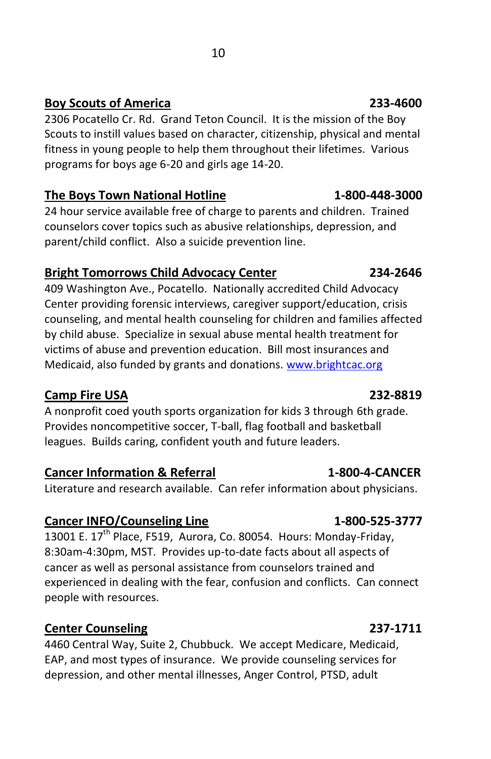**Boy Scouts of America** **233-4600**
2306 Pocatello Cr. Rd. Grand Teton Council. It is the mission of the Boy Scouts to instill values based on character, citizenship, physical and mental fitness in young people to help them throughout their lifetimes. Various programs for boys age 6-20 and girls age 14-20.

**The Boys Town National Hotline** **1-800-448-3000**
24 hour service available free of charge to parents and children. Trained counselors cover topics such as abusive relationships, depression, and parent/child conflict. Also a suicide prevention line.

**Bright Tomorrows Child Advocacy Center** **234-2646**
409 Washington Ave., Pocatello. Nationally accredited Child Advocacy Center providing forensic interviews, caregiver support/education, crisis counseling, and mental health counseling for children and families affected by child abuse. Specialize in sexual abuse mental health treatment for victims of abuse and prevention education. Bill most insurances and Medicaid, also funded by grants and donations. [www.brightcac.org](http://www.brightcac.org)

**Camp Fire USA** **232-8819**
A nonprofit coed youth sports organization for kids 3 through 6th grade. Provides noncompetitive soccer, T-ball, flag football and basketball leagues. Builds caring, confident youth and future leaders.

**Cancer Information & Referral** **1-800-4-CANCER**
Literature and research available. Can refer information about physicians.

**Cancer INFO/Counseling Line** **1-800-525-3777**
13001 E. 17th Place, F519, Aurora, Co. 80054. Hours: Monday-Friday, 8:30am-4:30pm, MST. Provides up-to-date facts about all aspects of cancer as well as personal assistance from counselors trained and experienced in dealing with the fear, confusion and conflicts. Can connect people with resources.

**Center Counseling** **237-1711**
4460 Central Way, Suite 2, Chubbuck. We accept Medicare, Medicaid, EAP, and most types of insurance. We provide counseling services for depression, and other mental illnesses, Anger Control, PTSD, adult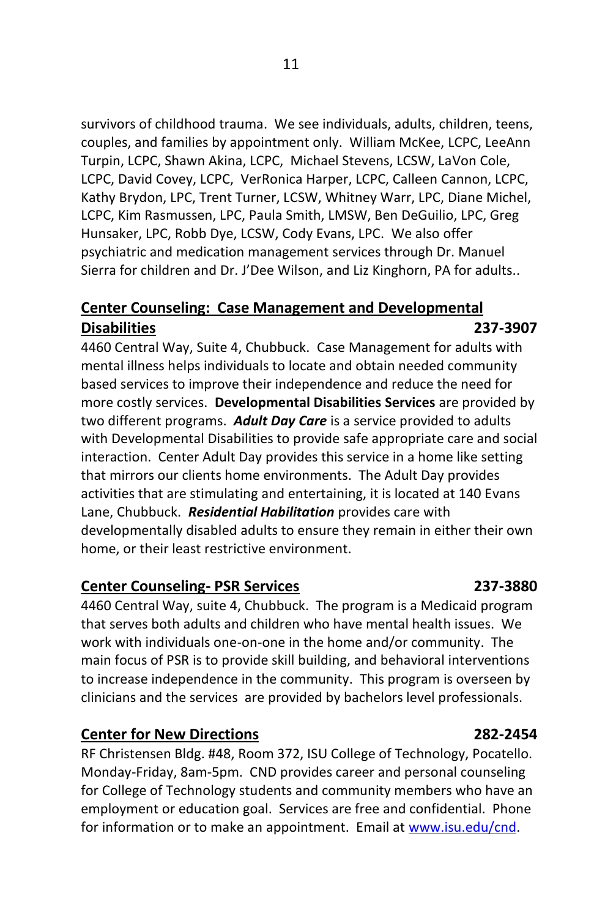survivors of childhood trauma. We see individuals, adults, children, teens, couples, and families by appointment only. William McKee, LCPC, LeeAnn Turpin, LCPC, Shawn Akina, LCPC, Michael Stevens, LCSW, LaVon Cole, LCPC, David Covey, LCPC, VerRonica Harper, LCPC, Calleen Cannon, LCPC, Kathy Brydon, LPC, Trent Turner, LCSW, Whitney Warr, LPC, Diane Michel, LCPC, Kim Rasmussen, LPC, Paula Smith, LMSW, Ben DeGuilio, LPC, Greg Hunsaker, LPC, Robb Dye, LCSW, Cody Evans, LPC. We also offer psychiatric and medication management services through Dr. Manuel Sierra for children and Dr. J'Dee Wilson, and Liz Kinghorn, PA for adults..

**Center Counseling: Case Management and Developmental Disabilities** **237-3907**

4460 Central Way, Suite 4, Chubbuck. Case Management for adults with mental illness helps individuals to locate and obtain needed community based services to improve their independence and reduce the need for more costly services. **Developmental Disabilities Services** are provided by two different programs. ***Adult Day Care*** is a service provided to adults with Developmental Disabilities to provide safe appropriate care and social interaction. Center Adult Day provides this service in a home like setting that mirrors our clients home environments. The Adult Day provides activities that are stimulating and entertaining, it is located at 140 Evans Lane, Chubbuck. ***Residential Habilitation*** provides care with developmentally disabled adults to ensure they remain in either their own home, or their least restrictive environment.

**Center Counseling- PSR Services** **237-3880**

4460 Central Way, suite 4, Chubbuck. The program is a Medicaid program that serves both adults and children who have mental health issues. We work with individuals one-on-one in the home and/or community. The main focus of PSR is to provide skill building, and behavioral interventions to increase independence in the community. This program is overseen by clinicians and the services are provided by bachelors level professionals.

**Center for New Directions** **282-2454**

RF Christensen Bldg. #48, Room 372, ISU College of Technology, Pocatello. Monday-Friday, 8am-5pm. CND provides career and personal counseling for College of Technology students and community members who have an employment or education goal. Services are free and confidential. Phone for information or to make an appointment. Email at www.isu.edu/cnd.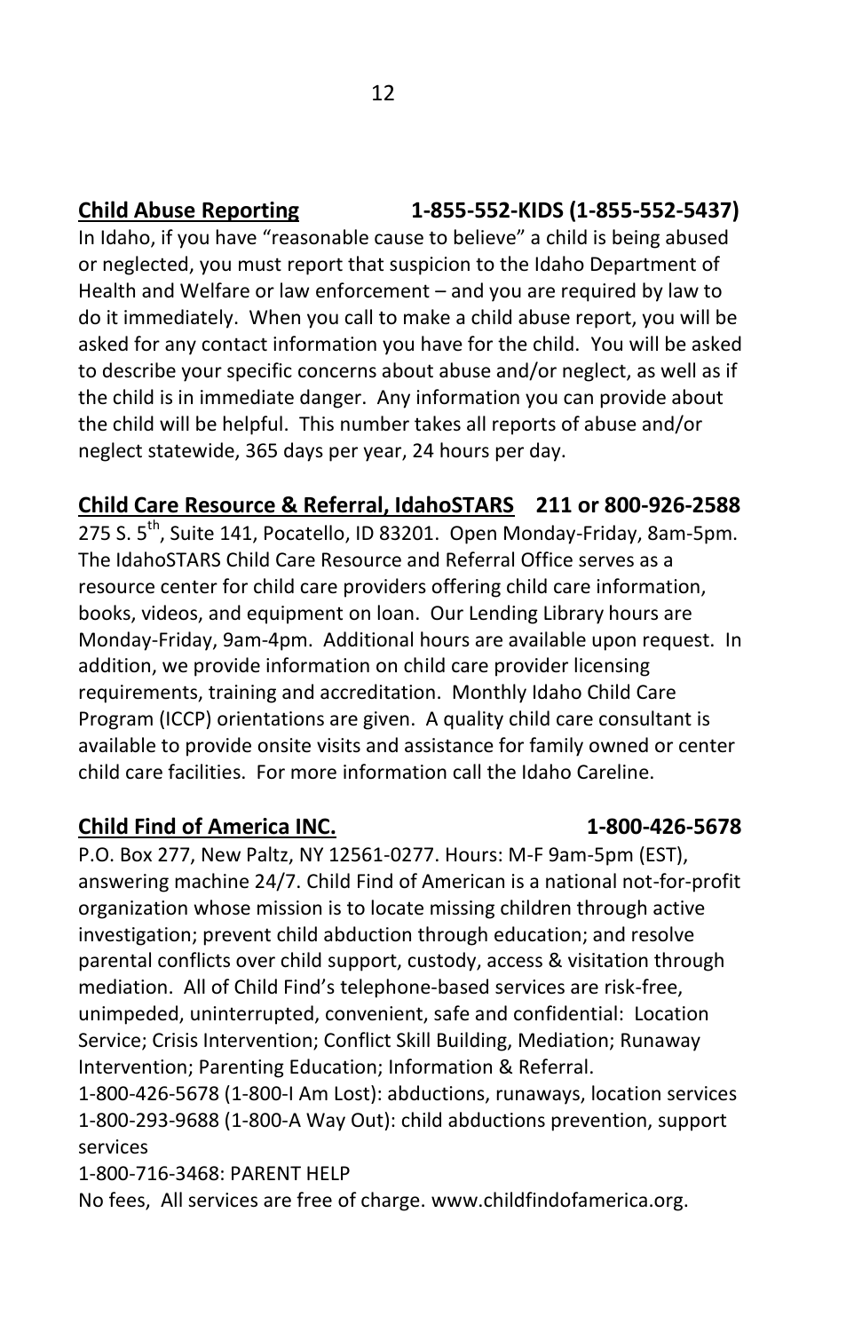**Child Abuse Reporting** **1-855-552-KIDS (1-855-552-5437)**

In Idaho, if you have "reasonable cause to believe" a child is being abused or neglected, you must report that suspicion to the Idaho Department of Health and Welfare or law enforcement – and you are required by law to do it immediately. When you call to make a child abuse report, you will be asked for any contact information you have for the child. You will be asked to describe your specific concerns about abuse and/or neglect, as well as if the child is in immediate danger. Any information you can provide about the child will be helpful. This number takes all reports of abuse and/or neglect statewide, 365 days per year, 24 hours per day.

**Child Care Resource & Referral, IdahoSTARS** **211 or 800-926-2588**

275 S. 5th, Suite 141, Pocatello, ID 83201. Open Monday-Friday, 8am-5pm. The IdahoSTARS Child Care Resource and Referral Office serves as a resource center for child care providers offering child care information, books, videos, and equipment on loan. Our Lending Library hours are Monday-Friday, 9am-4pm. Additional hours are available upon request. In addition, we provide information on child care provider licensing requirements, training and accreditation. Monthly Idaho Child Care Program (ICCP) orientations are given. A quality child care consultant is available to provide onsite visits and assistance for family owned or center child care facilities. For more information call the Idaho Careline.

**Child Find of America INC.** **1-800-426-5678**

P.O. Box 277, New Paltz, NY 12561-0277. Hours: M-F 9am-5pm (EST), answering machine 24/7. Child Find of American is a national not-for-profit organization whose mission is to locate missing children through active investigation; prevent child abduction through education; and resolve parental conflicts over child support, custody, access & visitation through mediation. All of Child Find's telephone-based services are risk-free, unimpeded, uninterrupted, convenient, safe and confidential: Location Service; Crisis Intervention; Conflict Skill Building, Mediation; Runaway Intervention; Parenting Education; Information & Referral.
1-800-426-5678 (1-800-I Am Lost): abductions, runaways, location services
1-800-293-9688 (1-800-A Way Out): child abductions prevention, support services
1-800-716-3468: PARENT HELP
No fees, All services are free of charge. www.childfindofamerica.org.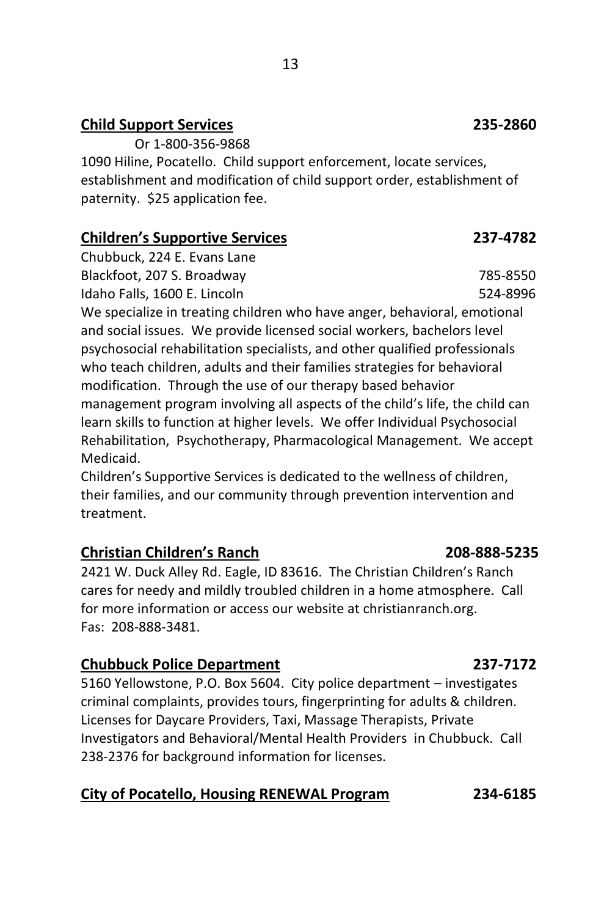**Child Support Services** **235-2860**

Or 1-800-356-9868

1090 Hiline, Pocatello. Child support enforcement, locate services, establishment and modification of child support order, establishment of paternity. $25 application fee.

**Children's Supportive Services** **237-4782**

Chubbuck, 224 E. Evans Lane
Blackfoot, 207 S. Broadway 785-8550
Idaho Falls, 1600 E. Lincoln 524-8996

We specialize in treating children who have anger, behavioral, emotional and social issues. We provide licensed social workers, bachelors level psychosocial rehabilitation specialists, and other qualified professionals who teach children, adults and their families strategies for behavioral modification. Through the use of our therapy based behavior management program involving all aspects of the child's life, the child can learn skills to function at higher levels. We offer Individual Psychosocial Rehabilitation, Psychotherapy, Pharmacological Management. We accept Medicaid.

Children's Supportive Services is dedicated to the wellness of children, their families, and our community through prevention intervention and treatment.

**Christian Children's Ranch** **208-888-5235**

2421 W. Duck Alley Rd. Eagle, ID 83616. The Christian Children's Ranch cares for needy and mildly troubled children in a home atmosphere. Call for more information or access our website at christianranch.org.
Fas: 208-888-3481.

**Chubbuck Police Department** **237-7172**

5160 Yellowstone, P.O. Box 5604. City police department – investigates criminal complaints, provides tours, fingerprinting for adults & children. Licenses for Daycare Providers, Taxi, Massage Therapists, Private Investigators and Behavioral/Mental Health Providers in Chubbuck. Call 238-2376 for background information for licenses.

**City of Pocatello, Housing RENEWAL Program** **234-6185**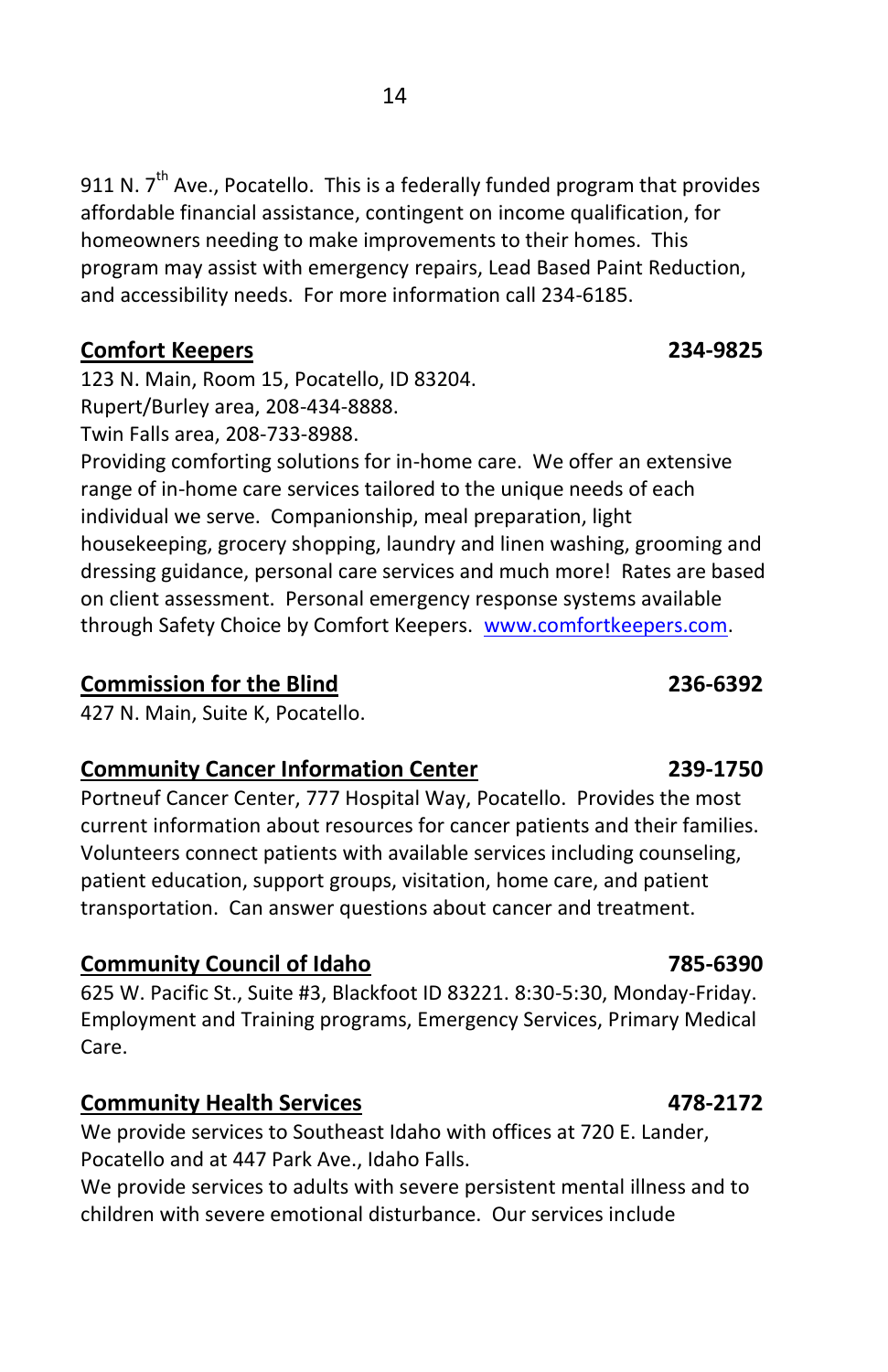911 N. 7th Ave., Pocatello. This is a federally funded program that provides affordable financial assistance, contingent on income qualification, for homeowners needing to make improvements to their homes. This program may assist with emergency repairs, Lead Based Paint Reduction, and accessibility needs. For more information call 234-6185.

**Comfort Keepers** **234-9825**

123 N. Main, Room 15, Pocatello, ID 83204.
Rupert/Burley area, 208-434-8888.
Twin Falls area, 208-733-8988.
Providing comforting solutions for in-home care. We offer an extensive range of in-home care services tailored to the unique needs of each individual we serve. Companionship, meal preparation, light housekeeping, grocery shopping, laundry and linen washing, grooming and dressing guidance, personal care services and much more! Rates are based on client assessment. Personal emergency response systems available through Safety Choice by Comfort Keepers. [www.comfortkeepers.com](http://www.comfortkeepers.com).

**Commission for the Blind** **236-6392**

427 N. Main, Suite K, Pocatello.

**Community Cancer Information Center** **239-1750**

Portneuf Cancer Center, 777 Hospital Way, Pocatello. Provides the most current information about resources for cancer patients and their families. Volunteers connect patients with available services including counseling, patient education, support groups, visitation, home care, and patient transportation. Can answer questions about cancer and treatment.

**Community Council of Idaho** **785-6390**

625 W. Pacific St., Suite #3, Blackfoot ID 83221. 8:30-5:30, Monday-Friday. Employment and Training programs, Emergency Services, Primary Medical Care.

**Community Health Services** **478-2172**

We provide services to Southeast Idaho with offices at 720 E. Lander, Pocatello and at 447 Park Ave., Idaho Falls.
We provide services to adults with severe persistent mental illness and to children with severe emotional disturbance. Our services include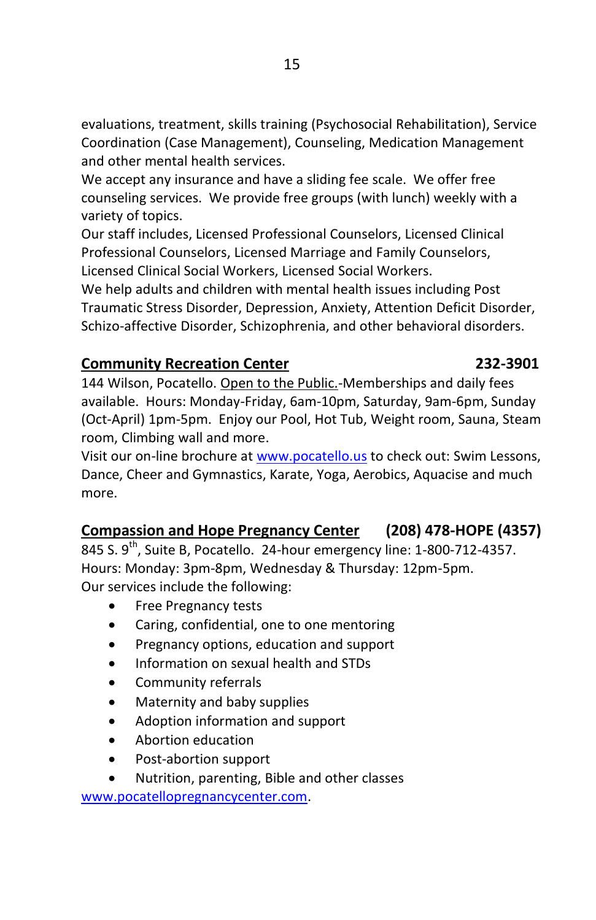evaluations, treatment, skills training (Psychosocial Rehabilitation), Service Coordination (Case Management), Counseling, Medication Management and other mental health services.
We accept any insurance and have a sliding fee scale. We offer free counseling services. We provide free groups (with lunch) weekly with a variety of topics.
Our staff includes, Licensed Professional Counselors, Licensed Clinical Professional Counselors, Licensed Marriage and Family Counselors, Licensed Clinical Social Workers, Licensed Social Workers.
We help adults and children with mental health issues including Post Traumatic Stress Disorder, Depression, Anxiety, Attention Deficit Disorder, Schizo-affective Disorder, Schizophrenia, and other behavioral disorders.

**Community Recreation Center** **232-3901**

144 Wilson, Pocatello. Open to the Public.-Memberships and daily fees available. Hours: Monday-Friday, 6am-10pm, Saturday, 9am-6pm, Sunday (Oct-April) 1pm-5pm. Enjoy our Pool, Hot Tub, Weight room, Sauna, Steam room, Climbing wall and more.
Visit our on-line brochure at www.pocatello.us to check out: Swim Lessons, Dance, Cheer and Gymnastics, Karate, Yoga, Aerobics, Aquacise and much more.

**Compassion and Hope Pregnancy Center** **(208) 478-HOPE (4357)**

845 S. 9th, Suite B, Pocatello. 24-hour emergency line: 1-800-712-4357.
Hours: Monday: 3pm-8pm, Wednesday & Thursday: 12pm-5pm.
Our services include the following:

- Free Pregnancy tests
- Caring, confidential, one to one mentoring
- Pregnancy options, education and support
- Information on sexual health and STDs
- Community referrals
- Maternity and baby supplies
- Adoption information and support
- Abortion education
- Post-abortion support
- Nutrition, parenting, Bible and other classes

www.pocatellopregnancycenter.com.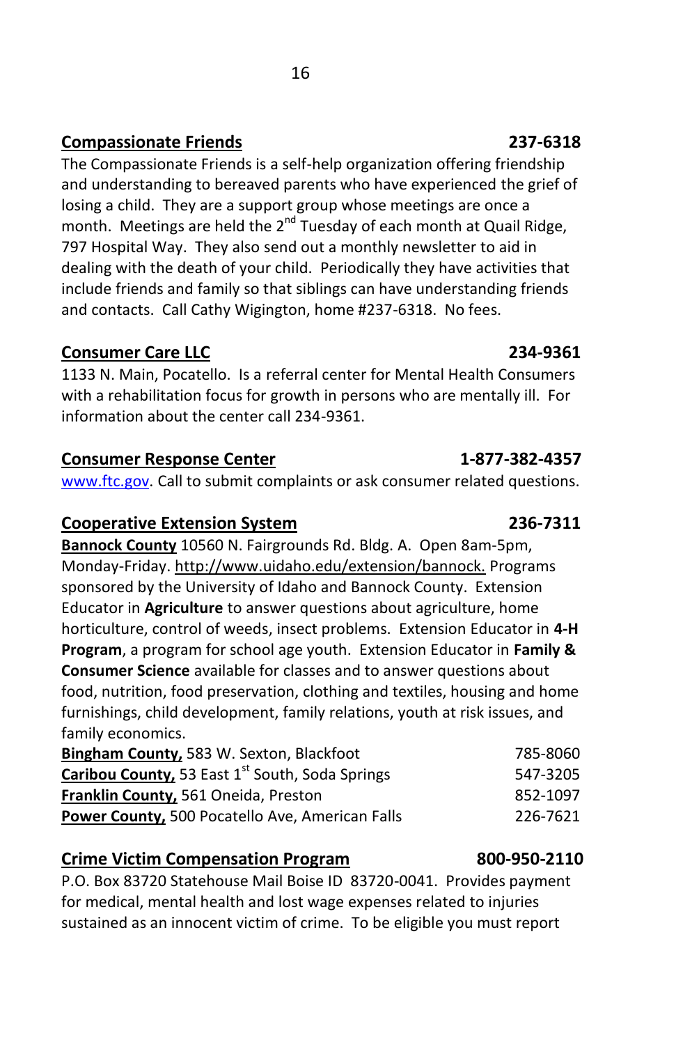**Compassionate Friends** **237-6318**

The Compassionate Friends is a self-help organization offering friendship and understanding to bereaved parents who have experienced the grief of losing a child. They are a support group whose meetings are once a month. Meetings are held the 2nd Tuesday of each month at Quail Ridge, 797 Hospital Way. They also send out a monthly newsletter to aid in dealing with the death of your child. Periodically they have activities that include friends and family so that siblings can have understanding friends and contacts. Call Cathy Wigington, home #237-6318. No fees.

**Consumer Care LLC** **234-9361**

1133 N. Main, Pocatello. Is a referral center for Mental Health Consumers with a rehabilitation focus for growth in persons who are mentally ill. For information about the center call 234-9361.

**Consumer Response Center** **1-877-382-4357**

www.ftc.gov. Call to submit complaints or ask consumer related questions.

**Cooperative Extension System** **236-7311**

**Bannock County** 10560 N. Fairgrounds Rd. Bldg. A. Open 8am-5pm, Monday-Friday. http://www.uidaho.edu/extension/bannock. Programs sponsored by the University of Idaho and Bannock County. Extension Educator in **Agriculture** to answer questions about agriculture, home horticulture, control of weeds, insect problems. Extension Educator in **4-H Program**, a program for school age youth. Extension Educator in **Family & Consumer Science** available for classes and to answer questions about food, nutrition, food preservation, clothing and textiles, housing and home furnishings, child development, family relations, youth at risk issues, and family economics.

**Bingham County,** 583 W. Sexton, Blackfoot 785-8060
**Caribou County,** 53 East 1st South, Soda Springs 547-3205
**Franklin County,** 561 Oneida, Preston 852-1097
**Power County,** 500 Pocatello Ave, American Falls 226-7621

**Crime Victim Compensation Program** **800-950-2110**

P.O. Box 83720 Statehouse Mail Boise ID 83720-0041. Provides payment for medical, mental health and lost wage expenses related to injuries sustained as an innocent victim of crime. To be eligible you must report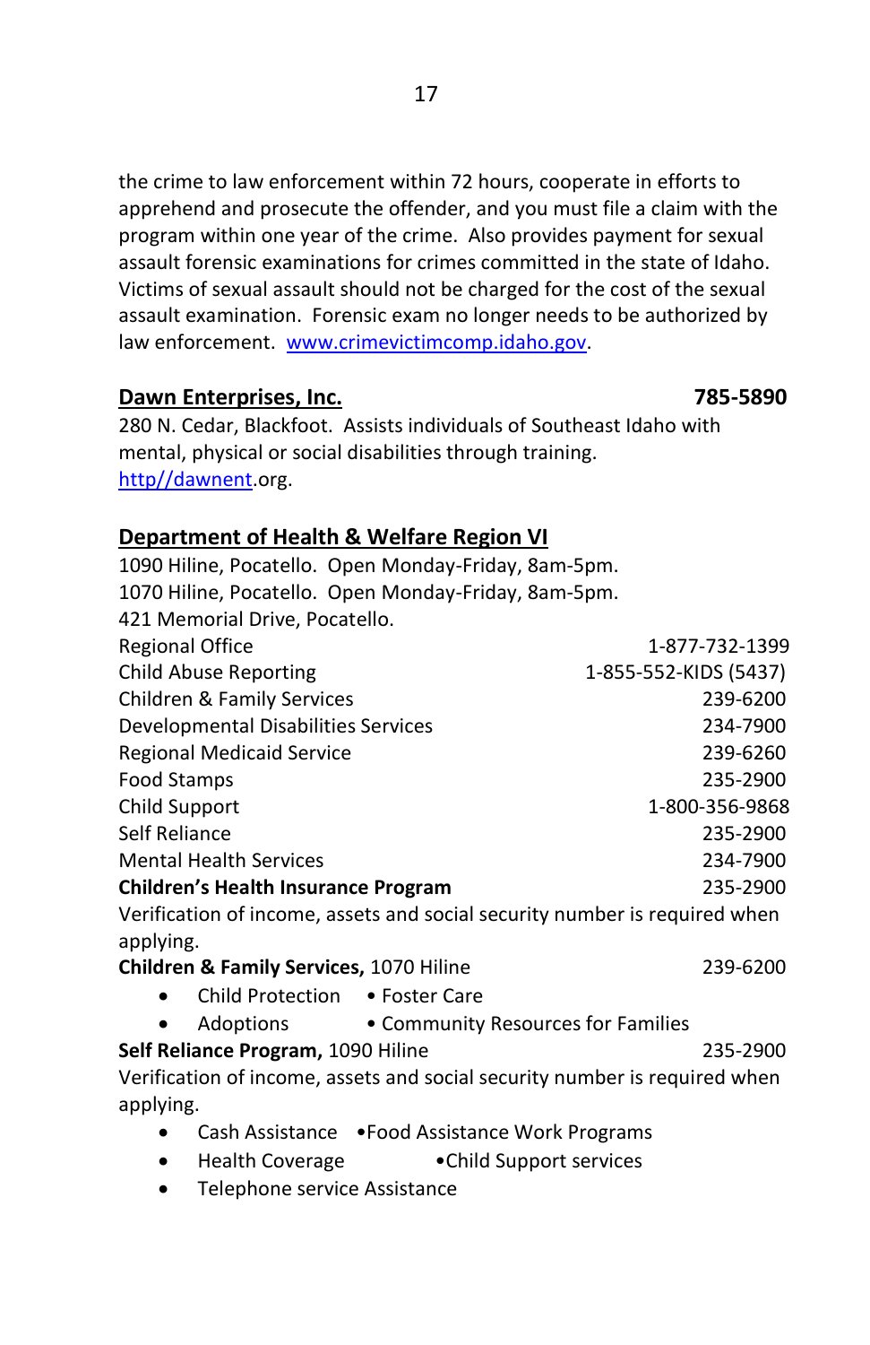the crime to law enforcement within 72 hours, cooperate in efforts to apprehend and prosecute the offender, and you must file a claim with the program within one year of the crime. Also provides payment for sexual assault forensic examinations for crimes committed in the state of Idaho. Victims of sexual assault should not be charged for the cost of the sexual assault examination. Forensic exam no longer needs to be authorized by law enforcement. www.crimevictimcomp.idaho.gov.

**Dawn Enterprises, Inc.** **785-5890**

280 N. Cedar, Blackfoot. Assists individuals of Southeast Idaho with mental, physical or social disabilities through training. http//dawnent.org.

**Department of Health & Welfare Region VI**

1090 Hiline, Pocatello. Open Monday-Friday, 8am-5pm.
1070 Hiline, Pocatello. Open Monday-Friday, 8am-5pm.
421 Memorial Drive, Pocatello.

| | |
|---|---|
| Regional Office | 1-877-732-1399 |
| Child Abuse Reporting | 1-855-552-KIDS (5437) |
| Children & Family Services | 239-6200 |
| Developmental Disabilities Services | 234-7900 |
| Regional Medicaid Service | 239-6260 |
| Food Stamps | 235-2900 |
| Child Support | 1-800-356-9868 |
| Self Reliance | 235-2900 |
| Mental Health Services | 234-7900 |
| **Children's Health Insurance Program** | 235-2900 |

Verification of income, assets and social security number is required when applying.

**Children & Family Services,** 1070 Hiline 239-6200

- Child Protection • Foster Care
- Adoptions • Community Resources for Families

**Self Reliance Program,** 1090 Hiline 235-2900

Verification of income, assets and social security number is required when applying.

- Cash Assistance •Food Assistance Work Programs
- Health Coverage •Child Support services
- Telephone service Assistance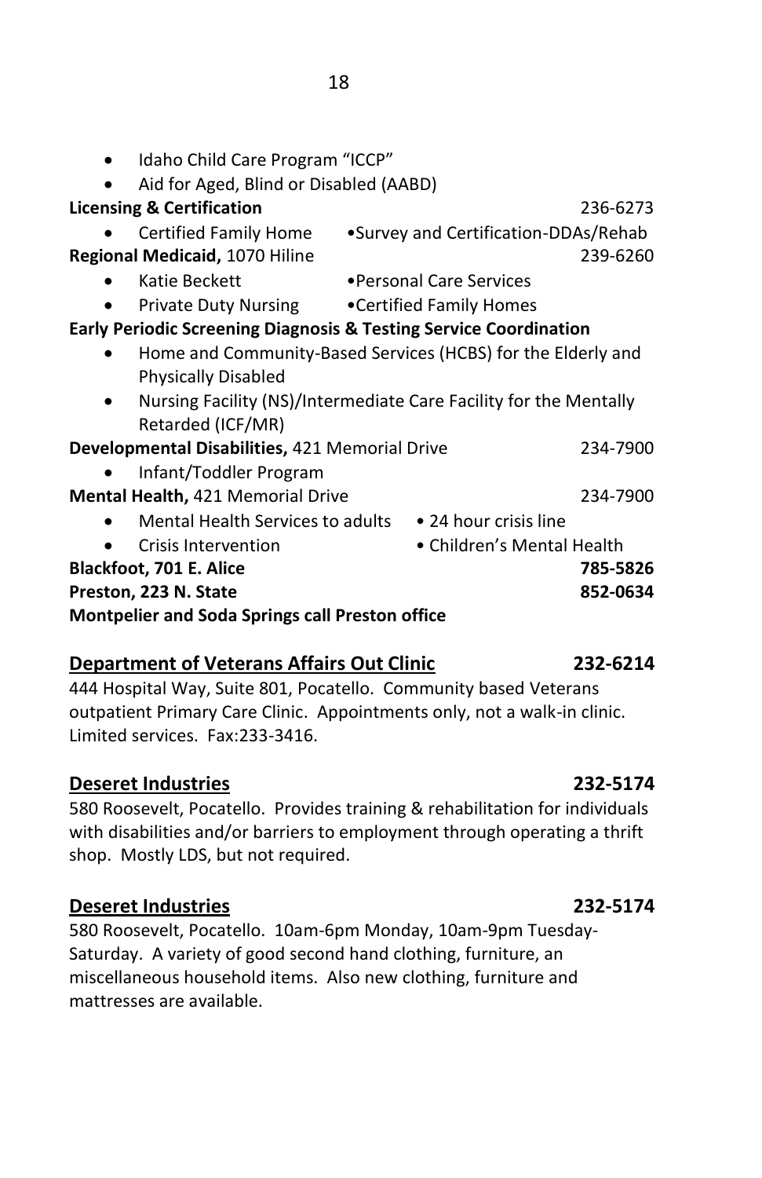- Idaho Child Care Program "ICCP"
- Aid for Aged, Blind or Disabled (AABD)

**Licensing & Certification** 236-6273

- Certified Family Home
- Survey and Certification-DDAs/Rehab

**Regional Medicaid,** 1070 Hiline 239-6260

- Katie Beckett
- Personal Care Services
- Private Duty Nursing
- Certified Family Homes

**Early Periodic Screening Diagnosis & Testing Service Coordination**

- Home and Community-Based Services (HCBS) for the Elderly and Physically Disabled
- Nursing Facility (NS)/Intermediate Care Facility for the Mentally Retarded (ICF/MR)

**Developmental Disabilities,** 421 Memorial Drive 234-7900

- Infant/Toddler Program

**Mental Health,** 421 Memorial Drive 234-7900

- Mental Health Services to adults
- 24 hour crisis line
- Crisis Intervention
- Children's Mental Health

**Blackfoot, 701 E. Alice 785-5826**

**Preston, 223 N. State 852-0634**

**Montpelier and Soda Springs call Preston office**

## **Department of Veterans Affairs Out Clinic** 232-6214

444 Hospital Way, Suite 801, Pocatello. Community based Veterans outpatient Primary Care Clinic. Appointments only, not a walk-in clinic. Limited services. Fax:233-3416.

## **Deseret Industries** 232-5174

580 Roosevelt, Pocatello. Provides training & rehabilitation for individuals with disabilities and/or barriers to employment through operating a thrift shop. Mostly LDS, but not required.

## **Deseret Industries** 232-5174

580 Roosevelt, Pocatello. 10am-6pm Monday, 10am-9pm Tuesday-Saturday. A variety of good second hand clothing, furniture, an miscellaneous household items. Also new clothing, furniture and mattresses are available.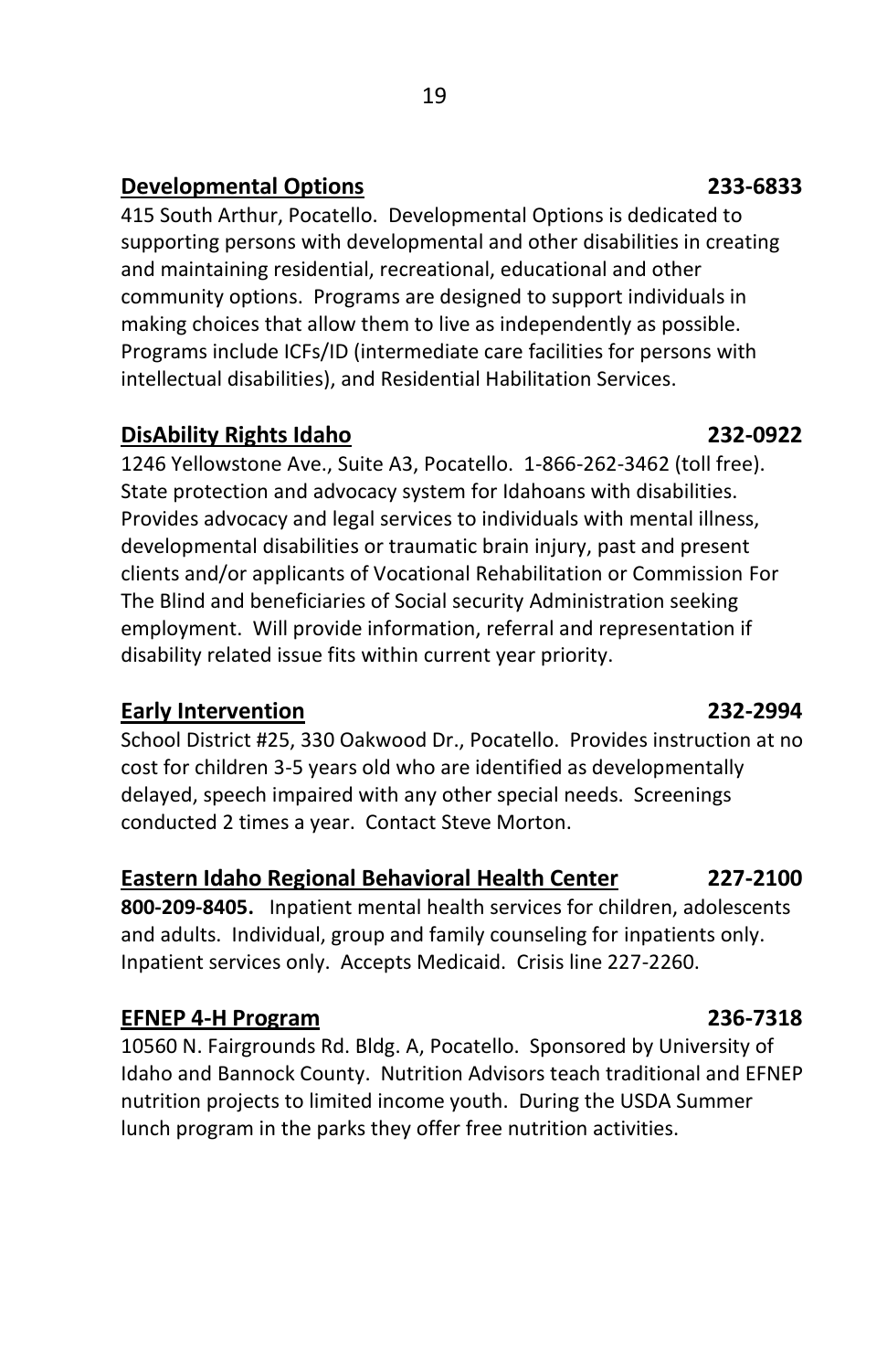**Developmental Options** **233-6833**

415 South Arthur, Pocatello. Developmental Options is dedicated to supporting persons with developmental and other disabilities in creating and maintaining residential, recreational, educational and other community options. Programs are designed to support individuals in making choices that allow them to live as independently as possible. Programs include ICFs/ID (intermediate care facilities for persons with intellectual disabilities), and Residential Habilitation Services.

**DisAbility Rights Idaho** **232-0922**

1246 Yellowstone Ave., Suite A3, Pocatello. 1-866-262-3462 (toll free). State protection and advocacy system for Idahoans with disabilities. Provides advocacy and legal services to individuals with mental illness, developmental disabilities or traumatic brain injury, past and present clients and/or applicants of Vocational Rehabilitation or Commission For The Blind and beneficiaries of Social security Administration seeking employment. Will provide information, referral and representation if disability related issue fits within current year priority.

**Early Intervention** **232-2994**

School District #25, 330 Oakwood Dr., Pocatello. Provides instruction at no cost for children 3-5 years old who are identified as developmentally delayed, speech impaired with any other special needs. Screenings conducted 2 times a year. Contact Steve Morton.

**Eastern Idaho Regional Behavioral Health Center** **227-2100**

**800-209-8405.** Inpatient mental health services for children, adolescents and adults. Individual, group and family counseling for inpatients only. Inpatient services only. Accepts Medicaid. Crisis line 227-2260.

**EFNEP 4-H Program** **236-7318**

10560 N. Fairgrounds Rd. Bldg. A, Pocatello. Sponsored by University of Idaho and Bannock County. Nutrition Advisors teach traditional and EFNEP nutrition projects to limited income youth. During the USDA Summer lunch program in the parks they offer free nutrition activities.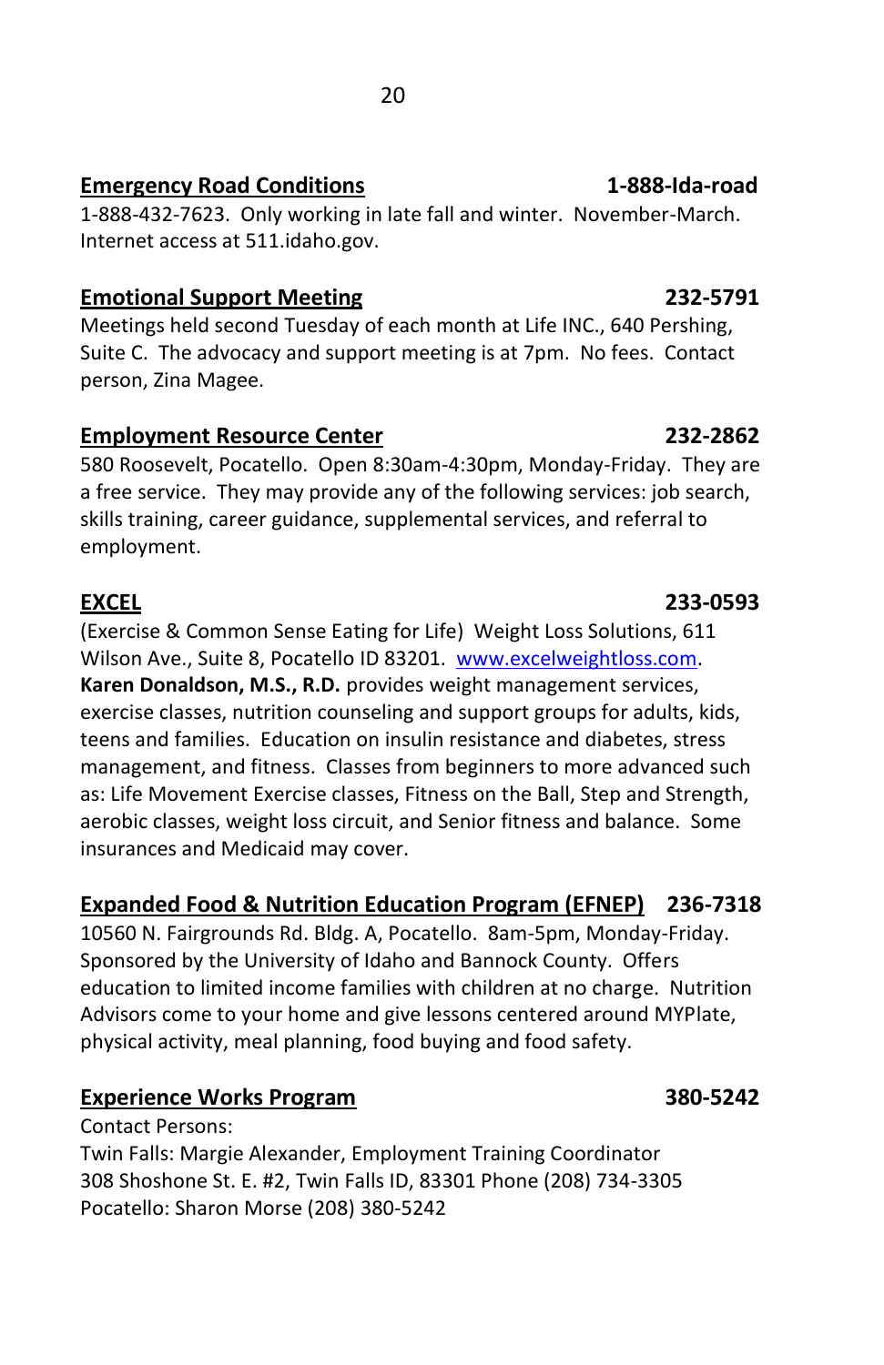## Emergency Road Conditions — 1-888-Ida-road

1-888-432-7623. Only working in late fall and winter. November-March. Internet access at 511.idaho.gov.

## Emotional Support Meeting — 232-5791

Meetings held second Tuesday of each month at Life INC., 640 Pershing, Suite C. The advocacy and support meeting is at 7pm. No fees. Contact person, Zina Magee.

## Employment Resource Center — 232-2862

580 Roosevelt, Pocatello. Open 8:30am-4:30pm, Monday-Friday. They are a free service. They may provide any of the following services: job search, skills training, career guidance, supplemental services, and referral to employment.

## EXCEL — 233-0593

(Exercise & Common Sense Eating for Life) Weight Loss Solutions, 611 Wilson Ave., Suite 8, Pocatello ID 83201. www.excelweightloss.com. **Karen Donaldson, M.S., R.D.** provides weight management services, exercise classes, nutrition counseling and support groups for adults, kids, teens and families. Education on insulin resistance and diabetes, stress management, and fitness. Classes from beginners to more advanced such as: Life Movement Exercise classes, Fitness on the Ball, Step and Strength, aerobic classes, weight loss circuit, and Senior fitness and balance. Some insurances and Medicaid may cover.

## Expanded Food & Nutrition Education Program (EFNEP) — 236-7318

10560 N. Fairgrounds Rd. Bldg. A, Pocatello. 8am-5pm, Monday-Friday. Sponsored by the University of Idaho and Bannock County. Offers education to limited income families with children at no charge. Nutrition Advisors come to your home and give lessons centered around MYPlate, physical activity, meal planning, food buying and food safety.

## Experience Works Program — 380-5242

Contact Persons:
Twin Falls: Margie Alexander, Employment Training Coordinator
308 Shoshone St. E. #2, Twin Falls ID, 83301 Phone (208) 734-3305
Pocatello: Sharon Morse (208) 380-5242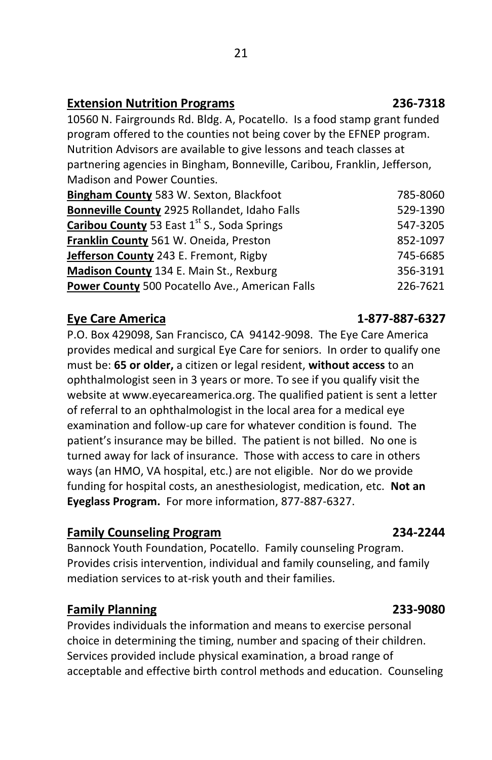**Extension Nutrition Programs** **236-7318**

10560 N. Fairgrounds Rd. Bldg. A, Pocatello. Is a food stamp grant funded program offered to the counties not being cover by the EFNEP program. Nutrition Advisors are available to give lessons and teach classes at partnering agencies in Bingham, Bonneville, Caribou, Franklin, Jefferson, Madison and Power Counties.

**Bingham County** 583 W. Sexton, Blackfoot 785-8060
**Bonneville County** 2925 Rollandet, Idaho Falls 529-1390
**Caribou County** 53 East 1st S., Soda Springs 547-3205
**Franklin County** 561 W. Oneida, Preston 852-1097
**Jefferson County** 243 E. Fremont, Rigby 745-6685
**Madison County** 134 E. Main St., Rexburg 356-3191
**Power County** 500 Pocatello Ave., American Falls 226-7621

**Eye Care America** **1-877-887-6327**

P.O. Box 429098, San Francisco, CA 94142-9098. The Eye Care America provides medical and surgical Eye Care for seniors. In order to qualify one must be: **65 or older,** a citizen or legal resident, **without access** to an ophthalmologist seen in 3 years or more. To see if you qualify visit the website at www.eyecareamerica.org. The qualified patient is sent a letter of referral to an ophthalmologist in the local area for a medical eye examination and follow-up care for whatever condition is found. The patient's insurance may be billed. The patient is not billed. No one is turned away for lack of insurance. Those with access to care in others ways (an HMO, VA hospital, etc.) are not eligible. Nor do we provide funding for hospital costs, an anesthesiologist, medication, etc. **Not an Eyeglass Program.** For more information, 877-887-6327.

**Family Counseling Program** **234-2244**

Bannock Youth Foundation, Pocatello. Family counseling Program. Provides crisis intervention, individual and family counseling, and family mediation services to at-risk youth and their families.

**Family Planning** **233-9080**

Provides individuals the information and means to exercise personal choice in determining the timing, number and spacing of their children. Services provided include physical examination, a broad range of acceptable and effective birth control methods and education. Counseling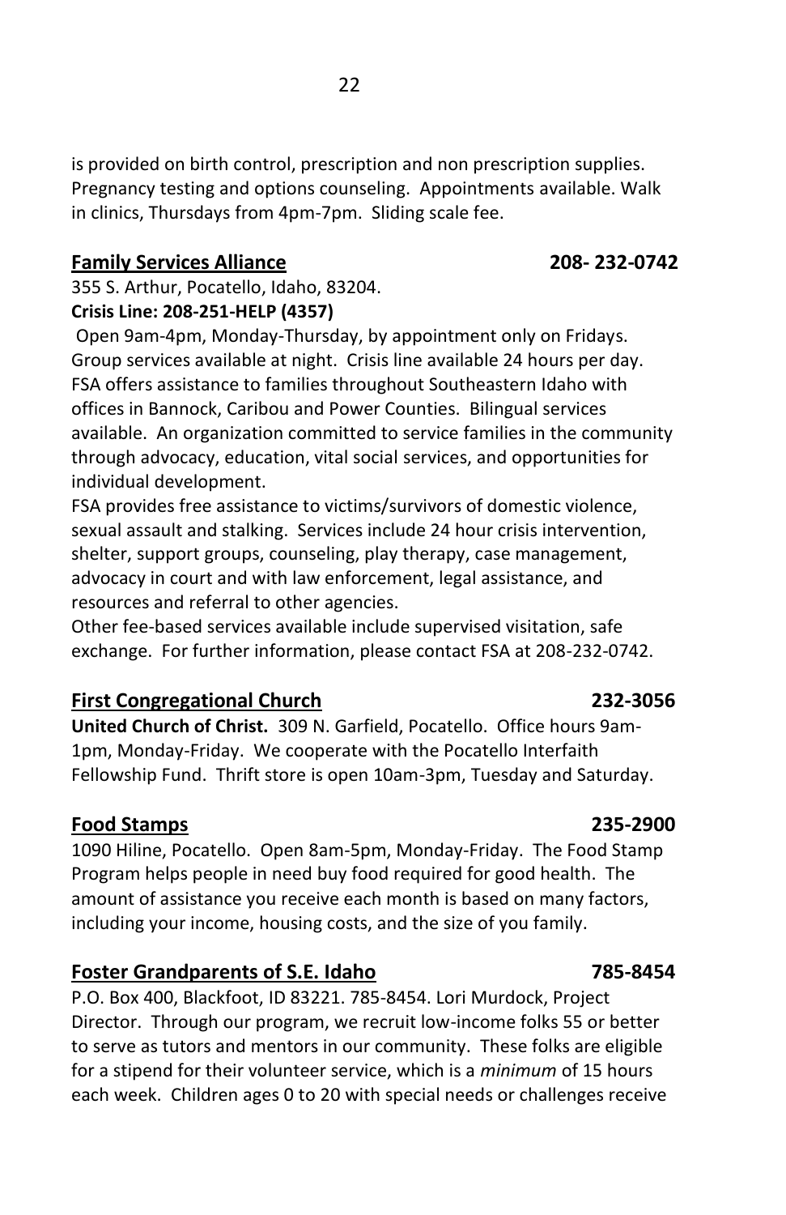is provided on birth control, prescription and non prescription supplies. Pregnancy testing and options counseling. Appointments available. Walk in clinics, Thursdays from 4pm-7pm. Sliding scale fee.

**Family Services Alliance** **208- 232-0742**

355 S. Arthur, Pocatello, Idaho, 83204.
**Crisis Line: 208-251-HELP (4357)**

Open 9am-4pm, Monday-Thursday, by appointment only on Fridays. Group services available at night. Crisis line available 24 hours per day. FSA offers assistance to families throughout Southeastern Idaho with offices in Bannock, Caribou and Power Counties. Bilingual services available. An organization committed to service families in the community through advocacy, education, vital social services, and opportunities for individual development.

FSA provides free assistance to victims/survivors of domestic violence, sexual assault and stalking. Services include 24 hour crisis intervention, shelter, support groups, counseling, play therapy, case management, advocacy in court and with law enforcement, legal assistance, and resources and referral to other agencies.

Other fee-based services available include supervised visitation, safe exchange. For further information, please contact FSA at 208-232-0742.

**First Congregational Church** **232-3056**

**United Church of Christ.** 309 N. Garfield, Pocatello. Office hours 9am-1pm, Monday-Friday. We cooperate with the Pocatello Interfaith Fellowship Fund. Thrift store is open 10am-3pm, Tuesday and Saturday.

**Food Stamps** **235-2900**

1090 Hiline, Pocatello. Open 8am-5pm, Monday-Friday. The Food Stamp Program helps people in need buy food required for good health. The amount of assistance you receive each month is based on many factors, including your income, housing costs, and the size of you family.

**Foster Grandparents of S.E. Idaho** **785-8454**

P.O. Box 400, Blackfoot, ID 83221. 785-8454. Lori Murdock, Project Director. Through our program, we recruit low-income folks 55 or better to serve as tutors and mentors in our community. These folks are eligible for a stipend for their volunteer service, which is a *minimum* of 15 hours each week. Children ages 0 to 20 with special needs or challenges receive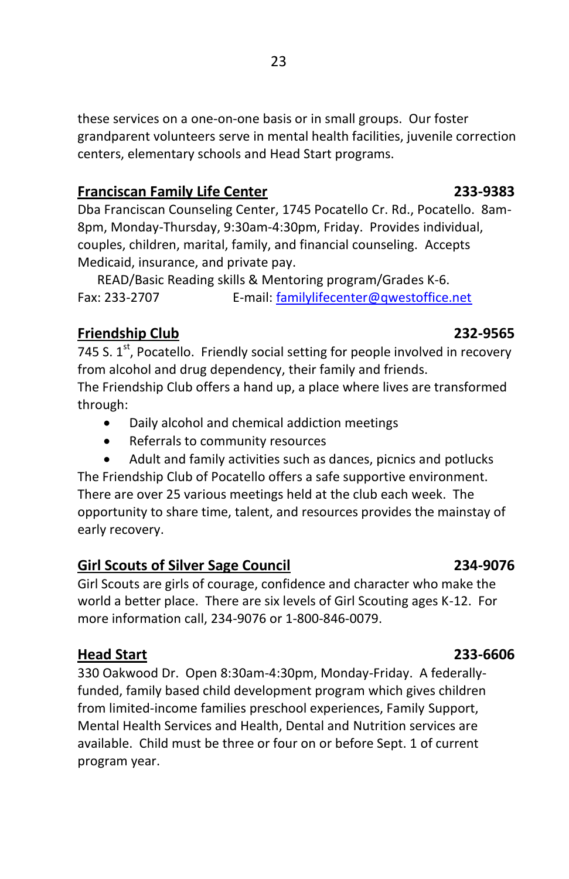these services on a one-on-one basis or in small groups. Our foster grandparent volunteers serve in mental health facilities, juvenile correction centers, elementary schools and Head Start programs.

**Franciscan Family Life Center** **233-9383**

Dba Franciscan Counseling Center, 1745 Pocatello Cr. Rd., Pocatello. 8am-8pm, Monday-Thursday, 9:30am-4:30pm, Friday. Provides individual, couples, children, marital, family, and financial counseling. Accepts Medicaid, insurance, and private pay.

READ/Basic Reading skills & Mentoring program/Grades K-6.

Fax: 233-2707 E-mail: familylifecenter@qwestoffice.net

**Friendship Club** **232-9565**

745 S. 1st, Pocatello. Friendly social setting for people involved in recovery from alcohol and drug dependency, their family and friends.

The Friendship Club offers a hand up, a place where lives are transformed through:

- Daily alcohol and chemical addiction meetings
- Referrals to community resources
- Adult and family activities such as dances, picnics and potlucks

The Friendship Club of Pocatello offers a safe supportive environment. There are over 25 various meetings held at the club each week. The opportunity to share time, talent, and resources provides the mainstay of early recovery.

**Girl Scouts of Silver Sage Council** **234-9076**

Girl Scouts are girls of courage, confidence and character who make the world a better place. There are six levels of Girl Scouting ages K-12. For more information call, 234-9076 or 1-800-846-0079.

**Head Start** **233-6606**

330 Oakwood Dr. Open 8:30am-4:30pm, Monday-Friday. A federally-funded, family based child development program which gives children from limited-income families preschool experiences, Family Support, Mental Health Services and Health, Dental and Nutrition services are available. Child must be three or four on or before Sept. 1 of current program year.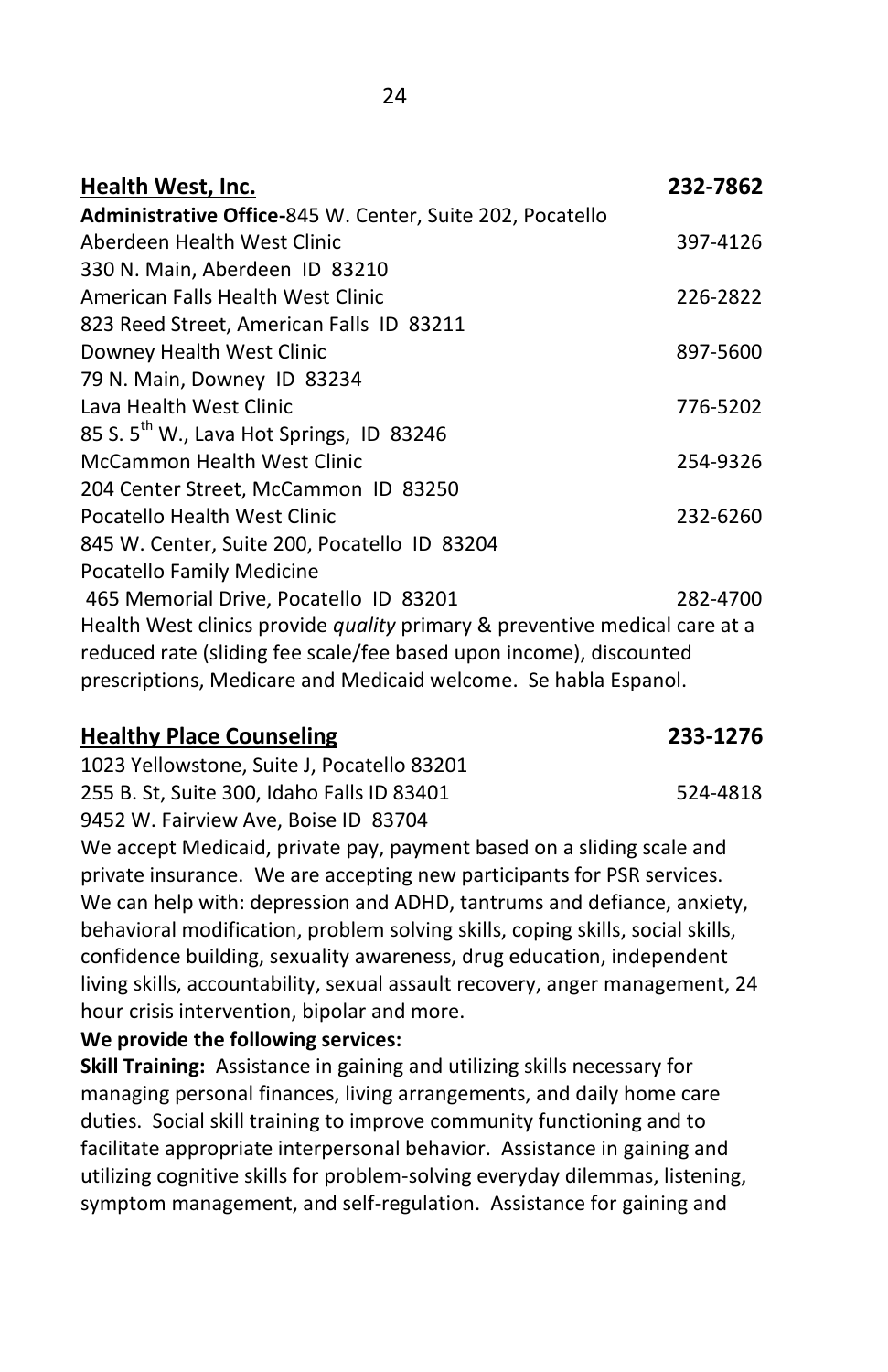**Health West, Inc.** **232-7862**

**Administrative Office-**845 W. Center, Suite 202, Pocatello

Aberdeen Health West Clinic 397-4126
330 N. Main, Aberdeen ID 83210

American Falls Health West Clinic 226-2822
823 Reed Street, American Falls ID 83211

Downey Health West Clinic 897-5600
79 N. Main, Downey ID 83234

Lava Health West Clinic 776-5202
85 S. 5th W., Lava Hot Springs, ID 83246

McCammon Health West Clinic 254-9326
204 Center Street, McCammon ID 83250

Pocatello Health West Clinic 232-6260
845 W. Center, Suite 200, Pocatello ID 83204

Pocatello Family Medicine
465 Memorial Drive, Pocatello ID 83201 282-4700

Health West clinics provide *quality* primary & preventive medical care at a reduced rate (sliding fee scale/fee based upon income), discounted prescriptions, Medicare and Medicaid welcome. Se habla Espanol.

**Healthy Place Counseling** **233-1276**

1023 Yellowstone, Suite J, Pocatello 83201
255 B. St, Suite 300, Idaho Falls ID 83401 524-4818
9452 W. Fairview Ave, Boise ID 83704

We accept Medicaid, private pay, payment based on a sliding scale and private insurance. We are accepting new participants for PSR services. We can help with: depression and ADHD, tantrums and defiance, anxiety, behavioral modification, problem solving skills, coping skills, social skills, confidence building, sexuality awareness, drug education, independent living skills, accountability, sexual assault recovery, anger management, 24 hour crisis intervention, bipolar and more.

**We provide the following services:**

**Skill Training:** Assistance in gaining and utilizing skills necessary for managing personal finances, living arrangements, and daily home care duties. Social skill training to improve community functioning and to facilitate appropriate interpersonal behavior. Assistance in gaining and utilizing cognitive skills for problem-solving everyday dilemmas, listening, symptom management, and self-regulation. Assistance for gaining and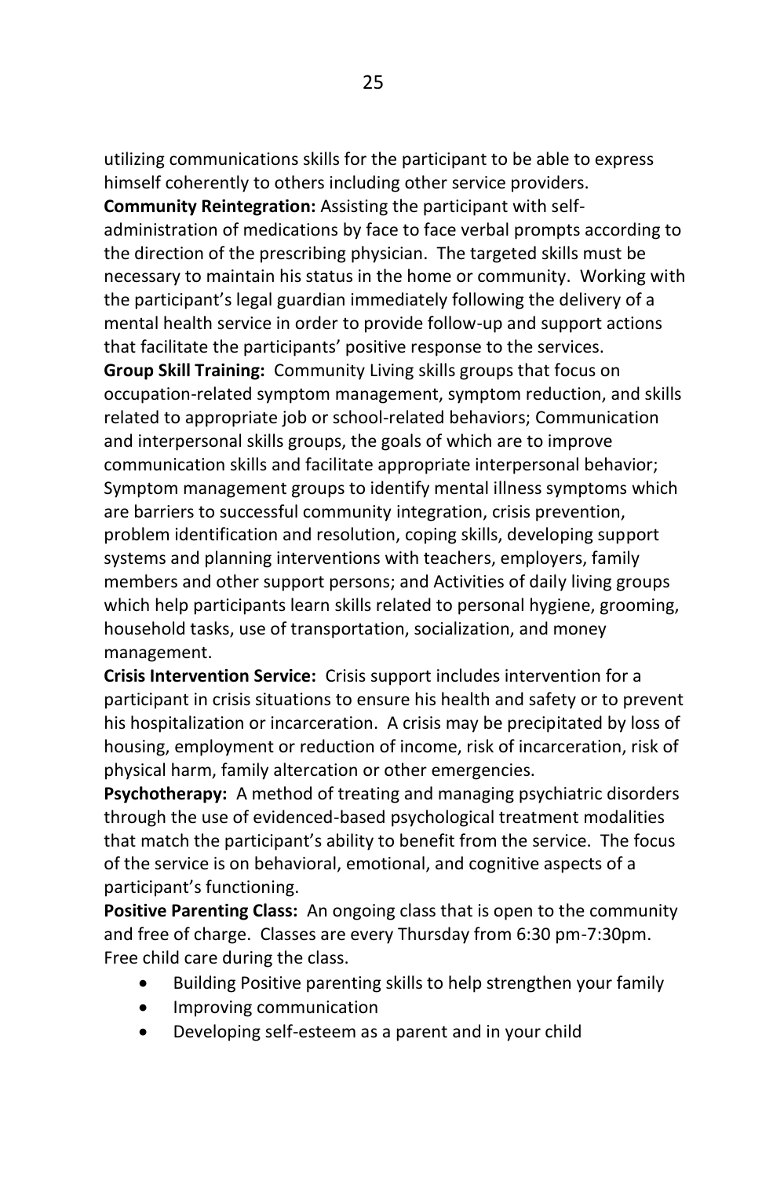utilizing communications skills for the participant to be able to express himself coherently to others including other service providers.

**Community Reintegration:** Assisting the participant with self-administration of medications by face to face verbal prompts according to the direction of the prescribing physician. The targeted skills must be necessary to maintain his status in the home or community. Working with the participant's legal guardian immediately following the delivery of a mental health service in order to provide follow-up and support actions that facilitate the participants' positive response to the services.

**Group Skill Training:** Community Living skills groups that focus on occupation-related symptom management, symptom reduction, and skills related to appropriate job or school-related behaviors; Communication and interpersonal skills groups, the goals of which are to improve communication skills and facilitate appropriate interpersonal behavior; Symptom management groups to identify mental illness symptoms which are barriers to successful community integration, crisis prevention, problem identification and resolution, coping skills, developing support systems and planning interventions with teachers, employers, family members and other support persons; and Activities of daily living groups which help participants learn skills related to personal hygiene, grooming, household tasks, use of transportation, socialization, and money management.

**Crisis Intervention Service:** Crisis support includes intervention for a participant in crisis situations to ensure his health and safety or to prevent his hospitalization or incarceration. A crisis may be precipitated by loss of housing, employment or reduction of income, risk of incarceration, risk of physical harm, family altercation or other emergencies.

**Psychotherapy:** A method of treating and managing psychiatric disorders through the use of evidenced-based psychological treatment modalities that match the participant's ability to benefit from the service. The focus of the service is on behavioral, emotional, and cognitive aspects of a participant's functioning.

**Positive Parenting Class:** An ongoing class that is open to the community and free of charge. Classes are every Thursday from 6:30 pm-7:30pm. Free child care during the class.

- Building Positive parenting skills to help strengthen your family
- Improving communication
- Developing self-esteem as a parent and in your child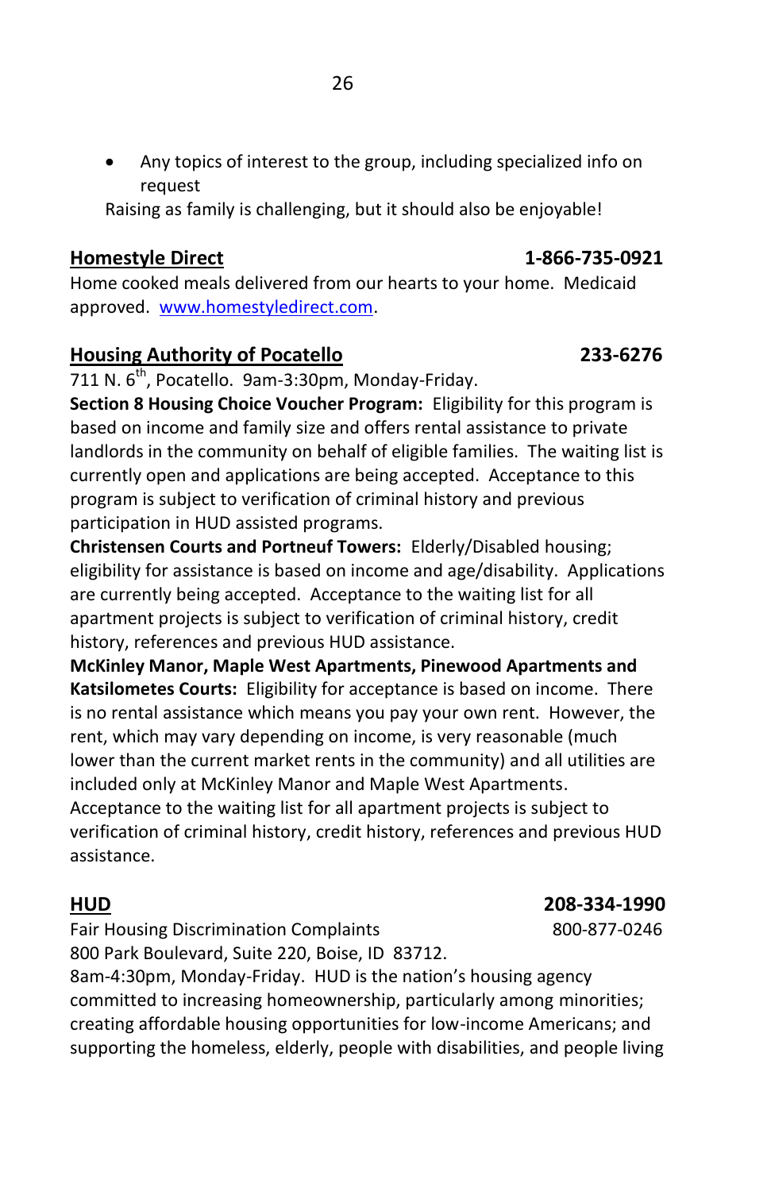- Any topics of interest to the group, including specialized info on request

Raising as family is challenging, but it should also be enjoyable!

**Homestyle Direct** **1-866-735-0921**

Home cooked meals delivered from our hearts to your home. Medicaid approved. www.homestyledirect.com.

**Housing Authority of Pocatello** **233-6276**

711 N. 6th, Pocatello. 9am-3:30pm, Monday-Friday.

**Section 8 Housing Choice Voucher Program:** Eligibility for this program is based on income and family size and offers rental assistance to private landlords in the community on behalf of eligible families. The waiting list is currently open and applications are being accepted. Acceptance to this program is subject to verification of criminal history and previous participation in HUD assisted programs.

**Christensen Courts and Portneuf Towers:** Elderly/Disabled housing; eligibility for assistance is based on income and age/disability. Applications are currently being accepted. Acceptance to the waiting list for all apartment projects is subject to verification of criminal history, credit history, references and previous HUD assistance.

**McKinley Manor, Maple West Apartments, Pinewood Apartments and Katsilometes Courts:** Eligibility for acceptance is based on income. There is no rental assistance which means you pay your own rent. However, the rent, which may vary depending on income, is very reasonable (much lower than the current market rents in the community) and all utilities are included only at McKinley Manor and Maple West Apartments. Acceptance to the waiting list for all apartment projects is subject to verification of criminal history, credit history, references and previous HUD assistance.

**HUD** **208-334-1990**

Fair Housing Discrimination Complaints 800-877-0246

800 Park Boulevard, Suite 220, Boise, ID 83712.

8am-4:30pm, Monday-Friday. HUD is the nation's housing agency committed to increasing homeownership, particularly among minorities; creating affordable housing opportunities for low-income Americans; and supporting the homeless, elderly, people with disabilities, and people living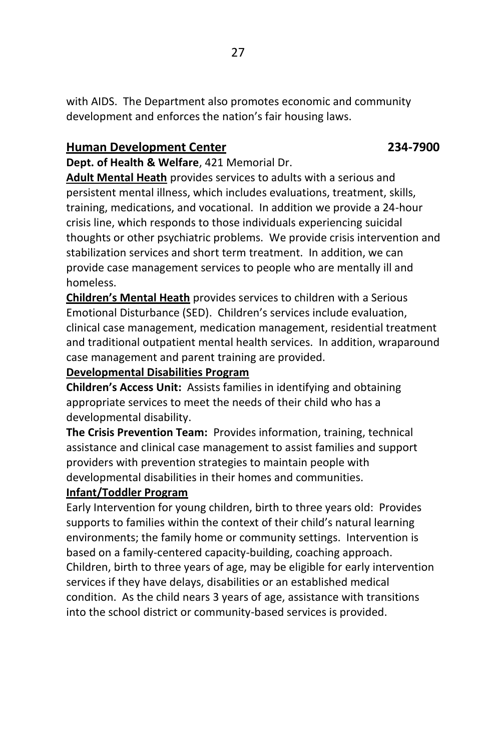with AIDS. The Department also promotes economic and community development and enforces the nation's fair housing laws.

## Human Development Center 234-7900

**Dept. of Health & Welfare**, 421 Memorial Dr.

**Adult Mental Heath** provides services to adults with a serious and persistent mental illness, which includes evaluations, treatment, skills, training, medications, and vocational. In addition we provide a 24-hour crisis line, which responds to those individuals experiencing suicidal thoughts or other psychiatric problems. We provide crisis intervention and stabilization services and short term treatment. In addition, we can provide case management services to people who are mentally ill and homeless.

**Children's Mental Heath** provides services to children with a Serious Emotional Disturbance (SED). Children's services include evaluation, clinical case management, medication management, residential treatment and traditional outpatient mental health services. In addition, wraparound case management and parent training are provided.

**Developmental Disabilities Program**

**Children's Access Unit:** Assists families in identifying and obtaining appropriate services to meet the needs of their child who has a developmental disability.

**The Crisis Prevention Team:** Provides information, training, technical assistance and clinical case management to assist families and support providers with prevention strategies to maintain people with developmental disabilities in their homes and communities.

**Infant/Toddler Program**

Early Intervention for young children, birth to three years old: Provides supports to families within the context of their child's natural learning environments; the family home or community settings. Intervention is based on a family-centered capacity-building, coaching approach. Children, birth to three years of age, may be eligible for early intervention services if they have delays, disabilities or an established medical condition. As the child nears 3 years of age, assistance with transitions into the school district or community-based services is provided.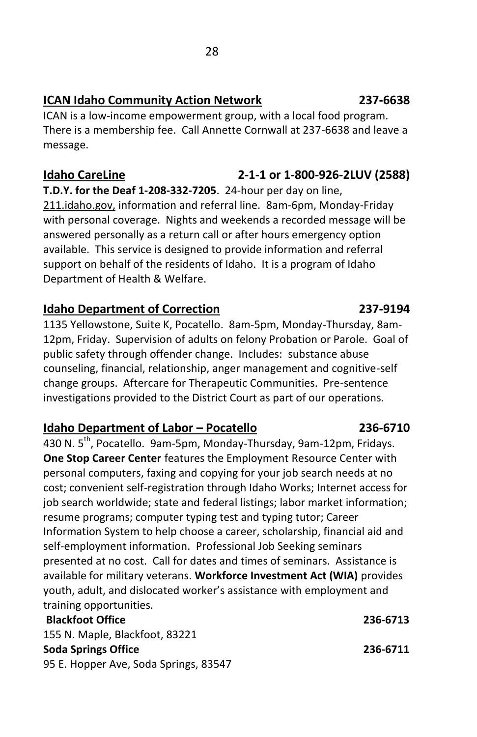**ICAN Idaho Community Action Network 237-6638**

ICAN is a low-income empowerment group, with a local food program. There is a membership fee. Call Annette Cornwall at 237-6638 and leave a message.

**Idaho CareLine 2-1-1 or 1-800-926-2LUV (2588)**

**T.D.Y. for the Deaf 1-208-332-7205**. 24-hour per day on line, 211.idaho.gov, information and referral line. 8am-6pm, Monday-Friday with personal coverage. Nights and weekends a recorded message will be answered personally as a return call or after hours emergency option available. This service is designed to provide information and referral support on behalf of the residents of Idaho. It is a program of Idaho Department of Health & Welfare.

**Idaho Department of Correction 237-9194**

1135 Yellowstone, Suite K, Pocatello. 8am-5pm, Monday-Thursday, 8am-12pm, Friday. Supervision of adults on felony Probation or Parole. Goal of public safety through offender change. Includes: substance abuse counseling, financial, relationship, anger management and cognitive-self change groups. Aftercare for Therapeutic Communities. Pre-sentence investigations provided to the District Court as part of our operations.

**Idaho Department of Labor – Pocatello 236-6710**

430 N. 5th, Pocatello. 9am-5pm, Monday-Thursday, 9am-12pm, Fridays. **One Stop Career Center** features the Employment Resource Center with personal computers, faxing and copying for your job search needs at no cost; convenient self-registration through Idaho Works; Internet access for job search worldwide; state and federal listings; labor market information; resume programs; computer typing test and typing tutor; Career Information System to help choose a career, scholarship, financial aid and self-employment information. Professional Job Seeking seminars presented at no cost. Call for dates and times of seminars. Assistance is available for military veterans. **Workforce Investment Act (WIA)** provides youth, adult, and dislocated worker's assistance with employment and training opportunities.

**Blackfoot Office 236-6713**

155 N. Maple, Blackfoot, 83221

**Soda Springs Office 236-6711**

95 E. Hopper Ave, Soda Springs, 83547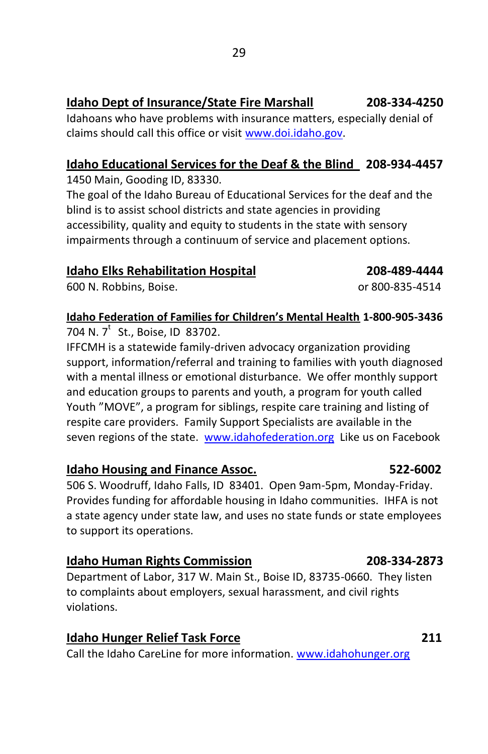**Idaho Dept of Insurance/State Fire Marshall** **208-334-4250**
Idahoans who have problems with insurance matters, especially denial of claims should call this office or visit www.doi.idaho.gov.

**Idaho Educational Services for the Deaf & the Blind** **208-934-4457**
1450 Main, Gooding ID, 83330.
The goal of the Idaho Bureau of Educational Services for the deaf and the blind is to assist school districts and state agencies in providing accessibility, quality and equity to students in the state with sensory impairments through a continuum of service and placement options.

**Idaho Elks Rehabilitation Hospital** **208-489-4444**
600 N. Robbins, Boise. or 800-835-4514

**Idaho Federation of Families for Children's Mental Health** **1-800-905-3436**
704 N. 7t St., Boise, ID 83702.
IFFCMH is a statewide family-driven advocacy organization providing support, information/referral and training to families with youth diagnosed with a mental illness or emotional disturbance. We offer monthly support and education groups to parents and youth, a program for youth called Youth "MOVE", a program for siblings, respite care training and listing of respite care providers. Family Support Specialists are available in the seven regions of the state. www.idahofederation.org Like us on Facebook

**Idaho Housing and Finance Assoc.** **522-6002**
506 S. Woodruff, Idaho Falls, ID 83401. Open 9am-5pm, Monday-Friday. Provides funding for affordable housing in Idaho communities. IHFA is not a state agency under state law, and uses no state funds or state employees to support its operations.

**Idaho Human Rights Commission** **208-334-2873**
Department of Labor, 317 W. Main St., Boise ID, 83735-0660. They listen to complaints about employers, sexual harassment, and civil rights violations.

**Idaho Hunger Relief Task Force** **211**
Call the Idaho CareLine for more information. www.idahohunger.org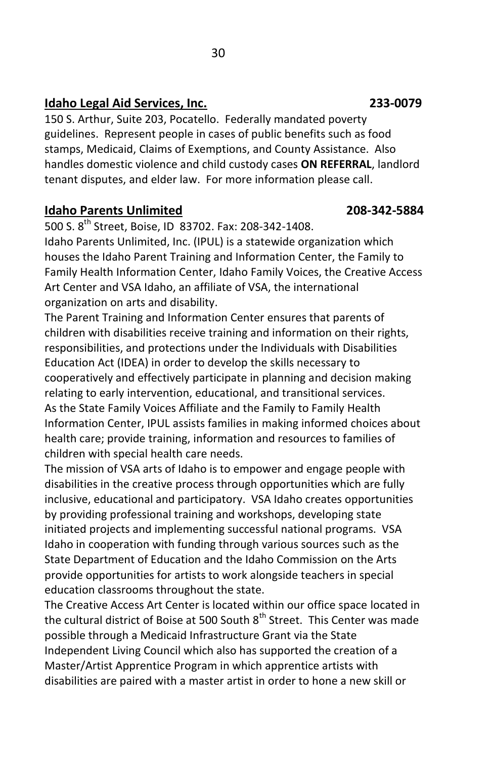## **Idaho Legal Aid Services, Inc.** 233-0079

150 S. Arthur, Suite 203, Pocatello. Federally mandated poverty guidelines. Represent people in cases of public benefits such as food stamps, Medicaid, Claims of Exemptions, and County Assistance. Also handles domestic violence and child custody cases **ON REFERRAL**, landlord tenant disputes, and elder law. For more information please call.

## **Idaho Parents Unlimited** 208-342-5884

500 S. 8th Street, Boise, ID 83702. Fax: 208-342-1408.
Idaho Parents Unlimited, Inc. (IPUL) is a statewide organization which houses the Idaho Parent Training and Information Center, the Family to Family Health Information Center, Idaho Family Voices, the Creative Access Art Center and VSA Idaho, an affiliate of VSA, the international organization on arts and disability.

The Parent Training and Information Center ensures that parents of children with disabilities receive training and information on their rights, responsibilities, and protections under the Individuals with Disabilities Education Act (IDEA) in order to develop the skills necessary to cooperatively and effectively participate in planning and decision making relating to early intervention, educational, and transitional services.

As the State Family Voices Affiliate and the Family to Family Health Information Center, IPUL assists families in making informed choices about health care; provide training, information and resources to families of children with special health care needs.

The mission of VSA arts of Idaho is to empower and engage people with disabilities in the creative process through opportunities which are fully inclusive, educational and participatory. VSA Idaho creates opportunities by providing professional training and workshops, developing state initiated projects and implementing successful national programs. VSA Idaho in cooperation with funding through various sources such as the State Department of Education and the Idaho Commission on the Arts provide opportunities for artists to work alongside teachers in special education classrooms throughout the state.

The Creative Access Art Center is located within our office space located in the cultural district of Boise at 500 South 8th Street. This Center was made possible through a Medicaid Infrastructure Grant via the State Independent Living Council which also has supported the creation of a Master/Artist Apprentice Program in which apprentice artists with disabilities are paired with a master artist in order to hone a new skill or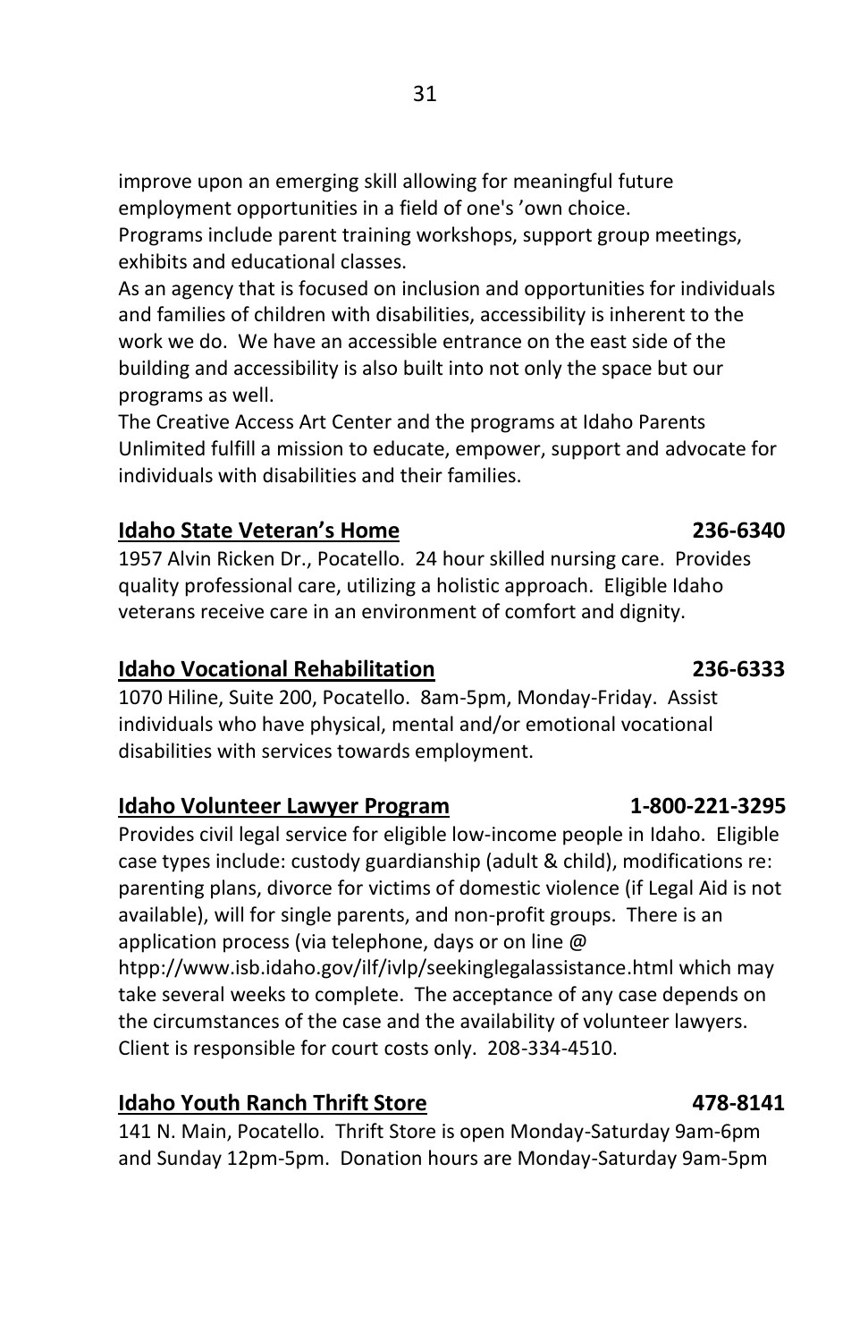improve upon an emerging skill allowing for meaningful future employment opportunities in a field of one's 'own choice.
Programs include parent training workshops, support group meetings, exhibits and educational classes.
As an agency that is focused on inclusion and opportunities for individuals and families of children with disabilities, accessibility is inherent to the work we do. We have an accessible entrance on the east side of the building and accessibility is also built into not only the space but our programs as well.
The Creative Access Art Center and the programs at Idaho Parents Unlimited fulfill a mission to educate, empower, support and advocate for individuals with disabilities and their families.

**Idaho State Veteran's Home** **236-6340**

1957 Alvin Ricken Dr., Pocatello. 24 hour skilled nursing care. Provides quality professional care, utilizing a holistic approach. Eligible Idaho veterans receive care in an environment of comfort and dignity.

**Idaho Vocational Rehabilitation** **236-6333**

1070 Hiline, Suite 200, Pocatello. 8am-5pm, Monday-Friday. Assist individuals who have physical, mental and/or emotional vocational disabilities with services towards employment.

**Idaho Volunteer Lawyer Program** **1-800-221-3295**

Provides civil legal service for eligible low-income people in Idaho. Eligible case types include: custody guardianship (adult & child), modifications re: parenting plans, divorce for victims of domestic violence (if Legal Aid is not available), will for single parents, and non-profit groups. There is an application process (via telephone, days or on line @ htpp://www.isb.idaho.gov/ilf/ivlp/seekinglegalassistance.html which may take several weeks to complete. The acceptance of any case depends on the circumstances of the case and the availability of volunteer lawyers. Client is responsible for court costs only. 208-334-4510.

**Idaho Youth Ranch Thrift Store** **478-8141**

141 N. Main, Pocatello. Thrift Store is open Monday-Saturday 9am-6pm and Sunday 12pm-5pm. Donation hours are Monday-Saturday 9am-5pm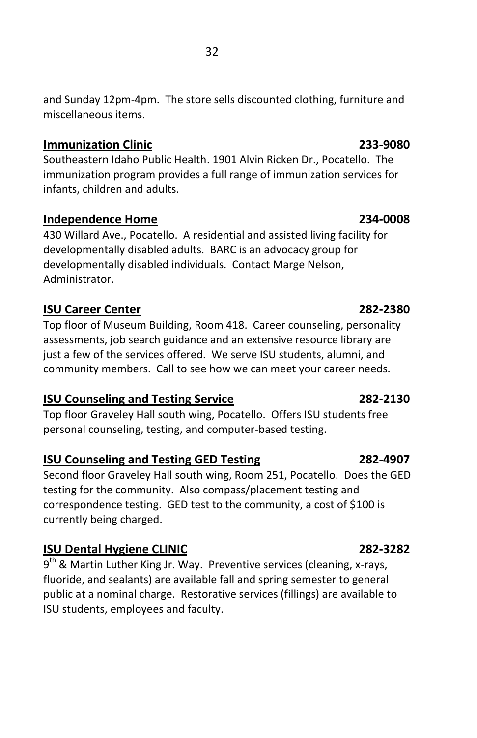and Sunday 12pm-4pm. The store sells discounted clothing, furniture and miscellaneous items.

**Immunization Clinic** **233-9080**

Southeastern Idaho Public Health. 1901 Alvin Ricken Dr., Pocatello. The immunization program provides a full range of immunization services for infants, children and adults.

**Independence Home** **234-0008**

430 Willard Ave., Pocatello. A residential and assisted living facility for developmentally disabled adults. BARC is an advocacy group for developmentally disabled individuals. Contact Marge Nelson, Administrator.

**ISU Career Center** **282-2380**

Top floor of Museum Building, Room 418. Career counseling, personality assessments, job search guidance and an extensive resource library are just a few of the services offered. We serve ISU students, alumni, and community members. Call to see how we can meet your career needs.

**ISU Counseling and Testing Service** **282-2130**

Top floor Graveley Hall south wing, Pocatello. Offers ISU students free personal counseling, testing, and computer-based testing.

**ISU Counseling and Testing GED Testing** **282-4907**

Second floor Graveley Hall south wing, Room 251, Pocatello. Does the GED testing for the community. Also compass/placement testing and correspondence testing. GED test to the community, a cost of $100 is currently being charged.

**ISU Dental Hygiene CLINIC** **282-3282**

9th & Martin Luther King Jr. Way. Preventive services (cleaning, x-rays, fluoride, and sealants) are available fall and spring semester to general public at a nominal charge. Restorative services (fillings) are available to ISU students, employees and faculty.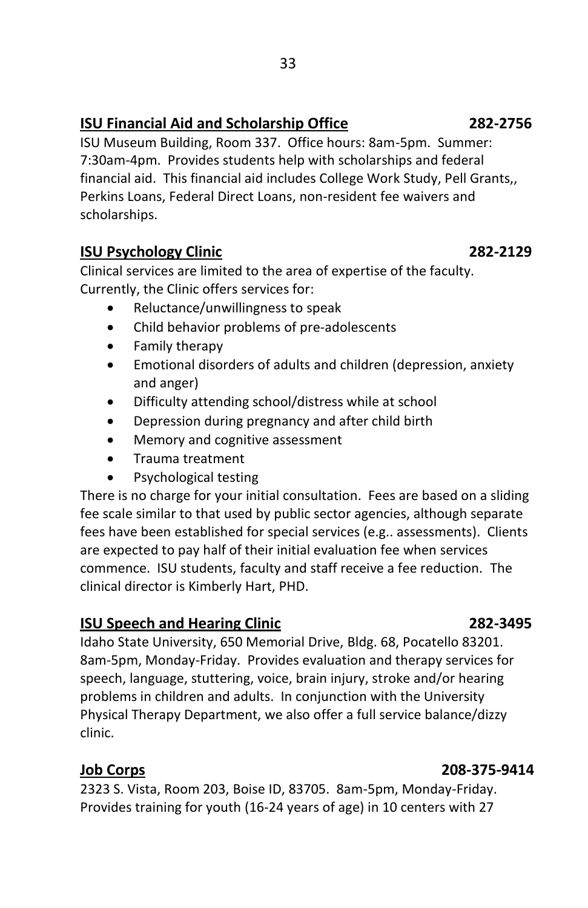## ISU Financial Aid and Scholarship Office 282-2756

ISU Museum Building, Room 337. Office hours: 8am-5pm. Summer: 7:30am-4pm. Provides students help with scholarships and federal financial aid. This financial aid includes College Work Study, Pell Grants,, Perkins Loans, Federal Direct Loans, non-resident fee waivers and scholarships.

## ISU Psychology Clinic 282-2129

Clinical services are limited to the area of expertise of the faculty. Currently, the Clinic offers services for:

- Reluctance/unwillingness to speak
- Child behavior problems of pre-adolescents
- Family therapy
- Emotional disorders of adults and children (depression, anxiety and anger)
- Difficulty attending school/distress while at school
- Depression during pregnancy and after child birth
- Memory and cognitive assessment
- Trauma treatment
- Psychological testing

There is no charge for your initial consultation. Fees are based on a sliding fee scale similar to that used by public sector agencies, although separate fees have been established for special services (e.g.. assessments). Clients are expected to pay half of their initial evaluation fee when services commence. ISU students, faculty and staff receive a fee reduction. The clinical director is Kimberly Hart, PHD.

## ISU Speech and Hearing Clinic 282-3495

Idaho State University, 650 Memorial Drive, Bldg. 68, Pocatello 83201. 8am-5pm, Monday-Friday. Provides evaluation and therapy services for speech, language, stuttering, voice, brain injury, stroke and/or hearing problems in children and adults. In conjunction with the University Physical Therapy Department, we also offer a full service balance/dizzy clinic.

## Job Corps 208-375-9414

2323 S. Vista, Room 203, Boise ID, 83705. 8am-5pm, Monday-Friday. Provides training for youth (16-24 years of age) in 10 centers with 27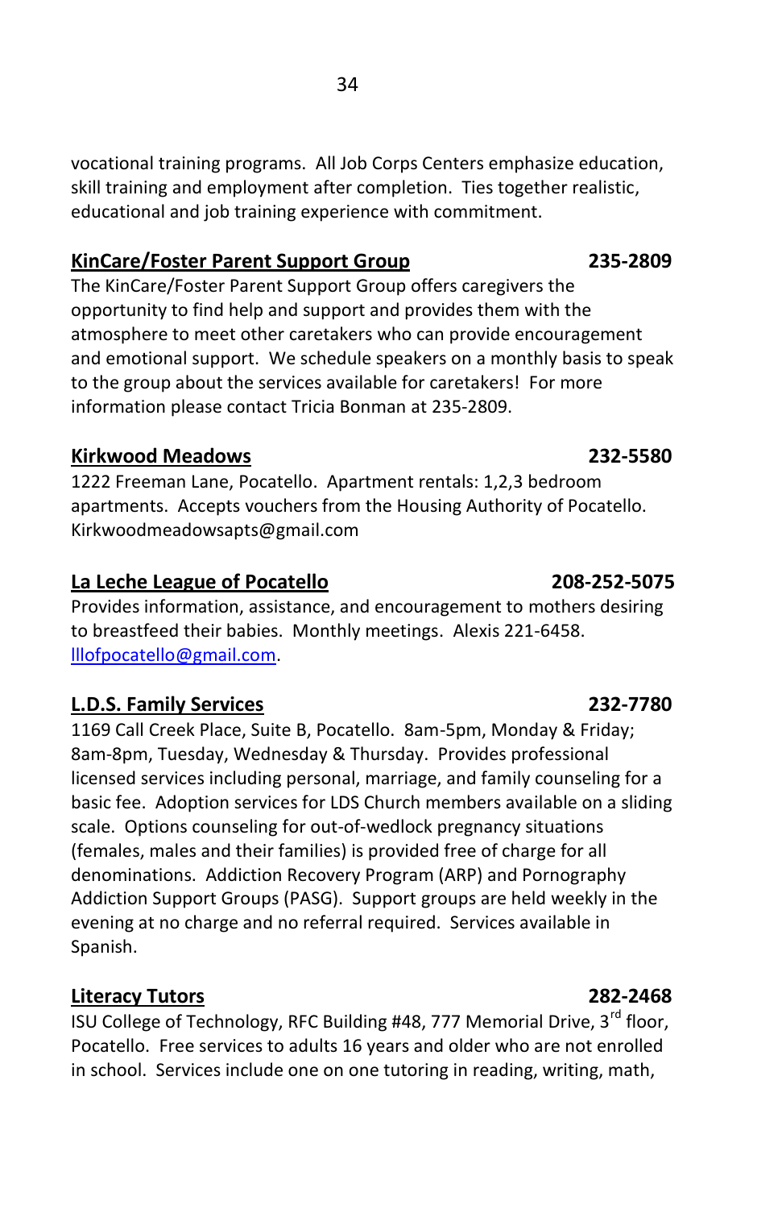vocational training programs. All Job Corps Centers emphasize education, skill training and employment after completion. Ties together realistic, educational and job training experience with commitment.

**KinCare/Foster Parent Support Group** **235-2809**

The KinCare/Foster Parent Support Group offers caregivers the opportunity to find help and support and provides them with the atmosphere to meet other caretakers who can provide encouragement and emotional support. We schedule speakers on a monthly basis to speak to the group about the services available for caretakers! For more information please contact Tricia Bonman at 235-2809.

**Kirkwood Meadows** **232-5580**

1222 Freeman Lane, Pocatello. Apartment rentals: 1,2,3 bedroom apartments. Accepts vouchers from the Housing Authority of Pocatello. Kirkwoodmeadowsapts@gmail.com

**La Leche League of Pocatello** **208-252-5075**

Provides information, assistance, and encouragement to mothers desiring to breastfeed their babies. Monthly meetings. Alexis 221-6458. lllofpocatello@gmail.com.

**L.D.S. Family Services** **232-7780**

1169 Call Creek Place, Suite B, Pocatello. 8am-5pm, Monday & Friday; 8am-8pm, Tuesday, Wednesday & Thursday. Provides professional licensed services including personal, marriage, and family counseling for a basic fee. Adoption services for LDS Church members available on a sliding scale. Options counseling for out-of-wedlock pregnancy situations (females, males and their families) is provided free of charge for all denominations. Addiction Recovery Program (ARP) and Pornography Addiction Support Groups (PASG). Support groups are held weekly in the evening at no charge and no referral required. Services available in Spanish.

**Literacy Tutors** **282-2468**

ISU College of Technology, RFC Building #48, 777 Memorial Drive, 3rd floor, Pocatello. Free services to adults 16 years and older who are not enrolled in school. Services include one on one tutoring in reading, writing, math,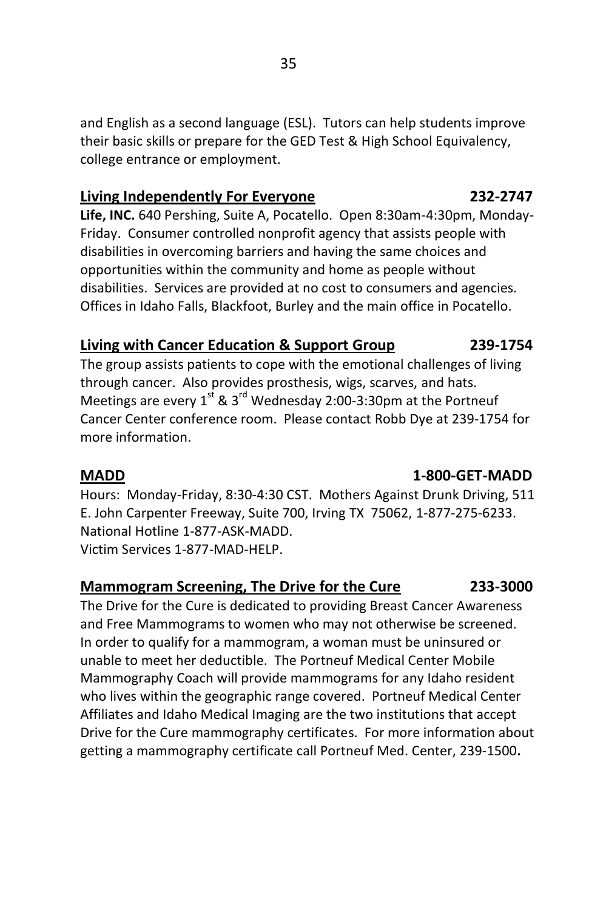and English as a second language (ESL). Tutors can help students improve their basic skills or prepare for the GED Test & High School Equivalency, college entrance or employment.

## Living Independently For Everyone 232-2747

**Life, INC.** 640 Pershing, Suite A, Pocatello. Open 8:30am-4:30pm, Monday-Friday. Consumer controlled nonprofit agency that assists people with disabilities in overcoming barriers and having the same choices and opportunities within the community and home as people without disabilities. Services are provided at no cost to consumers and agencies. Offices in Idaho Falls, Blackfoot, Burley and the main office in Pocatello.

## Living with Cancer Education & Support Group 239-1754

The group assists patients to cope with the emotional challenges of living through cancer. Also provides prosthesis, wigs, scarves, and hats. Meetings are every 1st & 3rd Wednesday 2:00-3:30pm at the Portneuf Cancer Center conference room. Please contact Robb Dye at 239-1754 for more information.

## MADD 1-800-GET-MADD

Hours: Monday-Friday, 8:30-4:30 CST. Mothers Against Drunk Driving, 511 E. John Carpenter Freeway, Suite 700, Irving TX 75062, 1-877-275-6233.
National Hotline 1-877-ASK-MADD.
Victim Services 1-877-MAD-HELP.

## Mammogram Screening, The Drive for the Cure 233-3000

The Drive for the Cure is dedicated to providing Breast Cancer Awareness and Free Mammograms to women who may not otherwise be screened. In order to qualify for a mammogram, a woman must be uninsured or unable to meet her deductible. The Portneuf Medical Center Mobile Mammography Coach will provide mammograms for any Idaho resident who lives within the geographic range covered. Portneuf Medical Center Affiliates and Idaho Medical Imaging are the two institutions that accept Drive for the Cure mammography certificates. For more information about getting a mammography certificate call Portneuf Med. Center, 239-1500**.**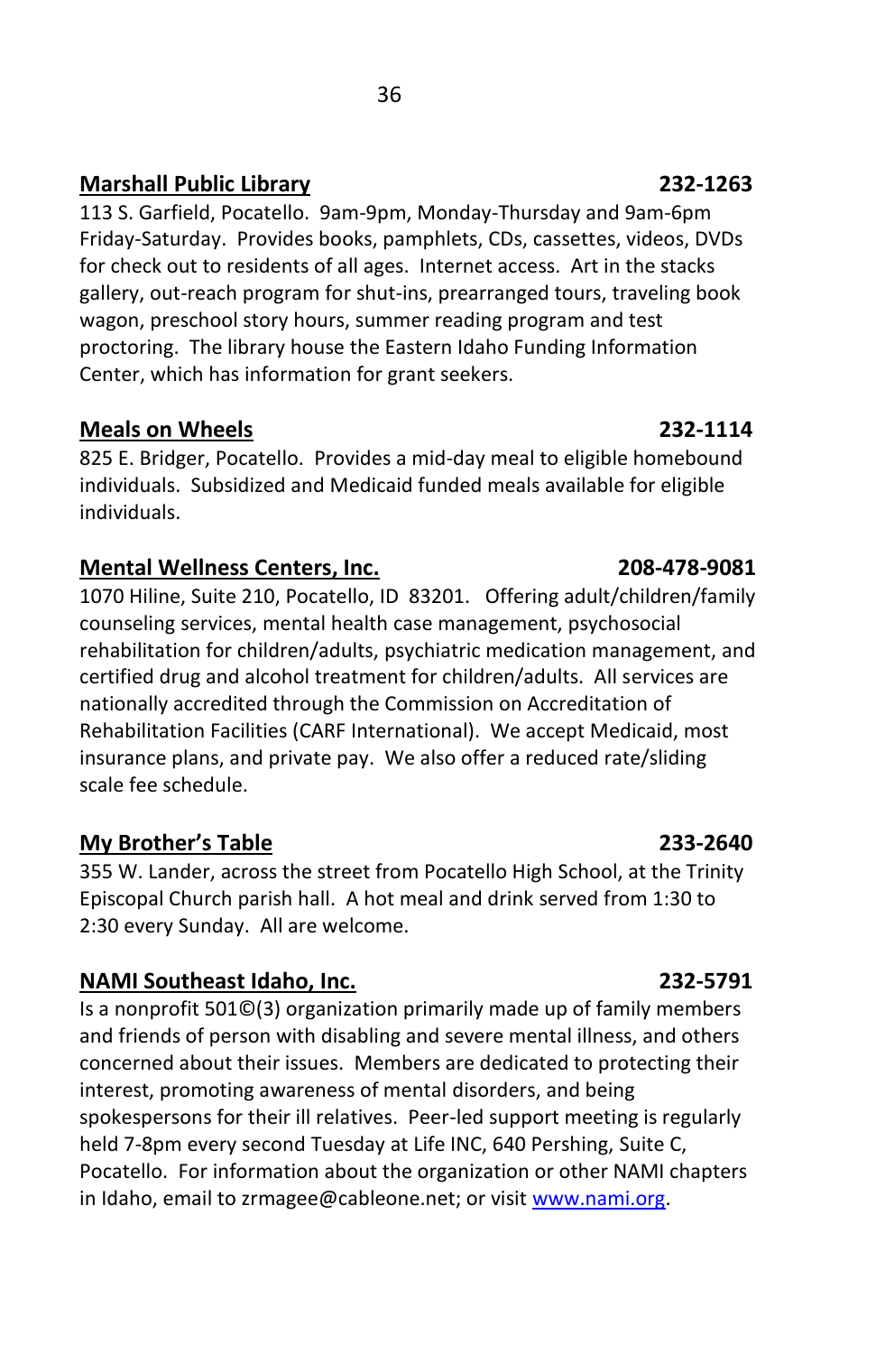**Marshall Public Library** **232-1263**

113 S. Garfield, Pocatello. 9am-9pm, Monday-Thursday and 9am-6pm Friday-Saturday. Provides books, pamphlets, CDs, cassettes, videos, DVDs for check out to residents of all ages. Internet access. Art in the stacks gallery, out-reach program for shut-ins, prearranged tours, traveling book wagon, preschool story hours, summer reading program and test proctoring. The library house the Eastern Idaho Funding Information Center, which has information for grant seekers.

**Meals on Wheels** **232-1114**

825 E. Bridger, Pocatello. Provides a mid-day meal to eligible homebound individuals. Subsidized and Medicaid funded meals available for eligible individuals.

**Mental Wellness Centers, Inc.** **208-478-9081**

1070 Hiline, Suite 210, Pocatello, ID 83201. Offering adult/children/family counseling services, mental health case management, psychosocial rehabilitation for children/adults, psychiatric medication management, and certified drug and alcohol treatment for children/adults. All services are nationally accredited through the Commission on Accreditation of Rehabilitation Facilities (CARF International). We accept Medicaid, most insurance plans, and private pay. We also offer a reduced rate/sliding scale fee schedule.

**My Brother's Table** **233-2640**

355 W. Lander, across the street from Pocatello High School, at the Trinity Episcopal Church parish hall. A hot meal and drink served from 1:30 to 2:30 every Sunday. All are welcome.

**NAMI Southeast Idaho, Inc.** **232-5791**

Is a nonprofit 501©(3) organization primarily made up of family members and friends of person with disabling and severe mental illness, and others concerned about their issues. Members are dedicated to protecting their interest, promoting awareness of mental disorders, and being spokespersons for their ill relatives. Peer-led support meeting is regularly held 7-8pm every second Tuesday at Life INC, 640 Pershing, Suite C, Pocatello. For information about the organization or other NAMI chapters in Idaho, email to zrmagee@cableone.net; or visit www.nami.org.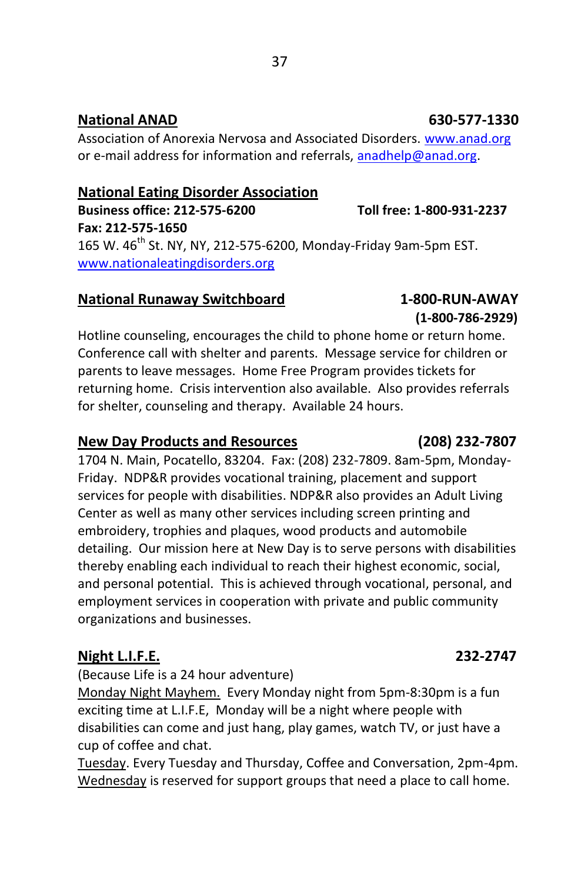**National ANAD** **630-577-1330**

Association of Anorexia Nervosa and Associated Disorders. www.anad.org or e-mail address for information and referrals, anadhelp@anad.org.

**National Eating Disorder Association**

**Business office: 212-575-6200** **Toll free: 1-800-931-2237**

**Fax: 212-575-1650**

165 W. 46th St. NY, NY, 212-575-6200, Monday-Friday 9am-5pm EST. www.nationaleatingdisorders.org

**National Runaway Switchboard** **1-800-RUN-AWAY (1-800-786-2929)**

Hotline counseling, encourages the child to phone home or return home. Conference call with shelter and parents. Message service for children or parents to leave messages. Home Free Program provides tickets for returning home. Crisis intervention also available. Also provides referrals for shelter, counseling and therapy. Available 24 hours.

**New Day Products and Resources** **(208) 232-7807**

1704 N. Main, Pocatello, 83204. Fax: (208) 232-7809. 8am-5pm, Monday-Friday. NDP&R provides vocational training, placement and support services for people with disabilities. NDP&R also provides an Adult Living Center as well as many other services including screen printing and embroidery, trophies and plaques, wood products and automobile detailing. Our mission here at New Day is to serve persons with disabilities thereby enabling each individual to reach their highest economic, social, and personal potential. This is achieved through vocational, personal, and employment services in cooperation with private and public community organizations and businesses.

**Night L.I.F.E.** **232-2747**

(Because Life is a 24 hour adventure)

Monday Night Mayhem. Every Monday night from 5pm-8:30pm is a fun exciting time at L.I.F.E, Monday will be a night where people with disabilities can come and just hang, play games, watch TV, or just have a cup of coffee and chat.

Tuesday. Every Tuesday and Thursday, Coffee and Conversation, 2pm-4pm.

Wednesday is reserved for support groups that need a place to call home.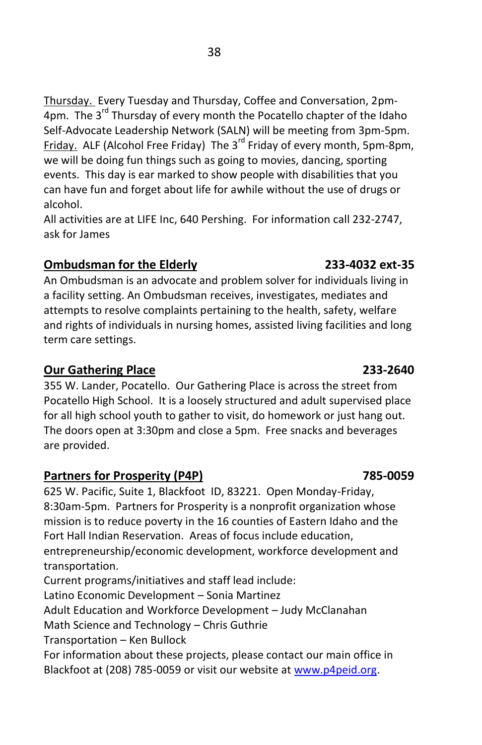Thursday. Every Tuesday and Thursday, Coffee and Conversation, 2pm-4pm. The 3rd Thursday of every month the Pocatello chapter of the Idaho Self-Advocate Leadership Network (SALN) will be meeting from 3pm-5pm. Friday. ALF (Alcohol Free Friday) The 3rd Friday of every month, 5pm-8pm, we will be doing fun things such as going to movies, dancing, sporting events. This day is ear marked to show people with disabilities that you can have fun and forget about life for awhile without the use of drugs or alcohol.

All activities are at LIFE Inc, 640 Pershing. For information call 232-2747, ask for James

## Ombudsman for the Elderly — 233-4032 ext-35

An Ombudsman is an advocate and problem solver for individuals living in a facility setting. An Ombudsman receives, investigates, mediates and attempts to resolve complaints pertaining to the health, safety, welfare and rights of individuals in nursing homes, assisted living facilities and long term care settings.

## Our Gathering Place — 233-2640

355 W. Lander, Pocatello. Our Gathering Place is across the street from Pocatello High School. It is a loosely structured and adult supervised place for all high school youth to gather to visit, do homework or just hang out. The doors open at 3:30pm and close a 5pm. Free snacks and beverages are provided.

## Partners for Prosperity (P4P) — 785-0059

625 W. Pacific, Suite 1, Blackfoot ID, 83221. Open Monday-Friday, 8:30am-5pm. Partners for Prosperity is a nonprofit organization whose mission is to reduce poverty in the 16 counties of Eastern Idaho and the Fort Hall Indian Reservation. Areas of focus include education, entrepreneurship/economic development, workforce development and transportation.

Current programs/initiatives and staff lead include:

Latino Economic Development – Sonia Martinez

Adult Education and Workforce Development – Judy McClanahan

Math Science and Technology – Chris Guthrie

Transportation – Ken Bullock

For information about these projects, please contact our main office in Blackfoot at (208) 785-0059 or visit our website at www.p4peid.org.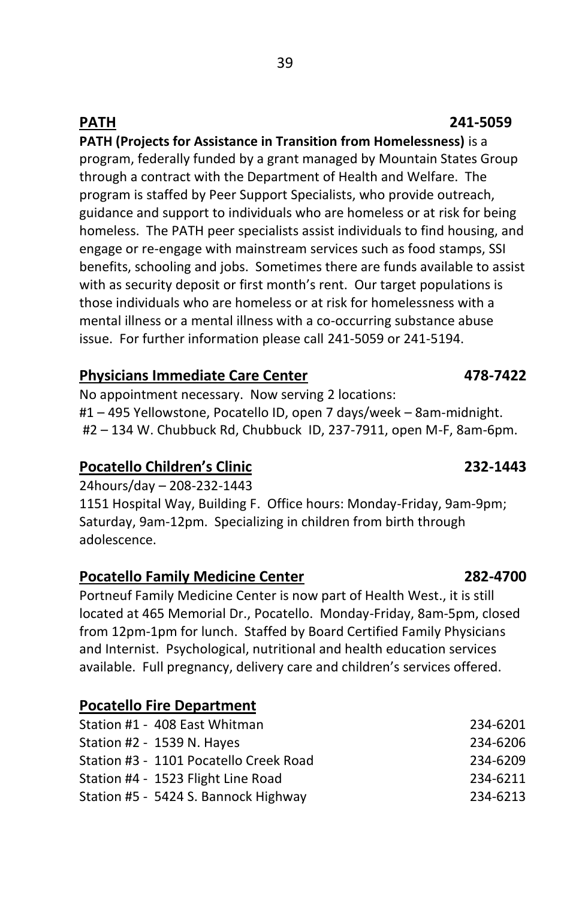## PATH 241-5059

**PATH (Projects for Assistance in Transition from Homelessness)** is a program, federally funded by a grant managed by Mountain States Group through a contract with the Department of Health and Welfare. The program is staffed by Peer Support Specialists, who provide outreach, guidance and support to individuals who are homeless or at risk for being homeless. The PATH peer specialists assist individuals to find housing, and engage or re-engage with mainstream services such as food stamps, SSI benefits, schooling and jobs. Sometimes there are funds available to assist with as security deposit or first month's rent. Our target populations is those individuals who are homeless or at risk for homelessness with a mental illness or a mental illness with a co-occurring substance abuse issue. For further information please call 241-5059 or 241-5194.

## Physicians Immediate Care Center 478-7422

No appointment necessary. Now serving 2 locations:
#1 – 495 Yellowstone, Pocatello ID, open 7 days/week – 8am-midnight.
#2 – 134 W. Chubbuck Rd, Chubbuck ID, 237-7911, open M-F, 8am-6pm.

## Pocatello Children's Clinic 232-1443

24hours/day – 208-232-1443
1151 Hospital Way, Building F. Office hours: Monday-Friday, 9am-9pm; Saturday, 9am-12pm. Specializing in children from birth through adolescence.

## Pocatello Family Medicine Center 282-4700

Portneuf Family Medicine Center is now part of Health West., it is still located at 465 Memorial Dr., Pocatello. Monday-Friday, 8am-5pm, closed from 12pm-1pm for lunch. Staffed by Board Certified Family Physicians and Internist. Psychological, nutritional and health education services available. Full pregnancy, delivery care and children's services offered.

## Pocatello Fire Department

| Station | Phone |
|---|---|
| Station #1 - 408 East Whitman | 234-6201 |
| Station #2 - 1539 N. Hayes | 234-6206 |
| Station #3 - 1101 Pocatello Creek Road | 234-6209 |
| Station #4 - 1523 Flight Line Road | 234-6211 |
| Station #5 - 5424 S. Bannock Highway | 234-6213 |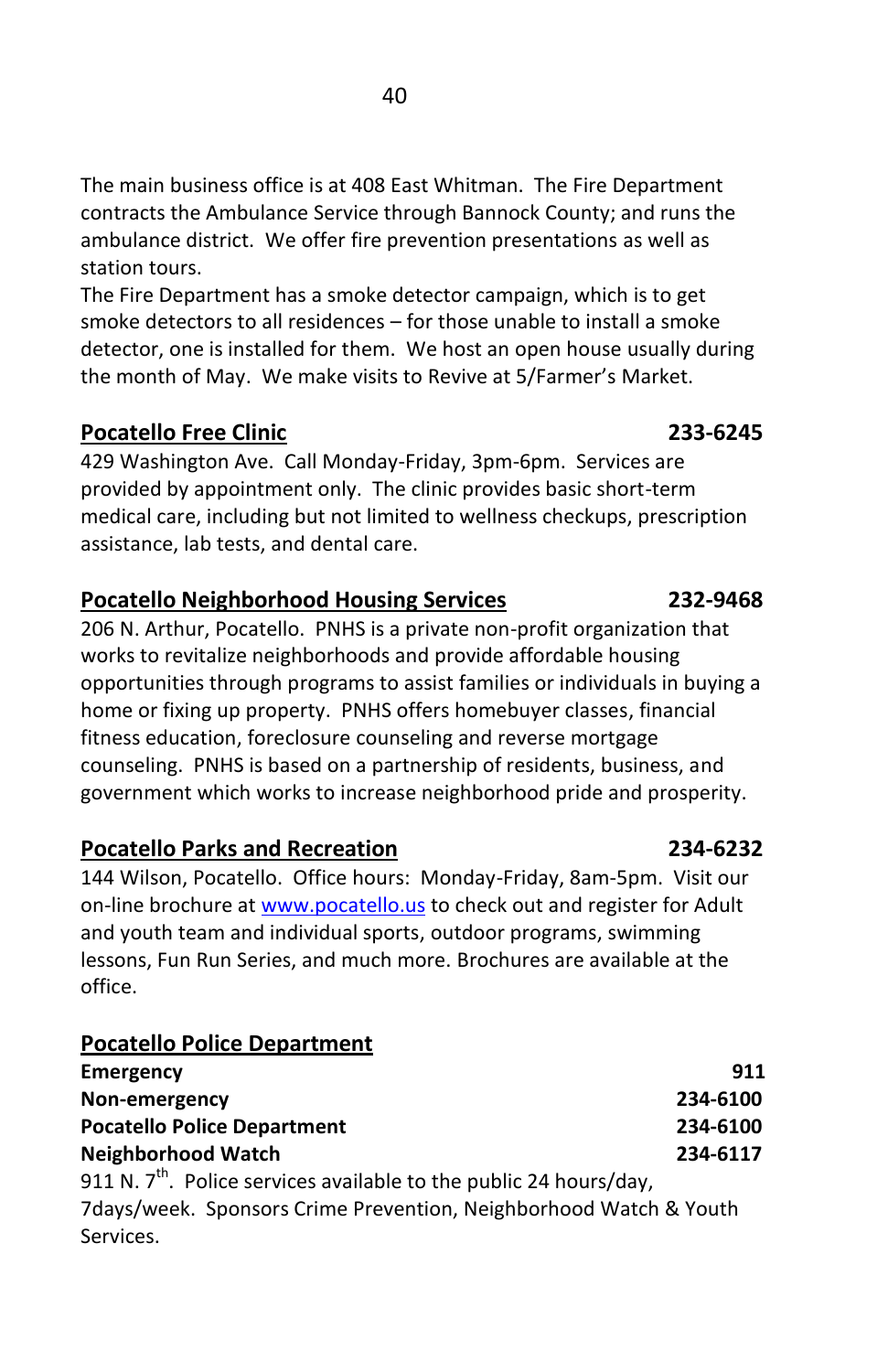The main business office is at 408 East Whitman. The Fire Department contracts the Ambulance Service through Bannock County; and runs the ambulance district. We offer fire prevention presentations as well as station tours.
The Fire Department has a smoke detector campaign, which is to get smoke detectors to all residences – for those unable to install a smoke detector, one is installed for them. We host an open house usually during the month of May. We make visits to Revive at 5/Farmer's Market.

**Pocatello Free Clinic** **233-6245**

429 Washington Ave. Call Monday-Friday, 3pm-6pm. Services are provided by appointment only. The clinic provides basic short-term medical care, including but not limited to wellness checkups, prescription assistance, lab tests, and dental care.

**Pocatello Neighborhood Housing Services** **232-9468**

206 N. Arthur, Pocatello. PNHS is a private non-profit organization that works to revitalize neighborhoods and provide affordable housing opportunities through programs to assist families or individuals in buying a home or fixing up property. PNHS offers homebuyer classes, financial fitness education, foreclosure counseling and reverse mortgage counseling. PNHS is based on a partnership of residents, business, and government which works to increase neighborhood pride and prosperity.

**Pocatello Parks and Recreation** **234-6232**

144 Wilson, Pocatello. Office hours: Monday-Friday, 8am-5pm. Visit our on-line brochure at www.pocatello.us to check out and register for Adult and youth team and individual sports, outdoor programs, swimming lessons, Fun Run Series, and much more. Brochures are available at the office.

**Pocatello Police Department**

**Emergency** **911**
**Non-emergency** **234-6100**
**Pocatello Police Department** **234-6100**
**Neighborhood Watch** **234-6117**

911 N. 7th. Police services available to the public 24 hours/day, 7days/week. Sponsors Crime Prevention, Neighborhood Watch & Youth Services.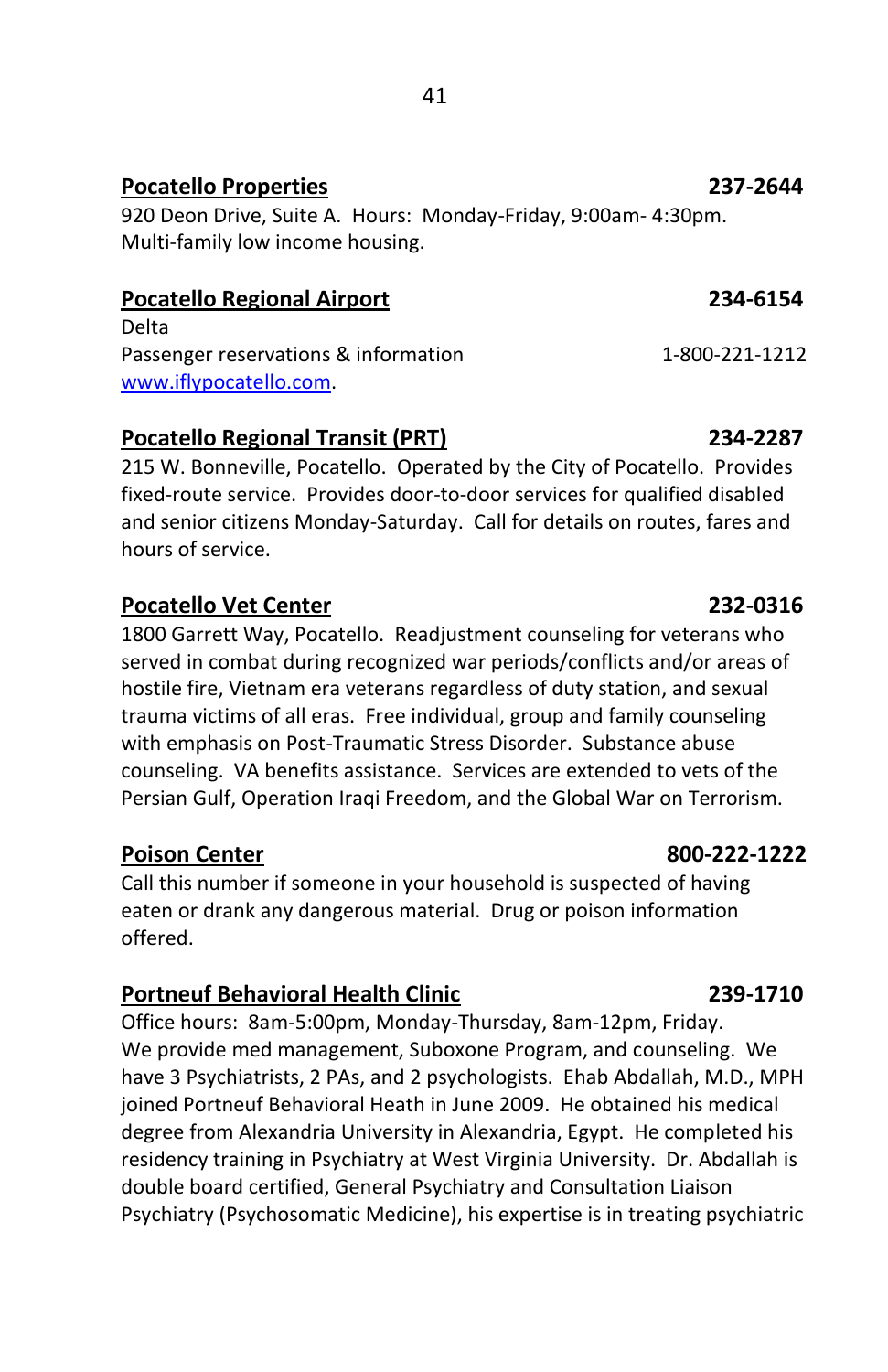**Pocatello Properties** **237-2644**

920 Deon Drive, Suite A. Hours: Monday-Friday, 9:00am- 4:30pm. Multi-family low income housing.

**Pocatello Regional Airport** **234-6154**

Delta

Passenger reservations & information 1-800-221-1212

www.iflypocatello.com.

**Pocatello Regional Transit (PRT)** **234-2287**

215 W. Bonneville, Pocatello. Operated by the City of Pocatello. Provides fixed-route service. Provides door-to-door services for qualified disabled and senior citizens Monday-Saturday. Call for details on routes, fares and hours of service.

**Pocatello Vet Center** **232-0316**

1800 Garrett Way, Pocatello. Readjustment counseling for veterans who served in combat during recognized war periods/conflicts and/or areas of hostile fire, Vietnam era veterans regardless of duty station, and sexual trauma victims of all eras. Free individual, group and family counseling with emphasis on Post-Traumatic Stress Disorder. Substance abuse counseling. VA benefits assistance. Services are extended to vets of the Persian Gulf, Operation Iraqi Freedom, and the Global War on Terrorism.

**Poison Center** **800-222-1222**

Call this number if someone in your household is suspected of having eaten or drank any dangerous material. Drug or poison information offered.

**Portneuf Behavioral Health Clinic** **239-1710**

Office hours: 8am-5:00pm, Monday-Thursday, 8am-12pm, Friday. We provide med management, Suboxone Program, and counseling. We have 3 Psychiatrists, 2 PAs, and 2 psychologists. Ehab Abdallah, M.D., MPH joined Portneuf Behavioral Heath in June 2009. He obtained his medical degree from Alexandria University in Alexandria, Egypt. He completed his residency training in Psychiatry at West Virginia University. Dr. Abdallah is double board certified, General Psychiatry and Consultation Liaison Psychiatry (Psychosomatic Medicine), his expertise is in treating psychiatric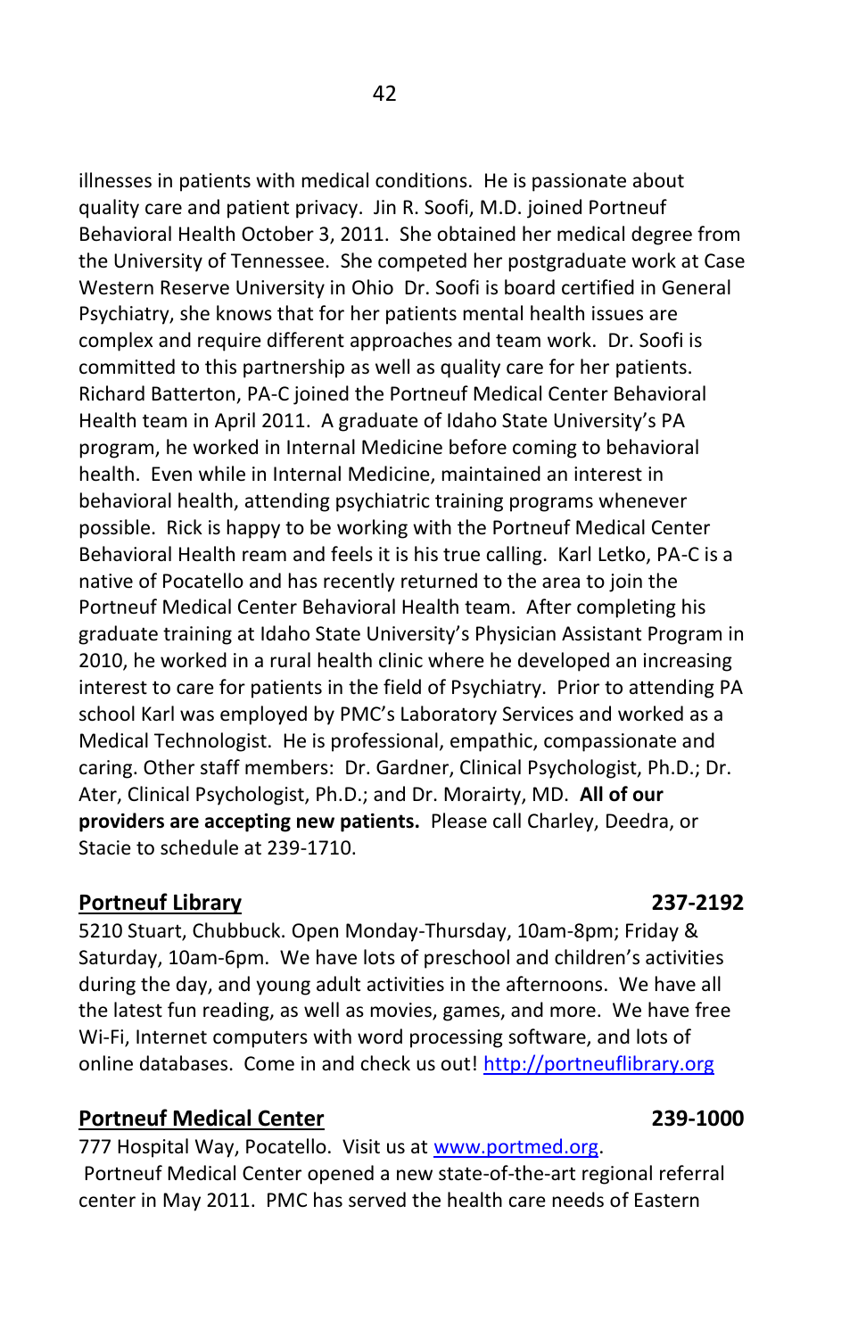illnesses in patients with medical conditions.  He is passionate about quality care and patient privacy.  Jin R. Soofi, M.D. joined Portneuf Behavioral Health October 3, 2011.  She obtained her medical degree from the University of Tennessee.  She competed her postgraduate work at Case Western Reserve University in Ohio  Dr. Soofi is board certified in General Psychiatry, she knows that for her patients mental health issues are complex and require different approaches and team work.  Dr. Soofi is committed to this partnership as well as quality care for her patients.  Richard Batterton, PA-C joined the Portneuf Medical Center Behavioral Health team in April 2011.  A graduate of Idaho State University's PA program, he worked in Internal Medicine before coming to behavioral health.  Even while in Internal Medicine, maintained an interest in behavioral health, attending psychiatric training programs whenever possible.  Rick is happy to be working with the Portneuf Medical Center Behavioral Health ream and feels it is his true calling.  Karl Letko, PA-C is a native of Pocatello and has recently returned to the area to join the Portneuf Medical Center Behavioral Health team.  After completing his graduate training at Idaho State University's Physician Assistant Program in 2010, he worked in a rural health clinic where he developed an increasing interest to care for patients in the field of Psychiatry.  Prior to attending PA school Karl was employed by PMC's Laboratory Services and worked as a Medical Technologist.  He is professional, empathic, compassionate and caring. Other staff members:  Dr. Gardner, Clinical Psychologist, Ph.D.; Dr. Ater, Clinical Psychologist, Ph.D.; and Dr. Morairty, MD.  **All of our providers are accepting new patients.**  Please call Charley, Deedra, or Stacie to schedule at 239-1710.

**Portneuf Library** **237-2192**

5210 Stuart, Chubbuck. Open Monday-Thursday, 10am-8pm; Friday & Saturday, 10am-6pm.  We have lots of preschool and children's activities during the day, and young adult activities in the afternoons.  We have all the latest fun reading, as well as movies, games, and more.  We have free Wi-Fi, Internet computers with word processing software, and lots of online databases.  Come in and check us out! http://portneuflibrary.org

**Portneuf Medical Center** **239-1000**

777 Hospital Way, Pocatello.  Visit us at www.portmed.org.
Portneuf Medical Center opened a new state-of-the-art regional referral center in May 2011.  PMC has served the health care needs of Eastern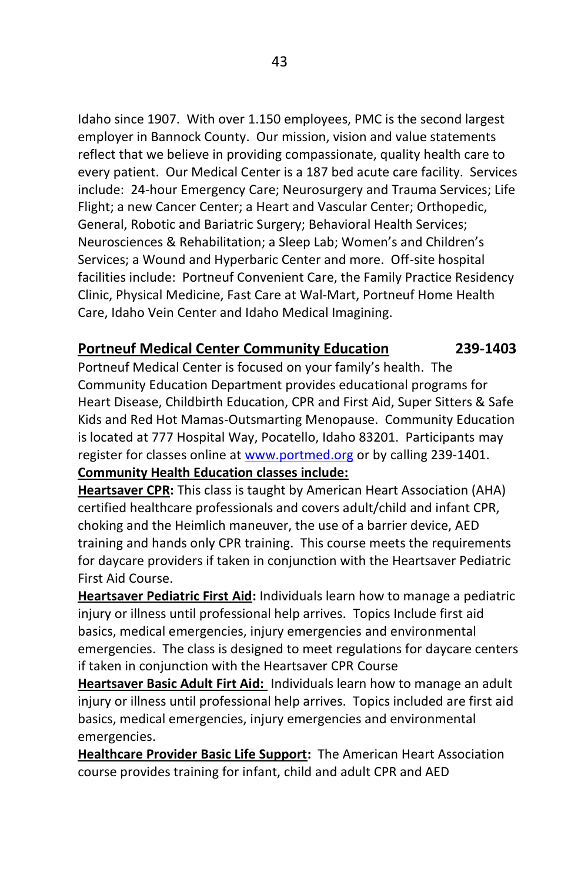Idaho since 1907. With over 1.150 employees, PMC is the second largest employer in Bannock County. Our mission, vision and value statements reflect that we believe in providing compassionate, quality health care to every patient. Our Medical Center is a 187 bed acute care facility. Services include: 24-hour Emergency Care; Neurosurgery and Trauma Services; Life Flight; a new Cancer Center; a Heart and Vascular Center; Orthopedic, General, Robotic and Bariatric Surgery; Behavioral Health Services; Neurosciences & Rehabilitation; a Sleep Lab; Women's and Children's Services; a Wound and Hyperbaric Center and more. Off-site hospital facilities include: Portneuf Convenient Care, the Family Practice Residency Clinic, Physical Medicine, Fast Care at Wal-Mart, Portneuf Home Health Care, Idaho Vein Center and Idaho Medical Imagining.

**Portneuf Medical Center Community Education** **239-1403**

Portneuf Medical Center is focused on your family's health. The Community Education Department provides educational programs for Heart Disease, Childbirth Education, CPR and First Aid, Super Sitters & Safe Kids and Red Hot Mamas-Outsmarting Menopause. Community Education is located at 777 Hospital Way, Pocatello, Idaho 83201. Participants may register for classes online at www.portmed.org or by calling 239-1401.

**Community Health Education classes include:**

**Heartsaver CPR:** This class is taught by American Heart Association (AHA) certified healthcare professionals and covers adult/child and infant CPR, choking and the Heimlich maneuver, the use of a barrier device, AED training and hands only CPR training. This course meets the requirements for daycare providers if taken in conjunction with the Heartsaver Pediatric First Aid Course.

**Heartsaver Pediatric First Aid:** Individuals learn how to manage a pediatric injury or illness until professional help arrives. Topics Include first aid basics, medical emergencies, injury emergencies and environmental emergencies. The class is designed to meet regulations for daycare centers if taken in conjunction with the Heartsaver CPR Course

**Heartsaver Basic Adult Firt Aid:** Individuals learn how to manage an adult injury or illness until professional help arrives. Topics included are first aid basics, medical emergencies, injury emergencies and environmental emergencies.

**Healthcare Provider Basic Life Support:** The American Heart Association course provides training for infant, child and adult CPR and AED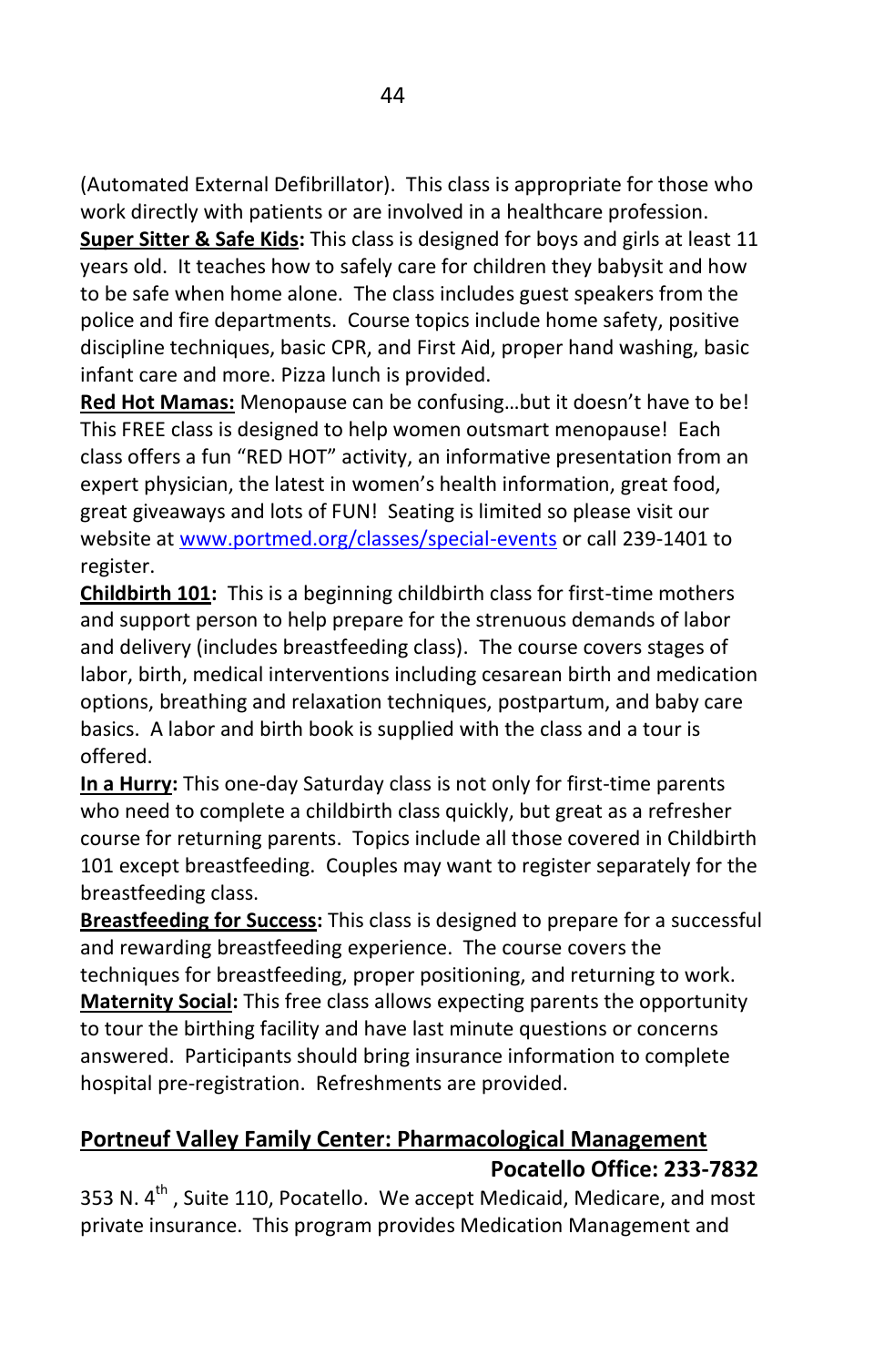(Automated External Defibrillator). This class is appropriate for those who work directly with patients or are involved in a healthcare profession.

**Super Sitter & Safe Kids:** This class is designed for boys and girls at least 11 years old. It teaches how to safely care for children they babysit and how to be safe when home alone. The class includes guest speakers from the police and fire departments. Course topics include home safety, positive discipline techniques, basic CPR, and First Aid, proper hand washing, basic infant care and more. Pizza lunch is provided.

**Red Hot Mamas:** Menopause can be confusing…but it doesn't have to be! This FREE class is designed to help women outsmart menopause! Each class offers a fun "RED HOT" activity, an informative presentation from an expert physician, the latest in women's health information, great food, great giveaways and lots of FUN! Seating is limited so please visit our website at www.portmed.org/classes/special-events or call 239-1401 to register.

**Childbirth 101:** This is a beginning childbirth class for first-time mothers and support person to help prepare for the strenuous demands of labor and delivery (includes breastfeeding class). The course covers stages of labor, birth, medical interventions including cesarean birth and medication options, breathing and relaxation techniques, postpartum, and baby care basics. A labor and birth book is supplied with the class and a tour is offered.

**In a Hurry:** This one-day Saturday class is not only for first-time parents who need to complete a childbirth class quickly, but great as a refresher course for returning parents. Topics include all those covered in Childbirth 101 except breastfeeding. Couples may want to register separately for the breastfeeding class.

**Breastfeeding for Success:** This class is designed to prepare for a successful and rewarding breastfeeding experience. The course covers the techniques for breastfeeding, proper positioning, and returning to work.

**Maternity Social:** This free class allows expecting parents the opportunity to tour the birthing facility and have last minute questions or concerns answered. Participants should bring insurance information to complete hospital pre-registration. Refreshments are provided.

## Portneuf Valley Family Center: Pharmacological Management

**Pocatello Office: 233-7832**

353 N. 4th , Suite 110, Pocatello. We accept Medicaid, Medicare, and most private insurance. This program provides Medication Management and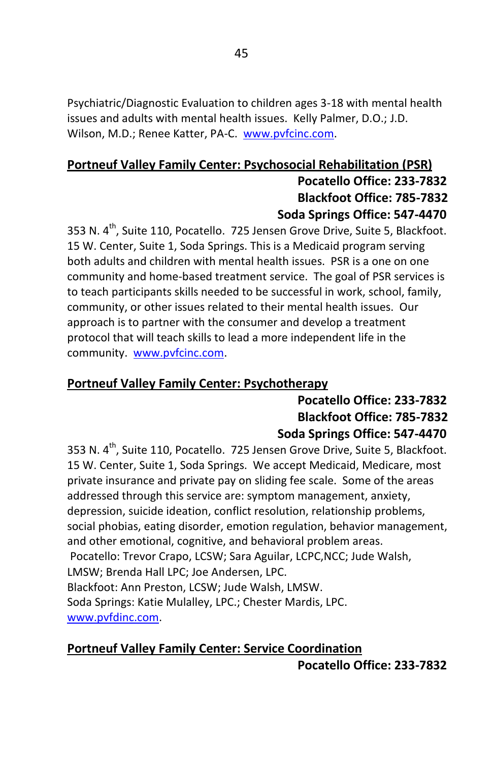Psychiatric/Diagnostic Evaluation to children ages 3-18 with mental health issues and adults with mental health issues. Kelly Palmer, D.O.; J.D. Wilson, M.D.; Renee Katter, PA-C. www.pvfcinc.com.

## Portneuf Valley Family Center: Psychosocial Rehabilitation (PSR)

**Pocatello Office: 233-7832**
**Blackfoot Office: 785-7832**
**Soda Springs Office: 547-4470**

353 N. 4th, Suite 110, Pocatello. 725 Jensen Grove Drive, Suite 5, Blackfoot. 15 W. Center, Suite 1, Soda Springs. This is a Medicaid program serving both adults and children with mental health issues. PSR is a one on one community and home-based treatment service. The goal of PSR services is to teach participants skills needed to be successful in work, school, family, community, or other issues related to their mental health issues. Our approach is to partner with the consumer and develop a treatment protocol that will teach skills to lead a more independent life in the community. www.pvfcinc.com.

## Portneuf Valley Family Center: Psychotherapy

**Pocatello Office: 233-7832**
**Blackfoot Office: 785-7832**
**Soda Springs Office: 547-4470**

353 N. 4th, Suite 110, Pocatello. 725 Jensen Grove Drive, Suite 5, Blackfoot. 15 W. Center, Suite 1, Soda Springs. We accept Medicaid, Medicare, most private insurance and private pay on sliding fee scale. Some of the areas addressed through this service are: symptom management, anxiety, depression, suicide ideation, conflict resolution, relationship problems, social phobias, eating disorder, emotion regulation, behavior management, and other emotional, cognitive, and behavioral problem areas.
Pocatello: Trevor Crapo, LCSW; Sara Aguilar, LCPC,NCC; Jude Walsh, LMSW; Brenda Hall LPC; Joe Andersen, LPC.
Blackfoot: Ann Preston, LCSW; Jude Walsh, LMSW.
Soda Springs: Katie Mulalley, LPC.; Chester Mardis, LPC.
www.pvfdinc.com.

## Portneuf Valley Family Center: Service Coordination

**Pocatello Office: 233-7832**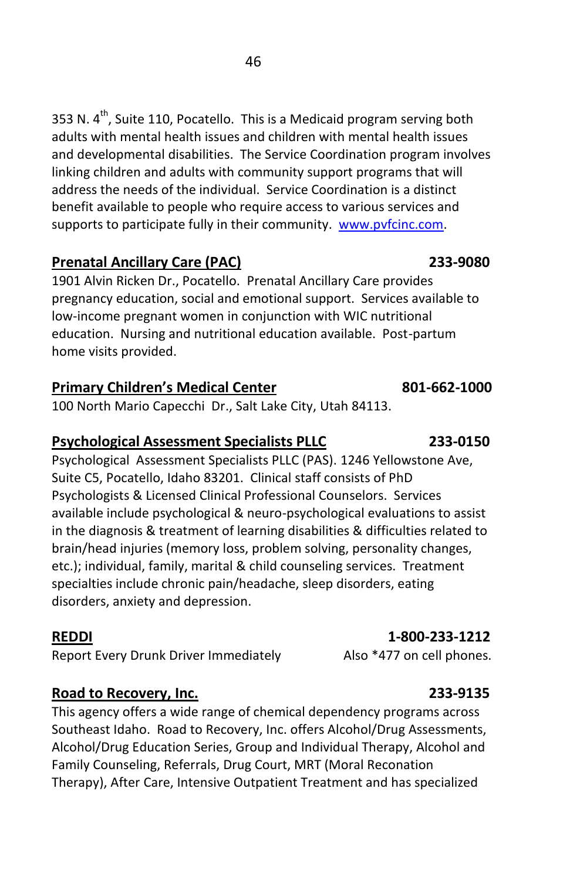353 N. 4th, Suite 110, Pocatello. This is a Medicaid program serving both adults with mental health issues and children with mental health issues and developmental disabilities. The Service Coordination program involves linking children and adults with community support programs that will address the needs of the individual. Service Coordination is a distinct benefit available to people who require access to various services and supports to participate fully in their community. [www.pvfcinc.com](http://www.pvfcinc.com).

**Prenatal Ancillary Care (PAC)** **233-9080**

1901 Alvin Ricken Dr., Pocatello. Prenatal Ancillary Care provides pregnancy education, social and emotional support. Services available to low-income pregnant women in conjunction with WIC nutritional education. Nursing and nutritional education available. Post-partum home visits provided.

**Primary Children's Medical Center** **801-662-1000**

100 North Mario Capecchi Dr., Salt Lake City, Utah 84113.

**Psychological Assessment Specialists PLLC** **233-0150**

Psychological Assessment Specialists PLLC (PAS). 1246 Yellowstone Ave, Suite C5, Pocatello, Idaho 83201. Clinical staff consists of PhD Psychologists & Licensed Clinical Professional Counselors. Services available include psychological & neuro-psychological evaluations to assist in the diagnosis & treatment of learning disabilities & difficulties related to brain/head injuries (memory loss, problem solving, personality changes, etc.); individual, family, marital & child counseling services. Treatment specialties include chronic pain/headache, sleep disorders, eating disorders, anxiety and depression.

**REDDI** **1-800-233-1212**

Report Every Drunk Driver Immediately Also *477 on cell phones.

**Road to Recovery, Inc.** **233-9135**

This agency offers a wide range of chemical dependency programs across Southeast Idaho. Road to Recovery, Inc. offers Alcohol/Drug Assessments, Alcohol/Drug Education Series, Group and Individual Therapy, Alcohol and Family Counseling, Referrals, Drug Court, MRT (Moral Reconation Therapy), After Care, Intensive Outpatient Treatment and has specialized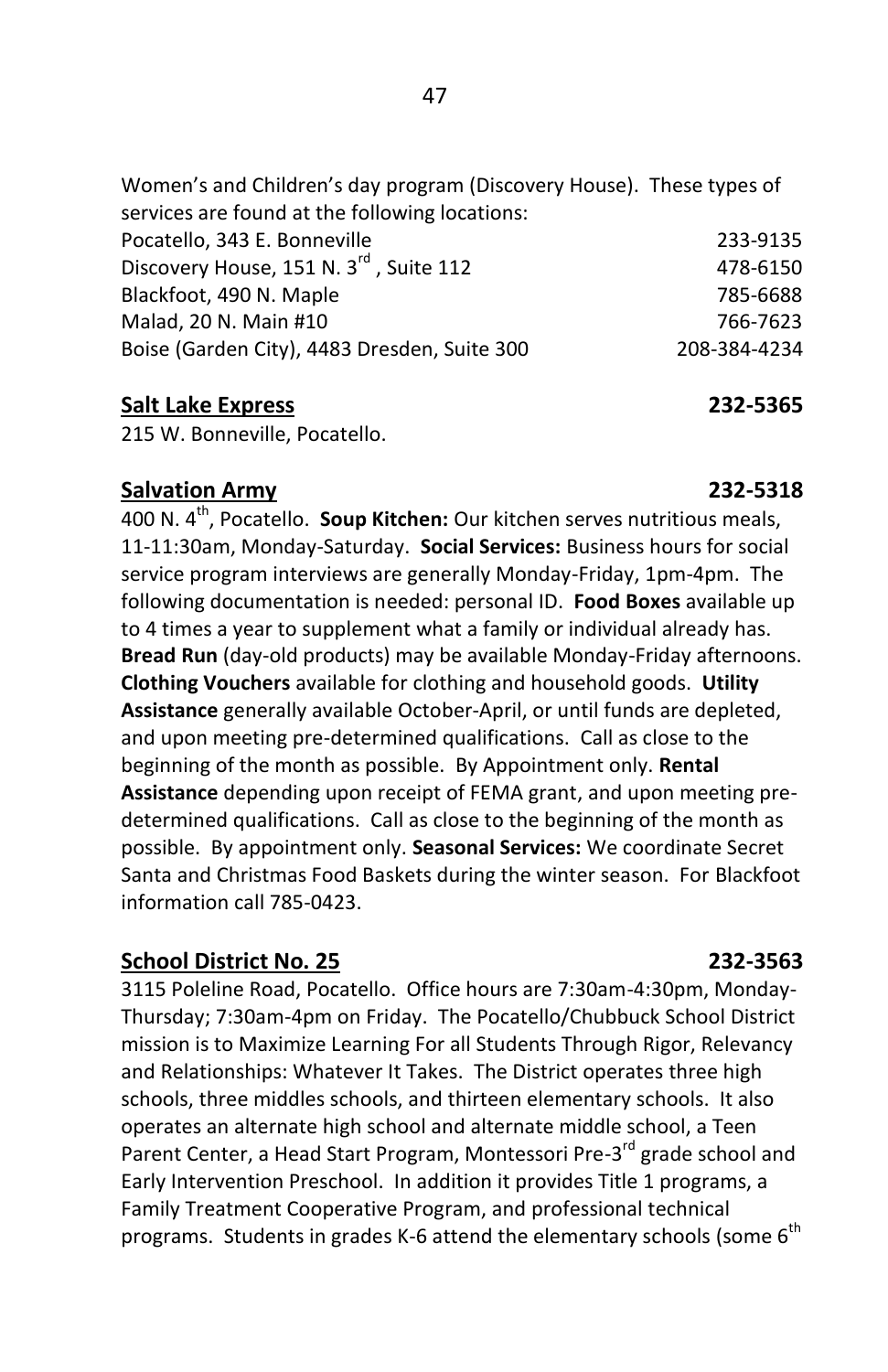Women's and Children's day program (Discovery House). These types of services are found at the following locations:

| | |
|---|---|
| Pocatello, 343 E. Bonneville | 233-9135 |
| Discovery House, 151 N. 3rd , Suite 112 | 478-6150 |
| Blackfoot, 490 N. Maple | 785-6688 |
| Malad, 20 N. Main #10 | 766-7623 |
| Boise (Garden City), 4483 Dresden, Suite 300 | 208-384-4234 |

**Salt Lake Express** **232-5365**

215 W. Bonneville, Pocatello.

**Salvation Army** **232-5318**

400 N. 4th, Pocatello. **Soup Kitchen:** Our kitchen serves nutritious meals, 11-11:30am, Monday-Saturday. **Social Services:** Business hours for social service program interviews are generally Monday-Friday, 1pm-4pm. The following documentation is needed: personal ID. **Food Boxes** available up to 4 times a year to supplement what a family or individual already has. **Bread Run** (day-old products) may be available Monday-Friday afternoons. **Clothing Vouchers** available for clothing and household goods. **Utility Assistance** generally available October-April, or until funds are depleted, and upon meeting pre-determined qualifications. Call as close to the beginning of the month as possible. By Appointment only. **Rental Assistance** depending upon receipt of FEMA grant, and upon meeting pre-determined qualifications. Call as close to the beginning of the month as possible. By appointment only. **Seasonal Services:** We coordinate Secret Santa and Christmas Food Baskets during the winter season. For Blackfoot information call 785-0423.

**School District No. 25** **232-3563**

3115 Poleline Road, Pocatello. Office hours are 7:30am-4:30pm, Monday-Thursday; 7:30am-4pm on Friday. The Pocatello/Chubbuck School District mission is to Maximize Learning For all Students Through Rigor, Relevancy and Relationships: Whatever It Takes. The District operates three high schools, three middles schools, and thirteen elementary schools. It also operates an alternate high school and alternate middle school, a Teen Parent Center, a Head Start Program, Montessori Pre-3rd grade school and Early Intervention Preschool. In addition it provides Title 1 programs, a Family Treatment Cooperative Program, and professional technical programs. Students in grades K-6 attend the elementary schools (some 6th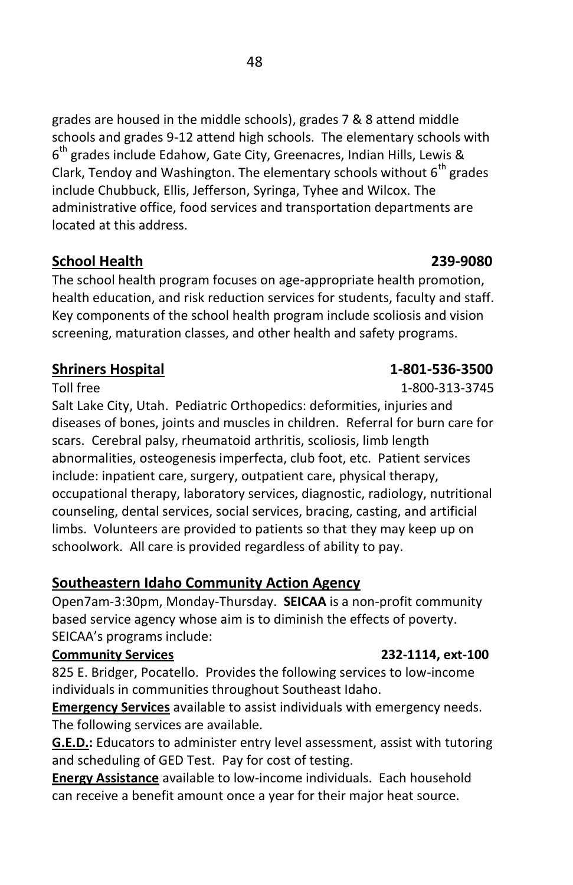grades are housed in the middle schools), grades 7 & 8 attend middle schools and grades 9-12 attend high schools. The elementary schools with 6th grades include Edahow, Gate City, Greenacres, Indian Hills, Lewis & Clark, Tendoy and Washington. The elementary schools without 6th grades include Chubbuck, Ellis, Jefferson, Syringa, Tyhee and Wilcox. The administrative office, food services and transportation departments are located at this address.

**School Health** **239-9080**

The school health program focuses on age-appropriate health promotion, health education, and risk reduction services for students, faculty and staff. Key components of the school health program include scoliosis and vision screening, maturation classes, and other health and safety programs.

**Shriners Hospital** **1-801-536-3500**

Toll free 1-800-313-3745

Salt Lake City, Utah. Pediatric Orthopedics: deformities, injuries and diseases of bones, joints and muscles in children. Referral for burn care for scars. Cerebral palsy, rheumatoid arthritis, scoliosis, limb length abnormalities, osteogenesis imperfecta, club foot, etc. Patient services include: inpatient care, surgery, outpatient care, physical therapy, occupational therapy, laboratory services, diagnostic, radiology, nutritional counseling, dental services, social services, bracing, casting, and artificial limbs. Volunteers are provided to patients so that they may keep up on schoolwork. All care is provided regardless of ability to pay.

**Southeastern Idaho Community Action Agency**

Open7am-3:30pm, Monday-Thursday. **SEICAA** is a non-profit community based service agency whose aim is to diminish the effects of poverty. SEICAA's programs include:

**Community Services** **232-1114, ext-100**

825 E. Bridger, Pocatello. Provides the following services to low-income individuals in communities throughout Southeast Idaho.

**Emergency Services** available to assist individuals with emergency needs. The following services are available.

**G.E.D.:** Educators to administer entry level assessment, assist with tutoring and scheduling of GED Test. Pay for cost of testing.

**Energy Assistance** available to low-income individuals. Each household can receive a benefit amount once a year for their major heat source.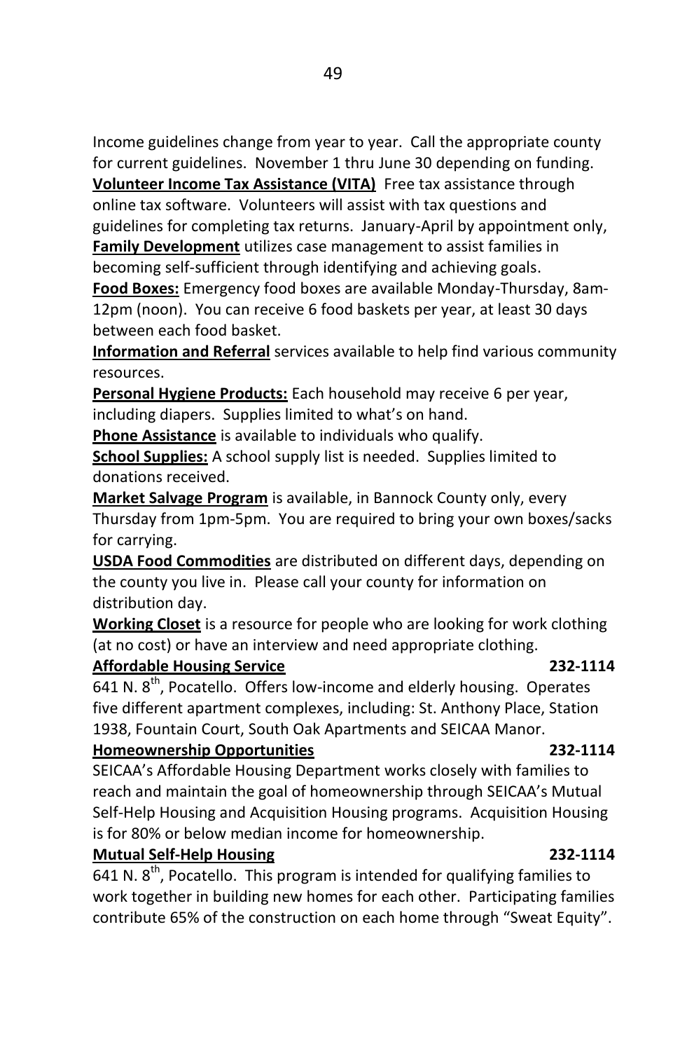Income guidelines change from year to year. Call the appropriate county for current guidelines. November 1 thru June 30 depending on funding.

**Volunteer Income Tax Assistance (VITA)** Free tax assistance through online tax software. Volunteers will assist with tax questions and guidelines for completing tax returns. January-April by appointment only,

**Family Development** utilizes case management to assist families in becoming self-sufficient through identifying and achieving goals.

**Food Boxes:** Emergency food boxes are available Monday-Thursday, 8am-12pm (noon). You can receive 6 food baskets per year, at least 30 days between each food basket.

**Information and Referral** services available to help find various community resources.

**Personal Hygiene Products:** Each household may receive 6 per year, including diapers. Supplies limited to what's on hand.

**Phone Assistance** is available to individuals who qualify.

**School Supplies:** A school supply list is needed. Supplies limited to donations received.

**Market Salvage Program** is available, in Bannock County only, every Thursday from 1pm-5pm. You are required to bring your own boxes/sacks for carrying.

**USDA Food Commodities** are distributed on different days, depending on the county you live in. Please call your county for information on distribution day.

**Working Closet** is a resource for people who are looking for work clothing (at no cost) or have an interview and need appropriate clothing.

**Affordable Housing Service** **232-1114**

641 N. 8th, Pocatello. Offers low-income and elderly housing. Operates five different apartment complexes, including: St. Anthony Place, Station 1938, Fountain Court, South Oak Apartments and SEICAA Manor.

**Homeownership Opportunities** **232-1114**

SEICAA's Affordable Housing Department works closely with families to reach and maintain the goal of homeownership through SEICAA's Mutual Self-Help Housing and Acquisition Housing programs. Acquisition Housing is for 80% or below median income for homeownership.

**Mutual Self-Help Housing** **232-1114**

641 N. 8th, Pocatello. This program is intended for qualifying families to work together in building new homes for each other. Participating families contribute 65% of the construction on each home through "Sweat Equity".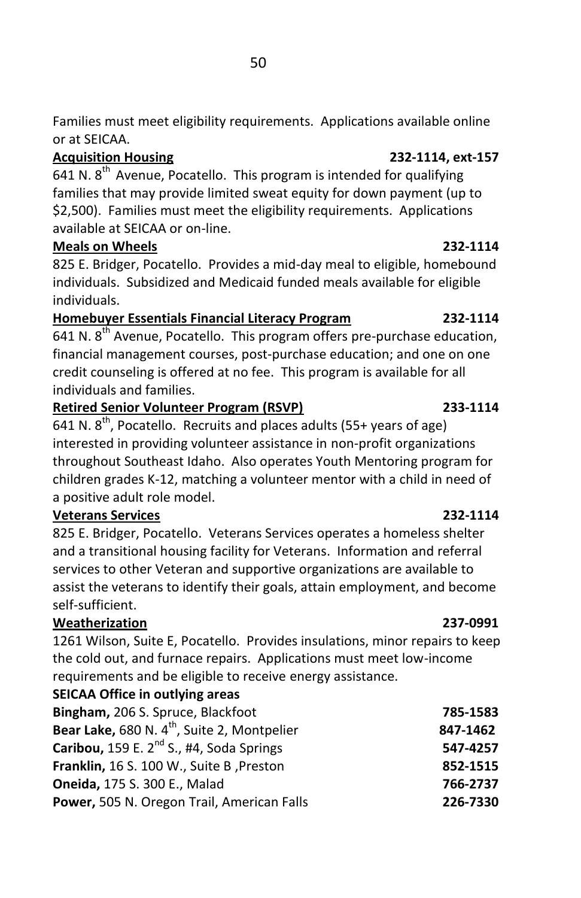Families must meet eligibility requirements. Applications available online or at SEICAA.

**Acquisition Housing** **232-1114, ext-157**

641 N. 8th Avenue, Pocatello. This program is intended for qualifying families that may provide limited sweat equity for down payment (up to $2,500). Families must meet the eligibility requirements. Applications available at SEICAA or on-line.

**Meals on Wheels** **232-1114**

825 E. Bridger, Pocatello. Provides a mid-day meal to eligible, homebound individuals. Subsidized and Medicaid funded meals available for eligible individuals.

**Homebuyer Essentials Financial Literacy Program** **232-1114**

641 N. 8th Avenue, Pocatello. This program offers pre-purchase education, financial management courses, post-purchase education; and one on one credit counseling is offered at no fee. This program is available for all individuals and families.

**Retired Senior Volunteer Program (RSVP)** **233-1114**

641 N. 8th, Pocatello. Recruits and places adults (55+ years of age) interested in providing volunteer assistance in non-profit organizations throughout Southeast Idaho. Also operates Youth Mentoring program for children grades K-12, matching a volunteer mentor with a child in need of a positive adult role model.

**Veterans Services** **232-1114**

825 E. Bridger, Pocatello. Veterans Services operates a homeless shelter and a transitional housing facility for Veterans. Information and referral services to other Veteran and supportive organizations are available to assist the veterans to identify their goals, attain employment, and become self-sufficient.

**Weatherization** **237-0991**

1261 Wilson, Suite E, Pocatello. Provides insulations, minor repairs to keep the cold out, and furnace repairs. Applications must meet low-income requirements and be eligible to receive energy assistance.

**SEICAA Office in outlying areas**

**Bingham,** 206 S. Spruce, Blackfoot **785-1583**

**Bear Lake,** 680 N. 4th, Suite 2, Montpelier **847-1462**

**Caribou,** 159 E. 2nd S., #4, Soda Springs **547-4257**

**Franklin,** 16 S. 100 W., Suite B ,Preston **852-1515**

**Oneida,** 175 S. 300 E., Malad **766-2737**

**Power,** 505 N. Oregon Trail, American Falls **226-7330**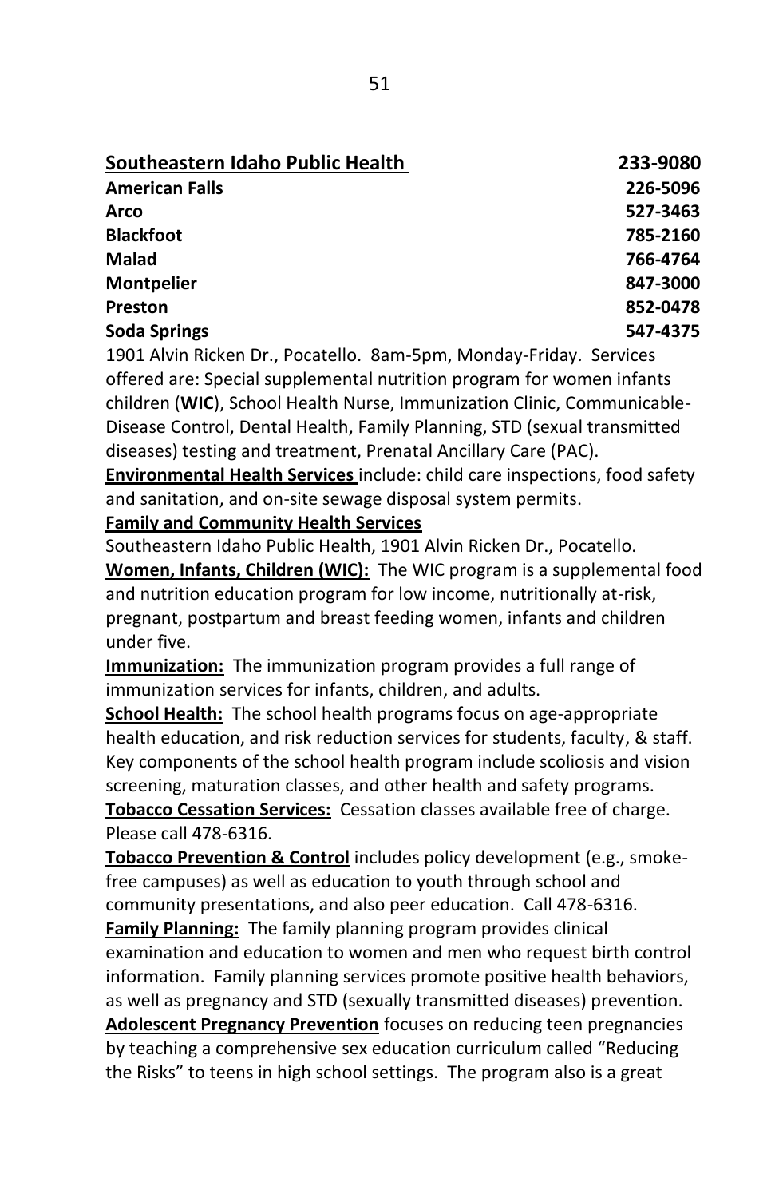| **Southeastern Idaho Public Health** | **233-9080** |
|---|---|
| **American Falls** | **226-5096** |
| **Arco** | **527-3463** |
| **Blackfoot** | **785-2160** |
| **Malad** | **766-4764** |
| **Montpelier** | **847-3000** |
| **Preston** | **852-0478** |
| **Soda Springs** | **547-4375** |

1901 Alvin Ricken Dr., Pocatello. 8am-5pm, Monday-Friday. Services offered are: Special supplemental nutrition program for women infants children (**WIC**), School Health Nurse, Immunization Clinic, Communicable-Disease Control, Dental Health, Family Planning, STD (sexual transmitted diseases) testing and treatment, Prenatal Ancillary Care (PAC).

**Environmental Health Services** include: child care inspections, food safety and sanitation, and on-site sewage disposal system permits.

**Family and Community Health Services**

Southeastern Idaho Public Health, 1901 Alvin Ricken Dr., Pocatello.

**Women, Infants, Children (WIC):** The WIC program is a supplemental food and nutrition education program for low income, nutritionally at-risk, pregnant, postpartum and breast feeding women, infants and children under five.

**Immunization:** The immunization program provides a full range of immunization services for infants, children, and adults.

**School Health:** The school health programs focus on age-appropriate health education, and risk reduction services for students, faculty, & staff. Key components of the school health program include scoliosis and vision screening, maturation classes, and other health and safety programs.

**Tobacco Cessation Services:** Cessation classes available free of charge. Please call 478-6316.

**Tobacco Prevention & Control** includes policy development (e.g., smoke-free campuses) as well as education to youth through school and community presentations, and also peer education. Call 478-6316.

**Family Planning:** The family planning program provides clinical examination and education to women and men who request birth control information. Family planning services promote positive health behaviors, as well as pregnancy and STD (sexually transmitted diseases) prevention.

**Adolescent Pregnancy Prevention** focuses on reducing teen pregnancies by teaching a comprehensive sex education curriculum called "Reducing the Risks" to teens in high school settings. The program also is a great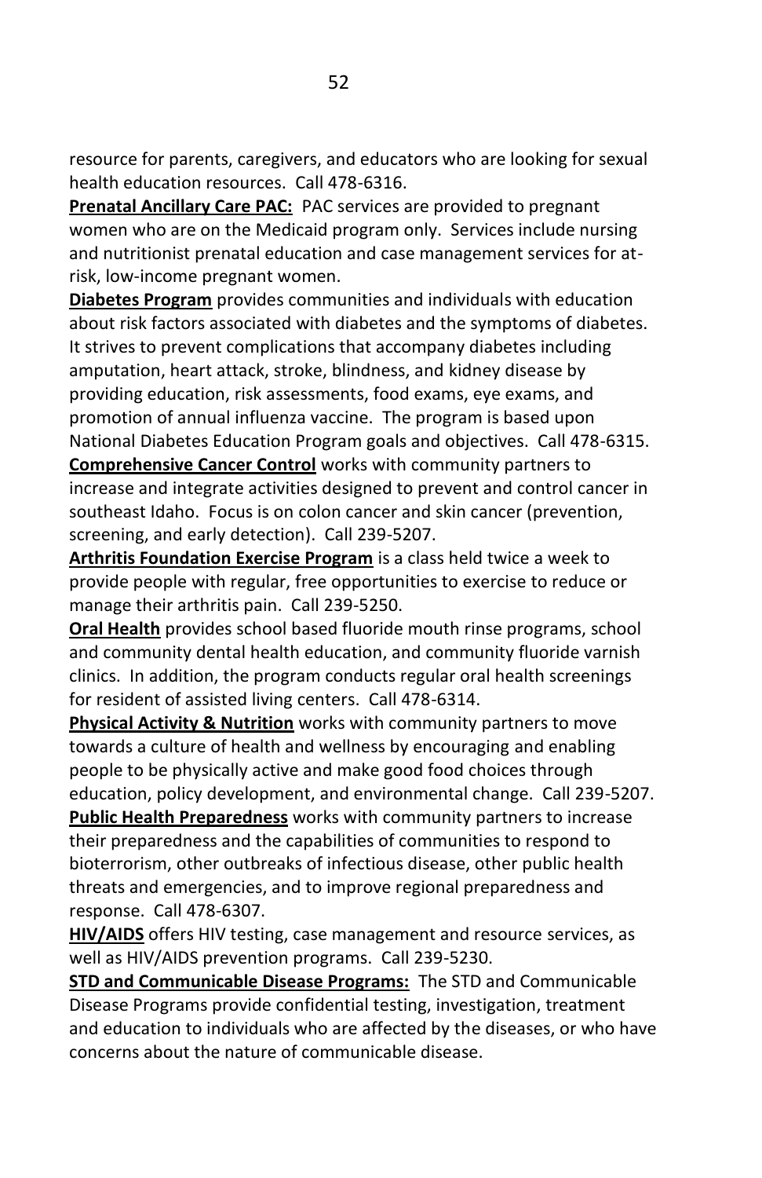resource for parents, caregivers, and educators who are looking for sexual health education resources. Call 478-6316.

**Prenatal Ancillary Care PAC:** PAC services are provided to pregnant women who are on the Medicaid program only. Services include nursing and nutritionist prenatal education and case management services for at-risk, low-income pregnant women.

**Diabetes Program** provides communities and individuals with education about risk factors associated with diabetes and the symptoms of diabetes. It strives to prevent complications that accompany diabetes including amputation, heart attack, stroke, blindness, and kidney disease by providing education, risk assessments, food exams, eye exams, and promotion of annual influenza vaccine. The program is based upon National Diabetes Education Program goals and objectives. Call 478-6315.

**Comprehensive Cancer Control** works with community partners to increase and integrate activities designed to prevent and control cancer in southeast Idaho. Focus is on colon cancer and skin cancer (prevention, screening, and early detection). Call 239-5207.

**Arthritis Foundation Exercise Program** is a class held twice a week to provide people with regular, free opportunities to exercise to reduce or manage their arthritis pain. Call 239-5250.

**Oral Health** provides school based fluoride mouth rinse programs, school and community dental health education, and community fluoride varnish clinics. In addition, the program conducts regular oral health screenings for resident of assisted living centers. Call 478-6314.

**Physical Activity & Nutrition** works with community partners to move towards a culture of health and wellness by encouraging and enabling people to be physically active and make good food choices through education, policy development, and environmental change. Call 239-5207.

**Public Health Preparedness** works with community partners to increase their preparedness and the capabilities of communities to respond to bioterrorism, other outbreaks of infectious disease, other public health threats and emergencies, and to improve regional preparedness and response. Call 478-6307.

**HIV/AIDS** offers HIV testing, case management and resource services, as well as HIV/AIDS prevention programs. Call 239-5230.

**STD and Communicable Disease Programs:** The STD and Communicable Disease Programs provide confidential testing, investigation, treatment and education to individuals who are affected by the diseases, or who have concerns about the nature of communicable disease.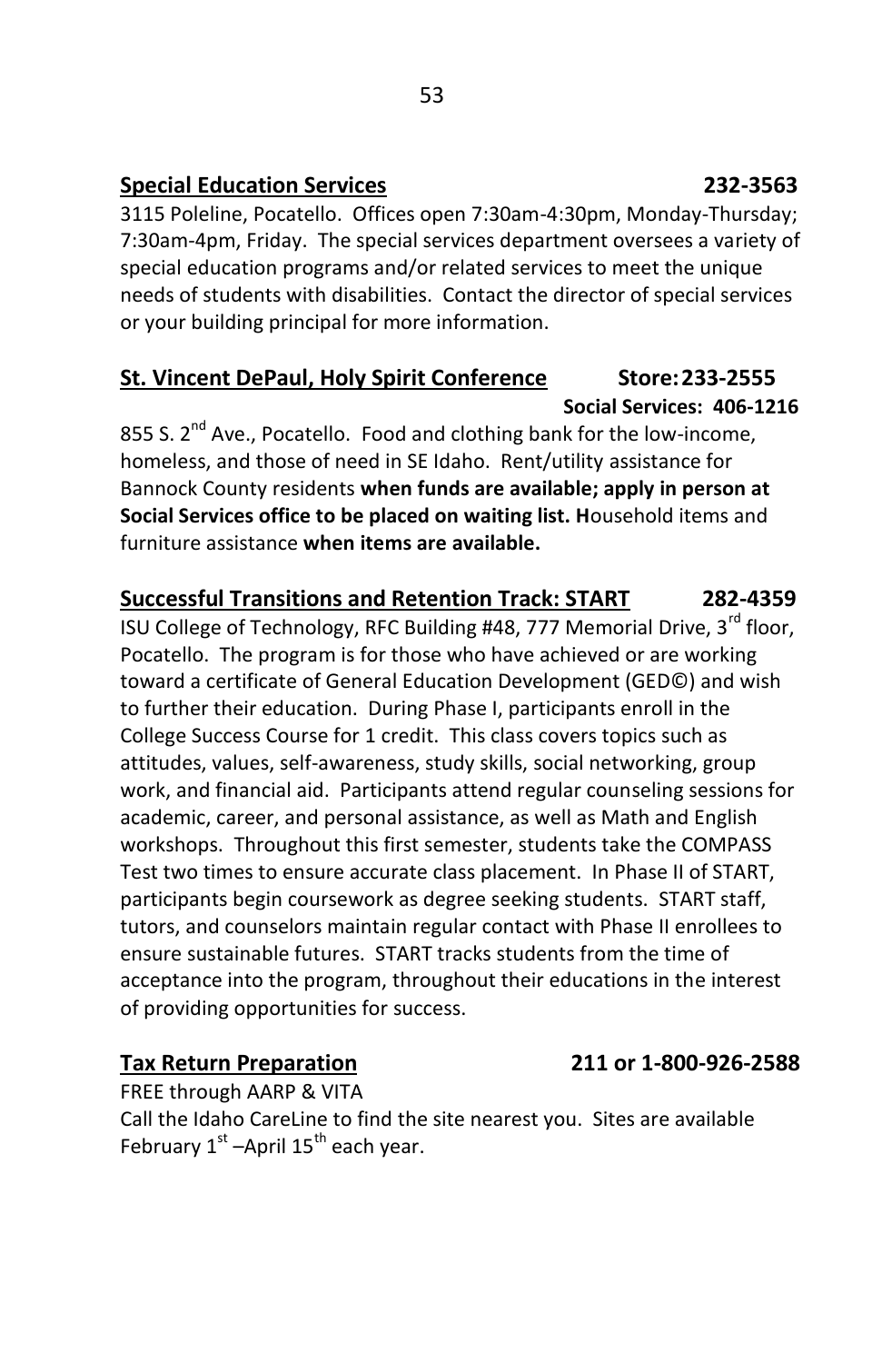**Special Education Services** **232-3563**

3115 Poleline, Pocatello. Offices open 7:30am-4:30pm, Monday-Thursday; 7:30am-4pm, Friday. The special services department oversees a variety of special education programs and/or related services to meet the unique needs of students with disabilities. Contact the director of special services or your building principal for more information.

**St. Vincent DePaul, Holy Spirit Conference** **Store: 233-2555**
**Social Services: 406-1216**

855 S. 2nd Ave., Pocatello. Food and clothing bank for the low-income, homeless, and those of need in SE Idaho. Rent/utility assistance for Bannock County residents **when funds are available; apply in person at Social Services office to be placed on waiting list. H**ousehold items and furniture assistance **when items are available.**

**Successful Transitions and Retention Track: START** **282-4359**

ISU College of Technology, RFC Building #48, 777 Memorial Drive, 3rd floor, Pocatello. The program is for those who have achieved or are working toward a certificate of General Education Development (GED©) and wish to further their education. During Phase I, participants enroll in the College Success Course for 1 credit. This class covers topics such as attitudes, values, self-awareness, study skills, social networking, group work, and financial aid. Participants attend regular counseling sessions for academic, career, and personal assistance, as well as Math and English workshops. Throughout this first semester, students take the COMPASS Test two times to ensure accurate class placement. In Phase II of START, participants begin coursework as degree seeking students. START staff, tutors, and counselors maintain regular contact with Phase II enrollees to ensure sustainable futures. START tracks students from the time of acceptance into the program, throughout their educations in the interest of providing opportunities for success.

**Tax Return Preparation** **211 or 1-800-926-2588**

FREE through AARP & VITA
Call the Idaho CareLine to find the site nearest you. Sites are available February 1st –April 15th each year.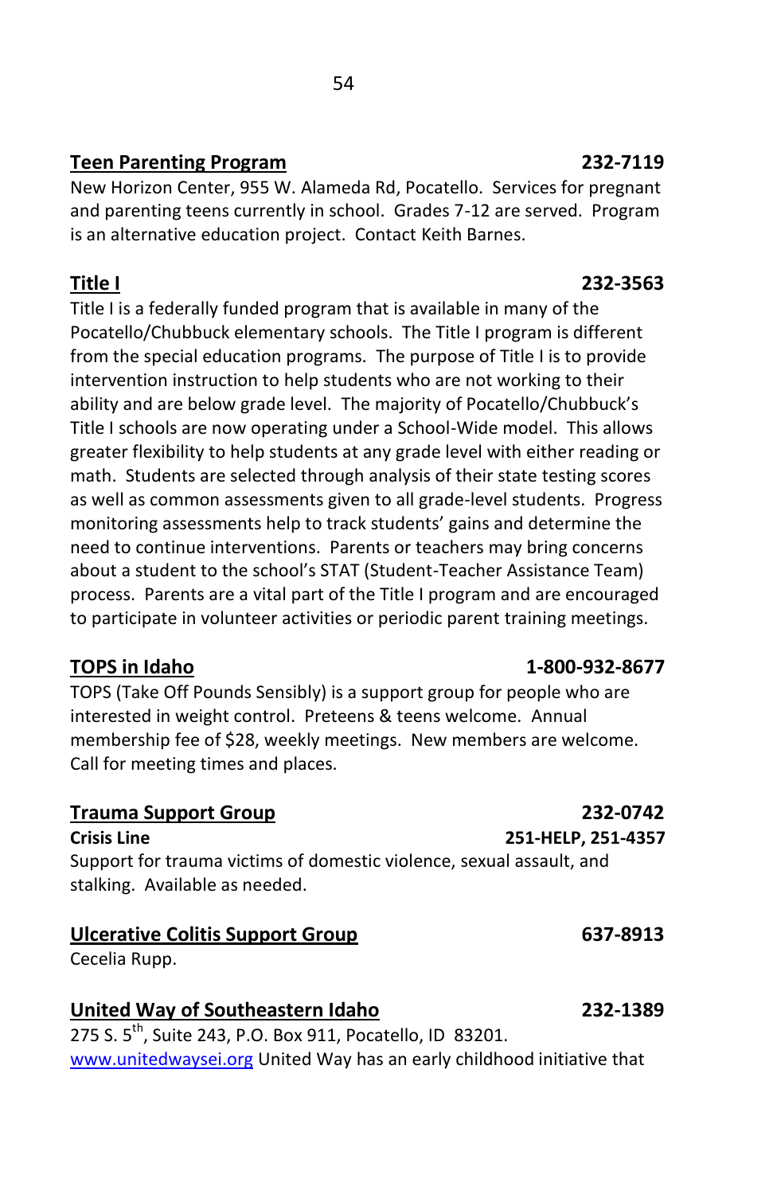**Teen Parenting Program** **232-7119**

New Horizon Center, 955 W. Alameda Rd, Pocatello. Services for pregnant and parenting teens currently in school. Grades 7-12 are served. Program is an alternative education project. Contact Keith Barnes.

**Title I** **232-3563**

Title I is a federally funded program that is available in many of the Pocatello/Chubbuck elementary schools. The Title I program is different from the special education programs. The purpose of Title I is to provide intervention instruction to help students who are not working to their ability and are below grade level. The majority of Pocatello/Chubbuck's Title I schools are now operating under a School-Wide model. This allows greater flexibility to help students at any grade level with either reading or math. Students are selected through analysis of their state testing scores as well as common assessments given to all grade-level students. Progress monitoring assessments help to track students' gains and determine the need to continue interventions. Parents or teachers may bring concerns about a student to the school's STAT (Student-Teacher Assistance Team) process. Parents are a vital part of the Title I program and are encouraged to participate in volunteer activities or periodic parent training meetings.

**TOPS in Idaho** **1-800-932-8677**

TOPS (Take Off Pounds Sensibly) is a support group for people who are interested in weight control. Preteens & teens welcome. Annual membership fee of $28, weekly meetings. New members are welcome. Call for meeting times and places.

**Trauma Support Group** **232-0742**

**Crisis Line** **251-HELP, 251-4357**

Support for trauma victims of domestic violence, sexual assault, and stalking. Available as needed.

**Ulcerative Colitis Support Group** **637-8913**

Cecelia Rupp.

**United Way of Southeastern Idaho** **232-1389**

275 S. 5th, Suite 243, P.O. Box 911, Pocatello, ID 83201.
www.unitedwaysei.org United Way has an early childhood initiative that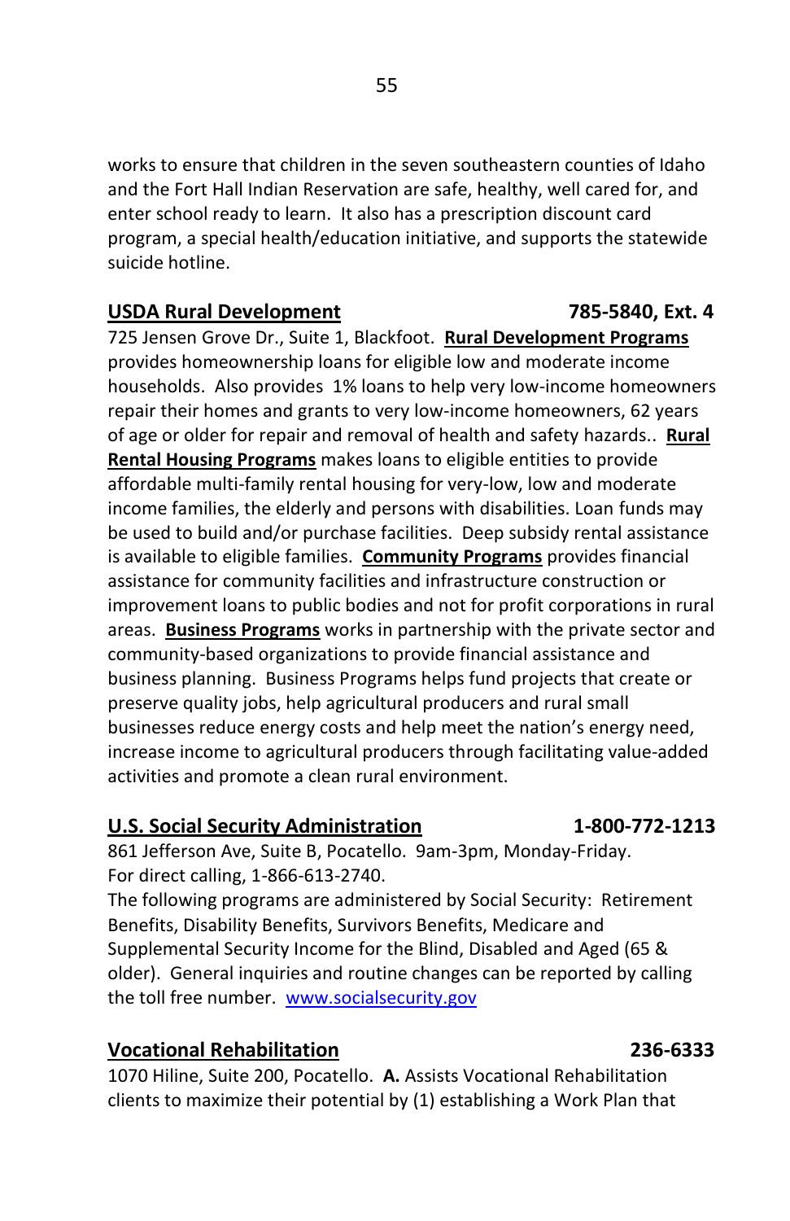works to ensure that children in the seven southeastern counties of Idaho and the Fort Hall Indian Reservation are safe, healthy, well cared for, and enter school ready to learn. It also has a prescription discount card program, a special health/education initiative, and supports the statewide suicide hotline.

**USDA Rural Development** **785-5840, Ext. 4**

725 Jensen Grove Dr., Suite 1, Blackfoot. **Rural Development Programs** provides homeownership loans for eligible low and moderate income households. Also provides 1% loans to help very low-income homeowners repair their homes and grants to very low-income homeowners, 62 years of age or older for repair and removal of health and safety hazards.. **Rural Rental Housing Programs** makes loans to eligible entities to provide affordable multi-family rental housing for very-low, low and moderate income families, the elderly and persons with disabilities. Loan funds may be used to build and/or purchase facilities. Deep subsidy rental assistance is available to eligible families. **Community Programs** provides financial assistance for community facilities and infrastructure construction or improvement loans to public bodies and not for profit corporations in rural areas. **Business Programs** works in partnership with the private sector and community-based organizations to provide financial assistance and business planning. Business Programs helps fund projects that create or preserve quality jobs, help agricultural producers and rural small businesses reduce energy costs and help meet the nation's energy need, increase income to agricultural producers through facilitating value-added activities and promote a clean rural environment.

**U.S. Social Security Administration** **1-800-772-1213**

861 Jefferson Ave, Suite B, Pocatello. 9am-3pm, Monday-Friday.
For direct calling, 1-866-613-2740.
The following programs are administered by Social Security: Retirement Benefits, Disability Benefits, Survivors Benefits, Medicare and Supplemental Security Income for the Blind, Disabled and Aged (65 & older). General inquiries and routine changes can be reported by calling the toll free number. www.socialsecurity.gov

**Vocational Rehabilitation** **236-6333**

1070 Hiline, Suite 200, Pocatello. **A.** Assists Vocational Rehabilitation clients to maximize their potential by (1) establishing a Work Plan that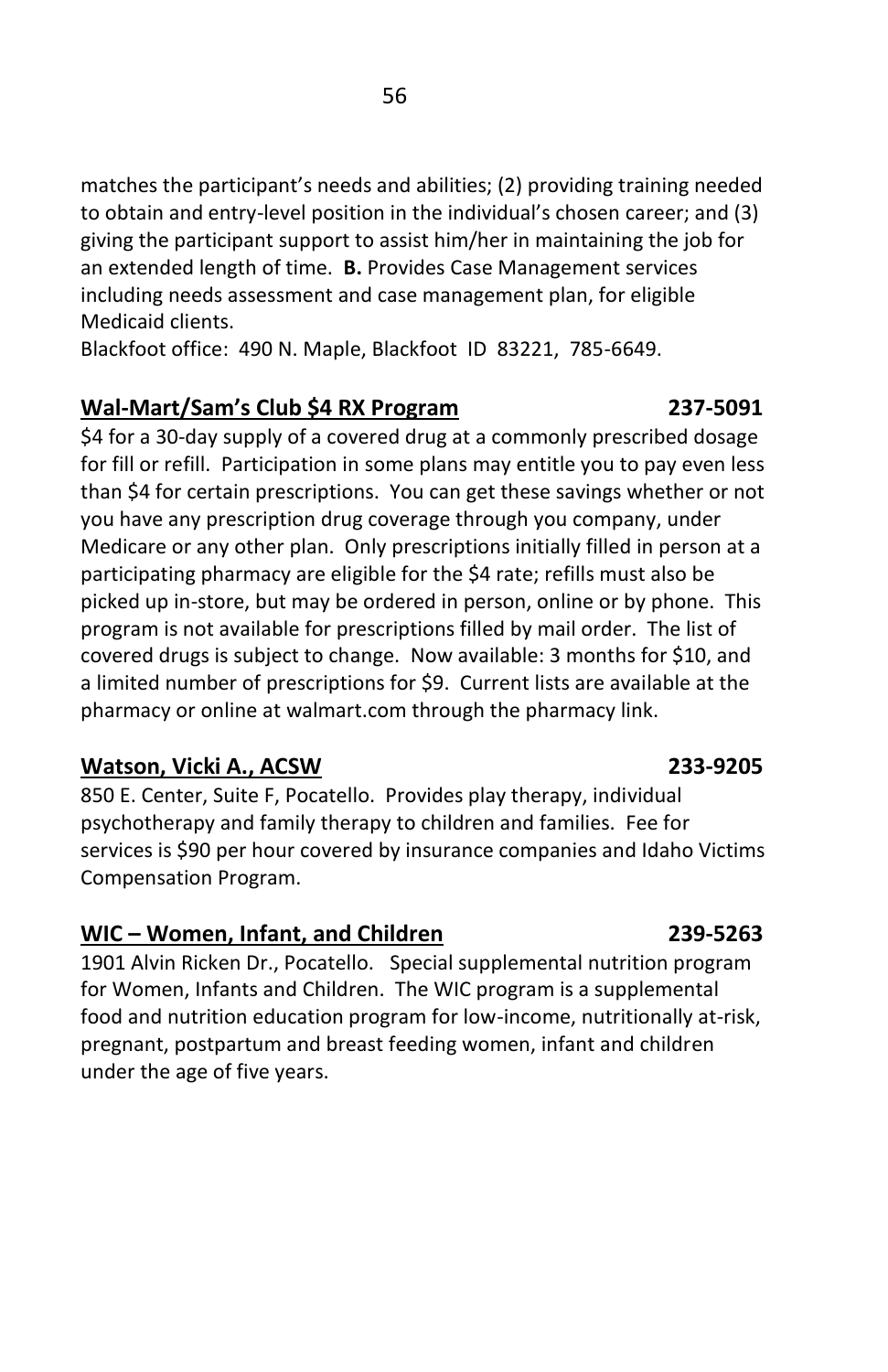matches the participant's needs and abilities; (2) providing training needed to obtain and entry-level position in the individual's chosen career; and (3) giving the participant support to assist him/her in maintaining the job for an extended length of time. **B.** Provides Case Management services including needs assessment and case management plan, for eligible Medicaid clients.
Blackfoot office: 490 N. Maple, Blackfoot ID 83221, 785-6649.

**<u>Wal-Mart/Sam's Club $4 RX Program</u>** **237-5091**

$4 for a 30-day supply of a covered drug at a commonly prescribed dosage for fill or refill. Participation in some plans may entitle you to pay even less than $4 for certain prescriptions. You can get these savings whether or not you have any prescription drug coverage through you company, under Medicare or any other plan. Only prescriptions initially filled in person at a participating pharmacy are eligible for the $4 rate; refills must also be picked up in-store, but may be ordered in person, online or by phone. This program is not available for prescriptions filled by mail order. The list of covered drugs is subject to change. Now available: 3 months for $10, and a limited number of prescriptions for $9. Current lists are available at the pharmacy or online at walmart.com through the pharmacy link.

**<u>Watson, Vicki A., ACSW</u>** **233-9205**

850 E. Center, Suite F, Pocatello. Provides play therapy, individual psychotherapy and family therapy to children and families. Fee for services is $90 per hour covered by insurance companies and Idaho Victims Compensation Program.

**<u>WIC – Women, Infant, and Children</u>** **239-5263**

1901 Alvin Ricken Dr., Pocatello. Special supplemental nutrition program for Women, Infants and Children. The WIC program is a supplemental food and nutrition education program for low-income, nutritionally at-risk, pregnant, postpartum and breast feeding women, infant and children under the age of five years.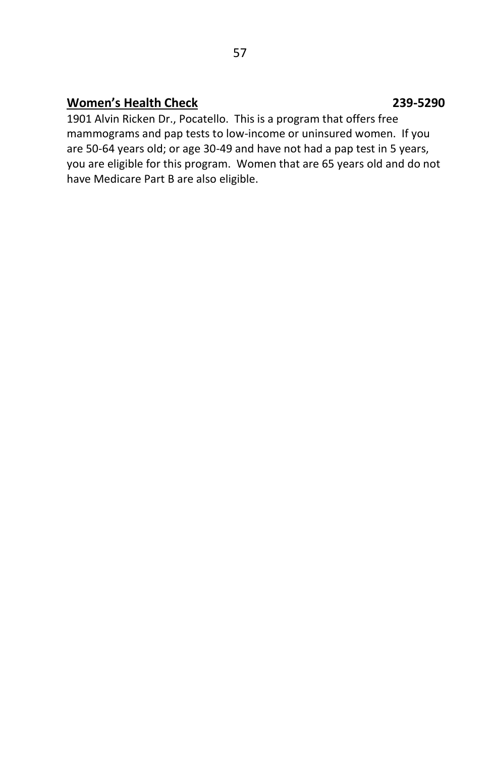**<u>Women's Health Check</u>** **239-5290**

1901 Alvin Ricken Dr., Pocatello. This is a program that offers free mammograms and pap tests to low-income or uninsured women. If you are 50-64 years old; or age 30-49 and have not had a pap test in 5 years, you are eligible for this program. Women that are 65 years old and do not have Medicare Part B are also eligible.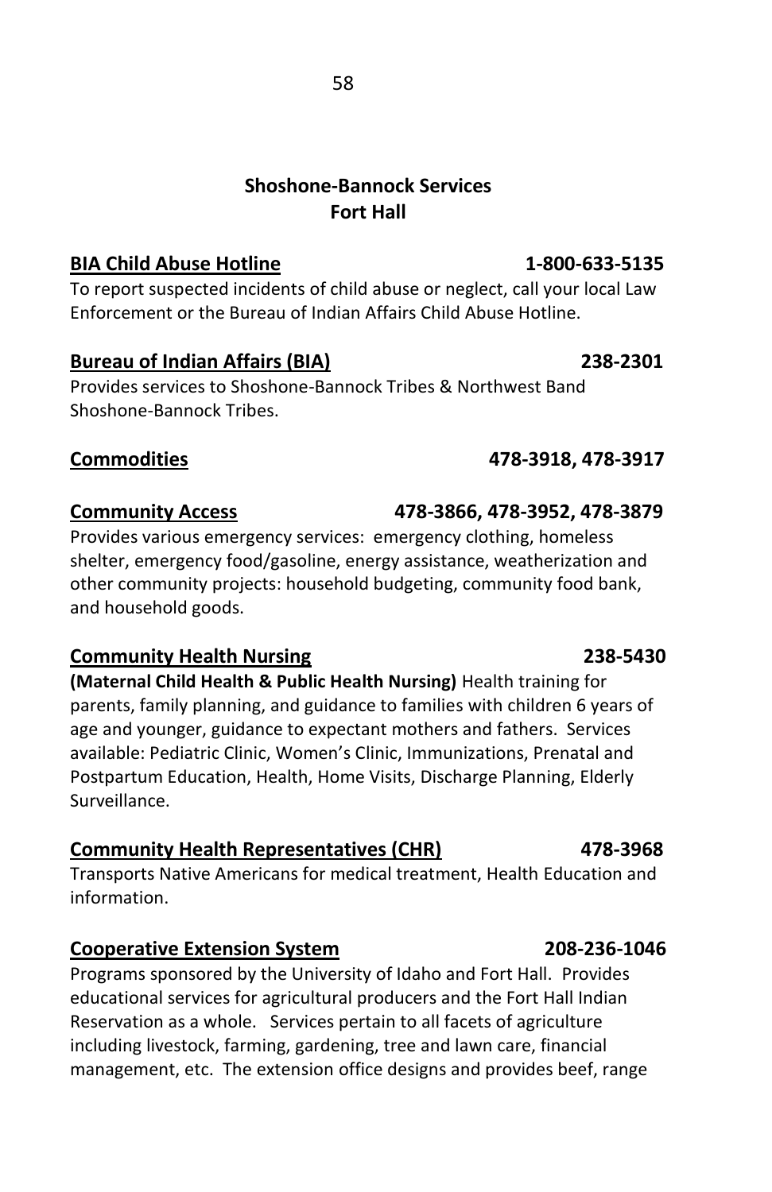## Shoshone-Bannock Services
## Fort Hall

**BIA Child Abuse Hotline** **1-800-633-5135**

To report suspected incidents of child abuse or neglect, call your local Law Enforcement or the Bureau of Indian Affairs Child Abuse Hotline.

**Bureau of Indian Affairs (BIA)** **238-2301**

Provides services to Shoshone-Bannock Tribes & Northwest Band Shoshone-Bannock Tribes.

**Commodities** **478-3918, 478-3917**

**Community Access** **478-3866, 478-3952, 478-3879**

Provides various emergency services: emergency clothing, homeless shelter, emergency food/gasoline, energy assistance, weatherization and other community projects: household budgeting, community food bank, and household goods.

**Community Health Nursing** **238-5430**

**(Maternal Child Health & Public Health Nursing)** Health training for parents, family planning, and guidance to families with children 6 years of age and younger, guidance to expectant mothers and fathers. Services available: Pediatric Clinic, Women's Clinic, Immunizations, Prenatal and Postpartum Education, Health, Home Visits, Discharge Planning, Elderly Surveillance.

**Community Health Representatives (CHR)** **478-3968**

Transports Native Americans for medical treatment, Health Education and information.

**Cooperative Extension System** **208-236-1046**

Programs sponsored by the University of Idaho and Fort Hall. Provides educational services for agricultural producers and the Fort Hall Indian Reservation as a whole. Services pertain to all facets of agriculture including livestock, farming, gardening, tree and lawn care, financial management, etc. The extension office designs and provides beef, range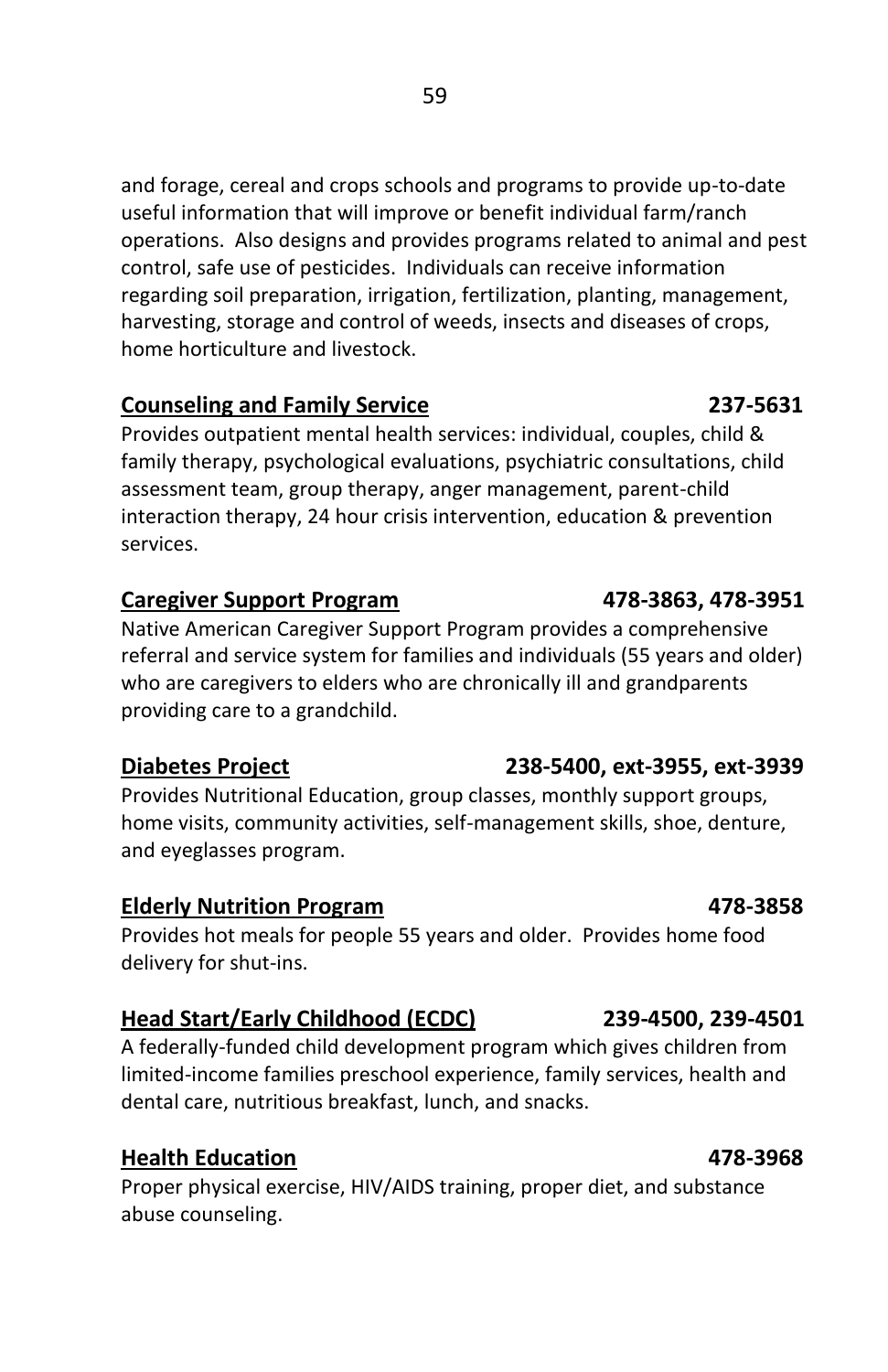and forage, cereal and crops schools and programs to provide up-to-date useful information that will improve or benefit individual farm/ranch operations. Also designs and provides programs related to animal and pest control, safe use of pesticides. Individuals can receive information regarding soil preparation, irrigation, fertilization, planting, management, harvesting, storage and control of weeds, insects and diseases of crops, home horticulture and livestock.

**Counseling and Family Service** **237-5631**

Provides outpatient mental health services: individual, couples, child & family therapy, psychological evaluations, psychiatric consultations, child assessment team, group therapy, anger management, parent-child interaction therapy, 24 hour crisis intervention, education & prevention services.

**Caregiver Support Program** **478-3863, 478-3951**

Native American Caregiver Support Program provides a comprehensive referral and service system for families and individuals (55 years and older) who are caregivers to elders who are chronically ill and grandparents providing care to a grandchild.

**Diabetes Project** **238-5400, ext-3955, ext-3939**

Provides Nutritional Education, group classes, monthly support groups, home visits, community activities, self-management skills, shoe, denture, and eyeglasses program.

**Elderly Nutrition Program** **478-3858**

Provides hot meals for people 55 years and older. Provides home food delivery for shut-ins.

**Head Start/Early Childhood (ECDC)** **239-4500, 239-4501**

A federally-funded child development program which gives children from limited-income families preschool experience, family services, health and dental care, nutritious breakfast, lunch, and snacks.

**Health Education** **478-3968**

Proper physical exercise, HIV/AIDS training, proper diet, and substance abuse counseling.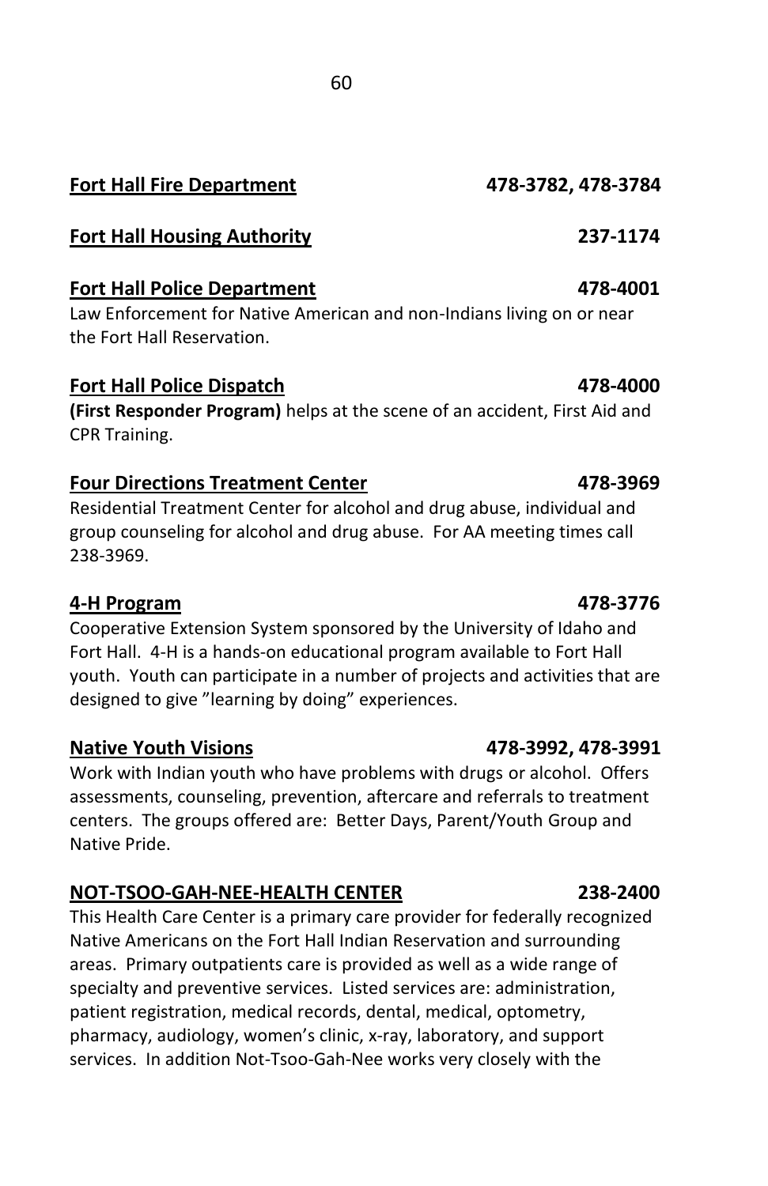**<u>Fort Hall Fire Department</u>** **478-3782, 478-3784**

**<u>Fort Hall Housing Authority</u>** **237-1174**

**<u>Fort Hall Police Department</u>** **478-4001**
Law Enforcement for Native American and non-Indians living on or near the Fort Hall Reservation.

**<u>Fort Hall Police Dispatch</u>** **478-4000**
**(First Responder Program)** helps at the scene of an accident, First Aid and CPR Training.

**<u>Four Directions Treatment Center</u>** **478-3969**
Residential Treatment Center for alcohol and drug abuse, individual and group counseling for alcohol and drug abuse. For AA meeting times call 238-3969.

**<u>4-H Program</u>** **478-3776**
Cooperative Extension System sponsored by the University of Idaho and Fort Hall. 4-H is a hands-on educational program available to Fort Hall youth. Youth can participate in a number of projects and activities that are designed to give "learning by doing" experiences.

**<u>Native Youth Visions</u>** **478-3992, 478-3991**
Work with Indian youth who have problems with drugs or alcohol. Offers assessments, counseling, prevention, aftercare and referrals to treatment centers. The groups offered are: Better Days, Parent/Youth Group and Native Pride.

**<u>NOT-TSOO-GAH-NEE-HEALTH CENTER</u>** **238-2400**
This Health Care Center is a primary care provider for federally recognized Native Americans on the Fort Hall Indian Reservation and surrounding areas. Primary outpatients care is provided as well as a wide range of specialty and preventive services. Listed services are: administration, patient registration, medical records, dental, medical, optometry, pharmacy, audiology, women's clinic, x-ray, laboratory, and support services. In addition Not-Tsoo-Gah-Nee works very closely with the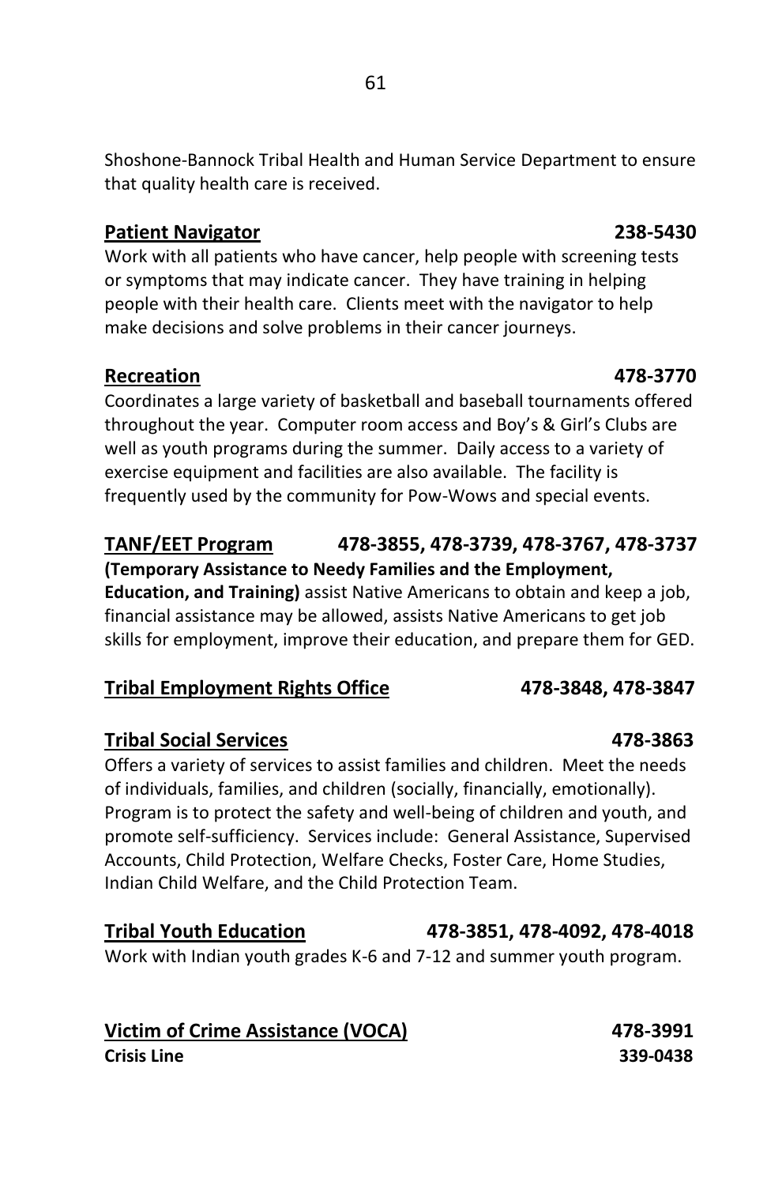Shoshone-Bannock Tribal Health and Human Service Department to ensure that quality health care is received.

**Patient Navigator** **238-5430**

Work with all patients who have cancer, help people with screening tests or symptoms that may indicate cancer. They have training in helping people with their health care. Clients meet with the navigator to help make decisions and solve problems in their cancer journeys.

**Recreation** **478-3770**

Coordinates a large variety of basketball and baseball tournaments offered throughout the year. Computer room access and Boy's & Girl's Clubs are well as youth programs during the summer. Daily access to a variety of exercise equipment and facilities are also available. The facility is frequently used by the community for Pow-Wows and special events.

**TANF/EET Program** **478-3855, 478-3739, 478-3767, 478-3737**

**(Temporary Assistance to Needy Families and the Employment, Education, and Training)** assist Native Americans to obtain and keep a job, financial assistance may be allowed, assists Native Americans to get job skills for employment, improve their education, and prepare them for GED.

**Tribal Employment Rights Office** **478-3848, 478-3847**

**Tribal Social Services** **478-3863**

Offers a variety of services to assist families and children. Meet the needs of individuals, families, and children (socially, financially, emotionally). Program is to protect the safety and well-being of children and youth, and promote self-sufficiency. Services include: General Assistance, Supervised Accounts, Child Protection, Welfare Checks, Foster Care, Home Studies, Indian Child Welfare, and the Child Protection Team.

**Tribal Youth Education** **478-3851, 478-4092, 478-4018**

Work with Indian youth grades K-6 and 7-12 and summer youth program.

**Victim of Crime Assistance (VOCA)** **478-3991**

**Crisis Line** **339-0438**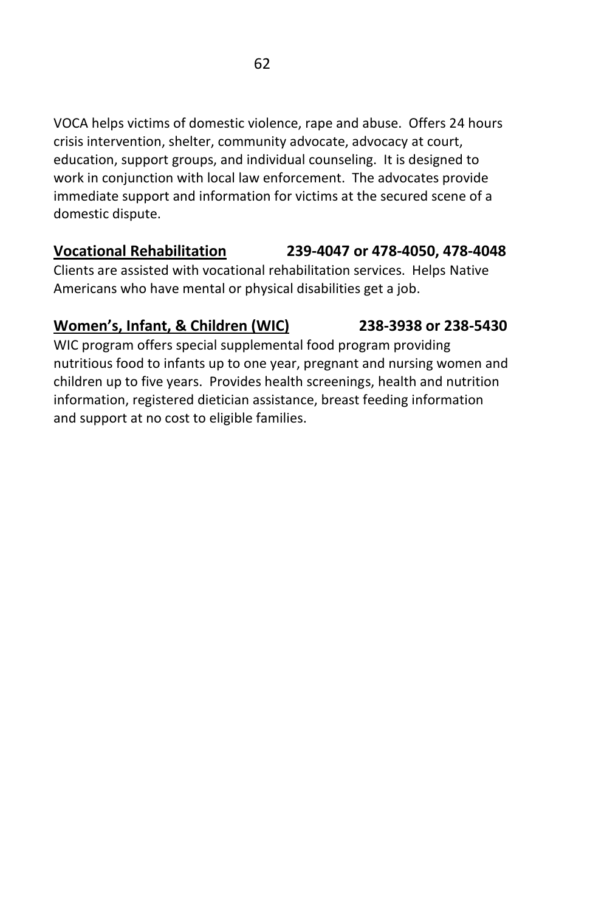VOCA helps victims of domestic violence, rape and abuse. Offers 24 hours crisis intervention, shelter, community advocate, advocacy at court, education, support groups, and individual counseling. It is designed to work in conjunction with local law enforcement. The advocates provide immediate support and information for victims at the secured scene of a domestic dispute.

**Vocational Rehabilitation** **239-4047 or 478-4050, 478-4048**

Clients are assisted with vocational rehabilitation services. Helps Native Americans who have mental or physical disabilities get a job.

**Women's, Infant, & Children (WIC)** **238-3938 or 238-5430**

WIC program offers special supplemental food program providing nutritious food to infants up to one year, pregnant and nursing women and children up to five years. Provides health screenings, health and nutrition information, registered dietician assistance, breast feeding information and support at no cost to eligible families.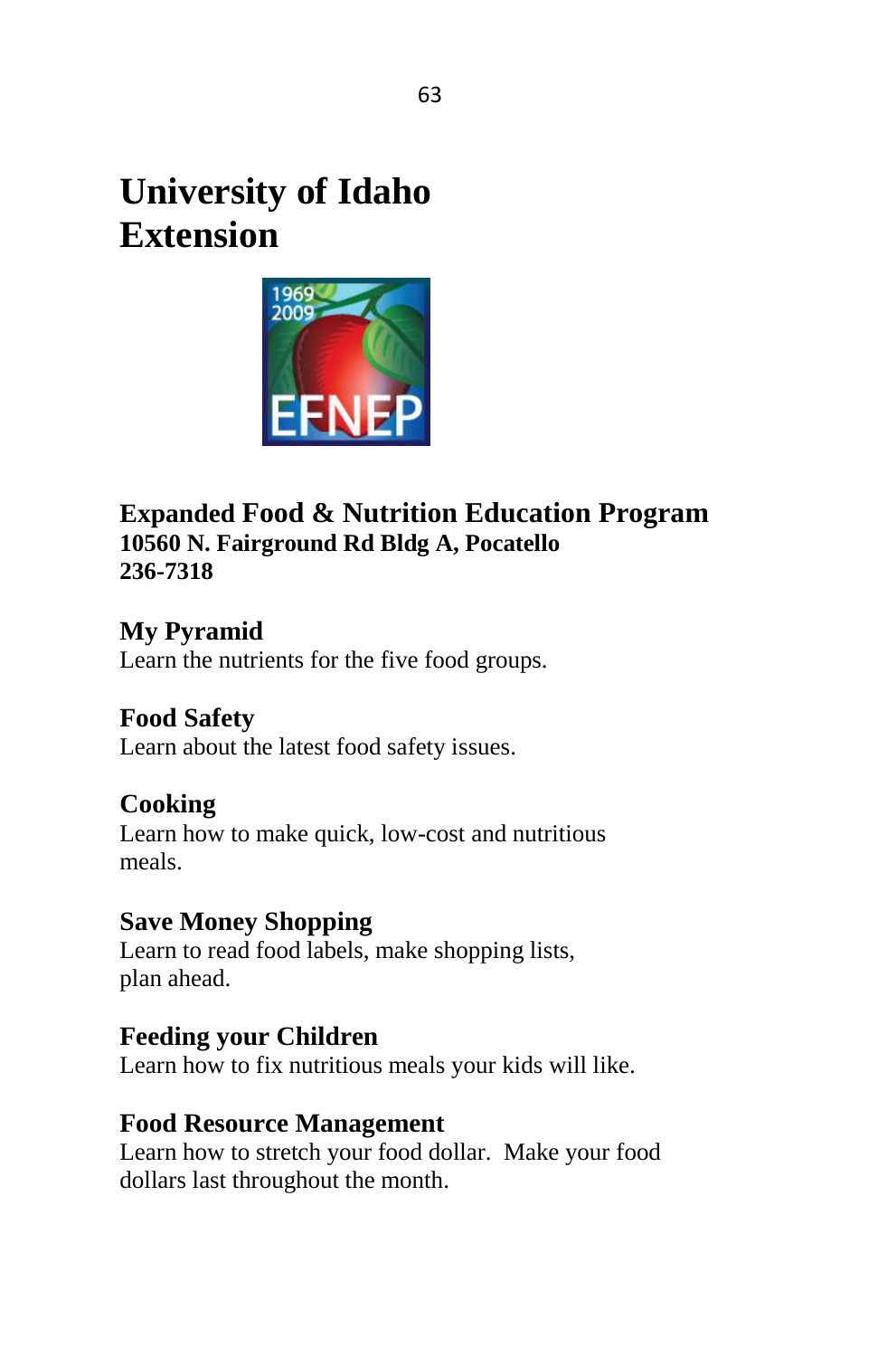# University of Idaho Extension

**Expanded Food & Nutrition Education Program**
**10560 N. Fairground Rd Bldg A, Pocatello**
**236-7318**

**My Pyramid**
Learn the nutrients for the five food groups.

**Food Safety**
Learn about the latest food safety issues.

**Cooking**
Learn how to make quick, low-cost and nutritious meals.

**Save Money Shopping**
Learn to read food labels, make shopping lists, plan ahead.

**Feeding your Children**
Learn how to fix nutritious meals your kids will like.

**Food Resource Management**
Learn how to stretch your food dollar. Make your food dollars last throughout the month.